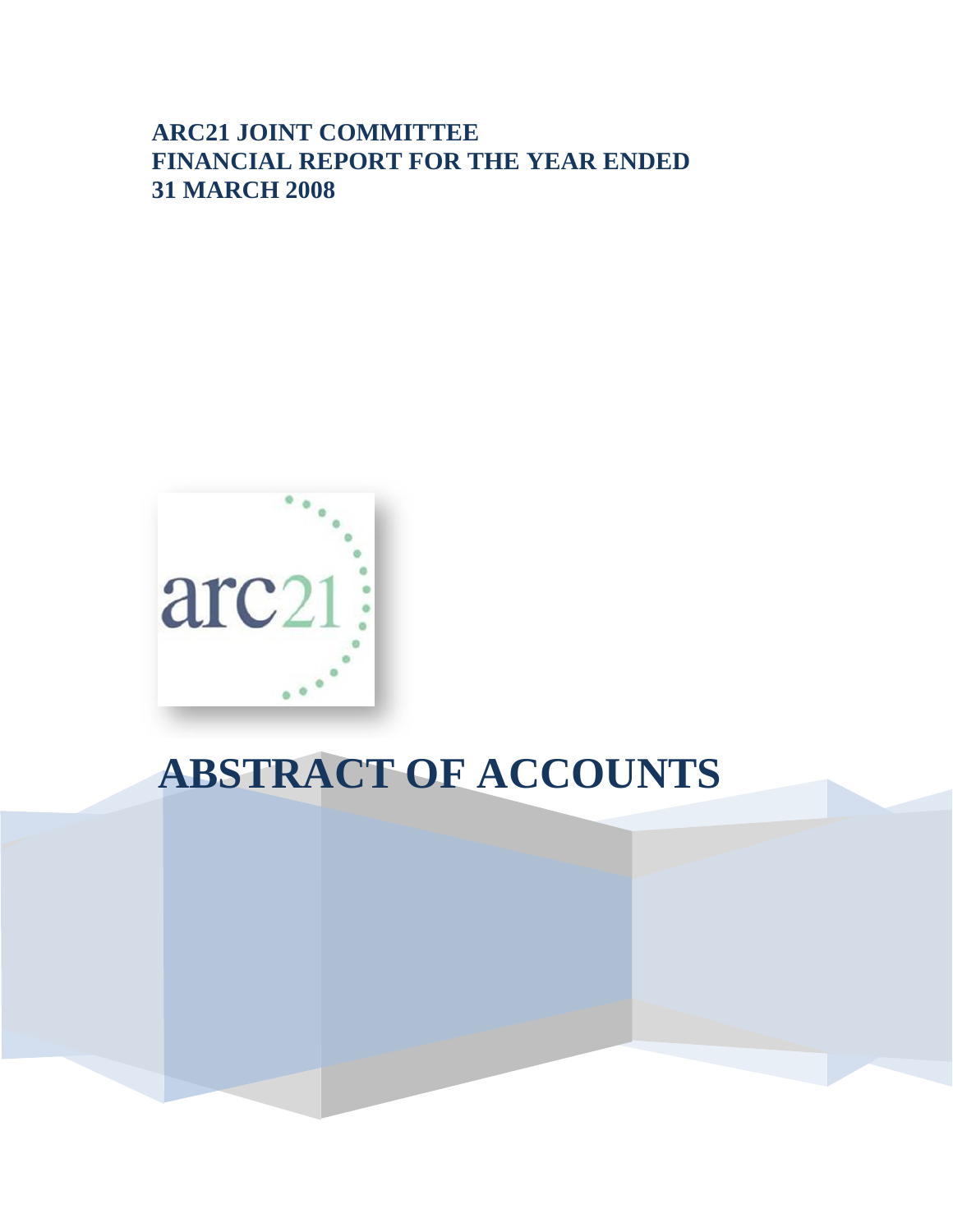**ARC21 JOINT COMMITTEE**
**FINANCIAL REPORT FOR THE YEAR ENDED**
**31 MARCH 2008**

arc21

# ABSTRACT OF ACCOUNTS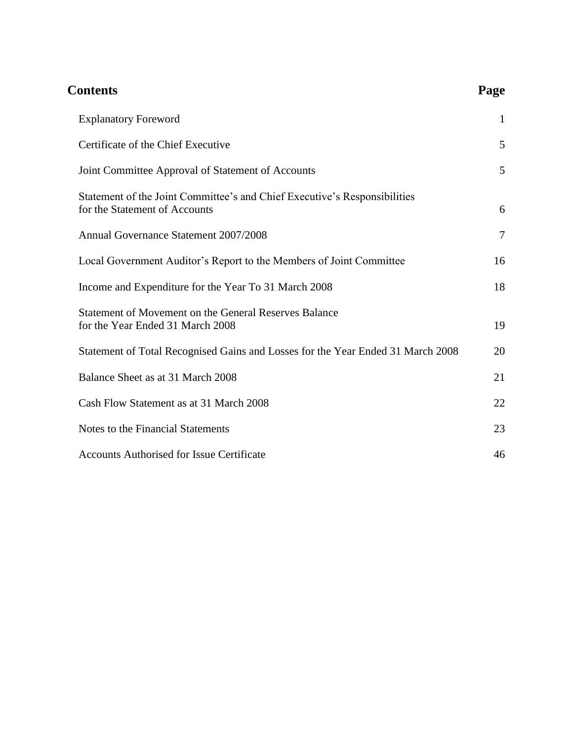## Contents

| Contents | Page |
|---|---|
| Explanatory Foreword | 1 |
| Certificate of the Chief Executive | 5 |
| Joint Committee Approval of Statement of Accounts | 5 |
| Statement of the Joint Committee's and Chief Executive's Responsibilities for the Statement of Accounts | 6 |
| Annual Governance Statement 2007/2008 | 7 |
| Local Government Auditor's Report to the Members of Joint Committee | 16 |
| Income and Expenditure for the Year To 31 March 2008 | 18 |
| Statement of Movement on the General Reserves Balance for the Year Ended 31 March 2008 | 19 |
| Statement of Total Recognised Gains and Losses for the Year Ended 31 March 2008 | 20 |
| Balance Sheet as at 31 March 2008 | 21 |
| Cash Flow Statement as at 31 March 2008 | 22 |
| Notes to the Financial Statements | 23 |
| Accounts Authorised for Issue Certificate | 46 |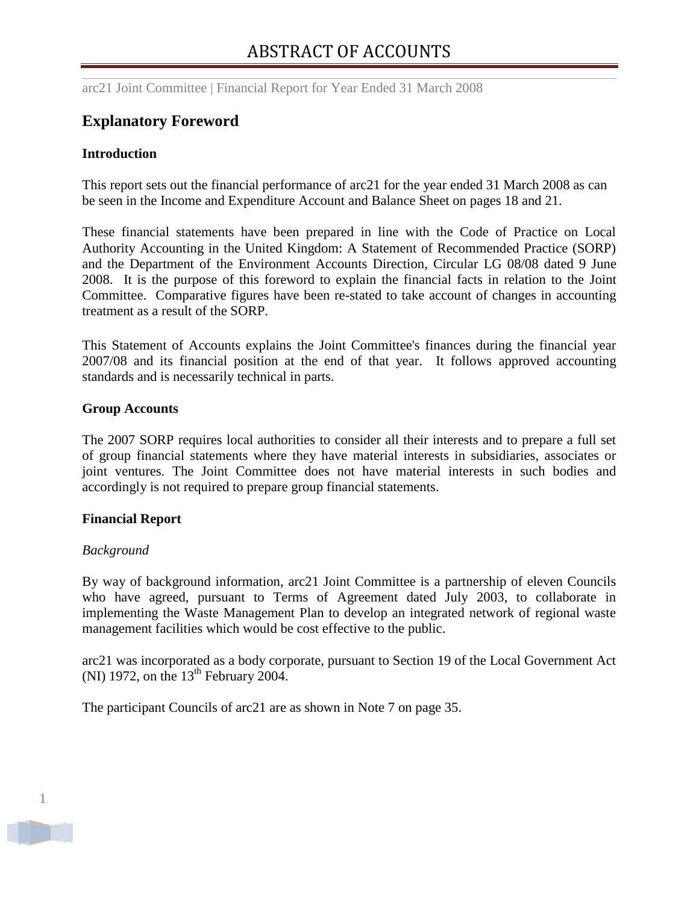# ABSTRACT OF ACCOUNTS

## Explanatory Foreword

### Introduction

This report sets out the financial performance of arc21 for the year ended 31 March 2008 as can be seen in the Income and Expenditure Account and Balance Sheet on pages 18 and 21.

These financial statements have been prepared in line with the Code of Practice on Local Authority Accounting in the United Kingdom: A Statement of Recommended Practice (SORP) and the Department of the Environment Accounts Direction, Circular LG 08/08 dated 9 June 2008. It is the purpose of this foreword to explain the financial facts in relation to the Joint Committee. Comparative figures have been re-stated to take account of changes in accounting treatment as a result of the SORP.

This Statement of Accounts explains the Joint Committee's finances during the financial year 2007/08 and its financial position at the end of that year. It follows approved accounting standards and is necessarily technical in parts.

### Group Accounts

The 2007 SORP requires local authorities to consider all their interests and to prepare a full set of group financial statements where they have material interests in subsidiaries, associates or joint ventures. The Joint Committee does not have material interests in such bodies and accordingly is not required to prepare group financial statements.

### Financial Report

*Background*

By way of background information, arc21 Joint Committee is a partnership of eleven Councils who have agreed, pursuant to Terms of Agreement dated July 2003, to collaborate in implementing the Waste Management Plan to develop an integrated network of regional waste management facilities which would be cost effective to the public.

arc21 was incorporated as a body corporate, pursuant to Section 19 of the Local Government Act (NI) 1972, on the 13th February 2004.

The participant Councils of arc21 are as shown in Note 7 on page 35.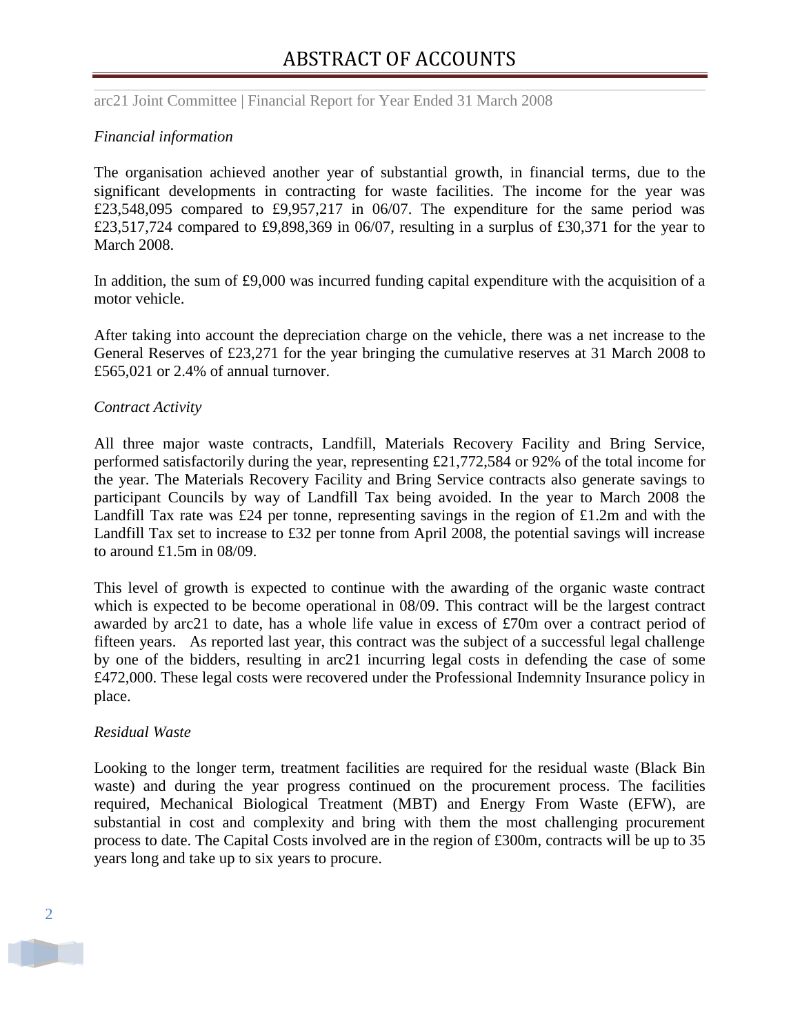*Financial information*

The organisation achieved another year of substantial growth, in financial terms, due to the significant developments in contracting for waste facilities. The income for the year was £23,548,095 compared to £9,957,217 in 06/07. The expenditure for the same period was £23,517,724 compared to £9,898,369 in 06/07, resulting in a surplus of £30,371 for the year to March 2008.

In addition, the sum of £9,000 was incurred funding capital expenditure with the acquisition of a motor vehicle.

After taking into account the depreciation charge on the vehicle, there was a net increase to the General Reserves of £23,271 for the year bringing the cumulative reserves at 31 March 2008 to £565,021 or 2.4% of annual turnover.

*Contract Activity*

All three major waste contracts, Landfill, Materials Recovery Facility and Bring Service, performed satisfactorily during the year, representing £21,772,584 or 92% of the total income for the year. The Materials Recovery Facility and Bring Service contracts also generate savings to participant Councils by way of Landfill Tax being avoided. In the year to March 2008 the Landfill Tax rate was £24 per tonne, representing savings in the region of £1.2m and with the Landfill Tax set to increase to £32 per tonne from April 2008, the potential savings will increase to around £1.5m in 08/09.

This level of growth is expected to continue with the awarding of the organic waste contract which is expected to be become operational in 08/09. This contract will be the largest contract awarded by arc21 to date, has a whole life value in excess of £70m over a contract period of fifteen years. As reported last year, this contract was the subject of a successful legal challenge by one of the bidders, resulting in arc21 incurring legal costs in defending the case of some £472,000. These legal costs were recovered under the Professional Indemnity Insurance policy in place.

*Residual Waste*

Looking to the longer term, treatment facilities are required for the residual waste (Black Bin waste) and during the year progress continued on the procurement process. The facilities required, Mechanical Biological Treatment (MBT) and Energy From Waste (EFW), are substantial in cost and complexity and bring with them the most challenging procurement process to date. The Capital Costs involved are in the region of £300m, contracts will be up to 35 years long and take up to six years to procure.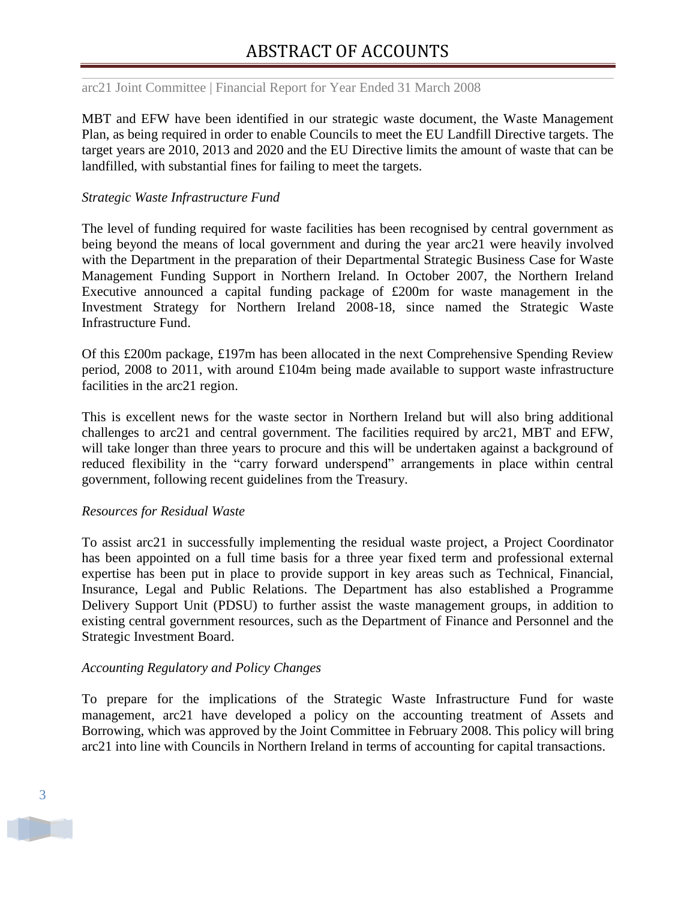MBT and EFW have been identified in our strategic waste document, the Waste Management Plan, as being required in order to enable Councils to meet the EU Landfill Directive targets. The target years are 2010, 2013 and 2020 and the EU Directive limits the amount of waste that can be landfilled, with substantial fines for failing to meet the targets.

*Strategic Waste Infrastructure Fund*

The level of funding required for waste facilities has been recognised by central government as being beyond the means of local government and during the year arc21 were heavily involved with the Department in the preparation of their Departmental Strategic Business Case for Waste Management Funding Support in Northern Ireland. In October 2007, the Northern Ireland Executive announced a capital funding package of £200m for waste management in the Investment Strategy for Northern Ireland 2008-18, since named the Strategic Waste Infrastructure Fund.

Of this £200m package, £197m has been allocated in the next Comprehensive Spending Review period, 2008 to 2011, with around £104m being made available to support waste infrastructure facilities in the arc21 region.

This is excellent news for the waste sector in Northern Ireland but will also bring additional challenges to arc21 and central government. The facilities required by arc21, MBT and EFW, will take longer than three years to procure and this will be undertaken against a background of reduced flexibility in the "carry forward underspend" arrangements in place within central government, following recent guidelines from the Treasury.

*Resources for Residual Waste*

To assist arc21 in successfully implementing the residual waste project, a Project Coordinator has been appointed on a full time basis for a three year fixed term and professional external expertise has been put in place to provide support in key areas such as Technical, Financial, Insurance, Legal and Public Relations. The Department has also established a Programme Delivery Support Unit (PDSU) to further assist the waste management groups, in addition to existing central government resources, such as the Department of Finance and Personnel and the Strategic Investment Board.

*Accounting Regulatory and Policy Changes*

To prepare for the implications of the Strategic Waste Infrastructure Fund for waste management, arc21 have developed a policy on the accounting treatment of Assets and Borrowing, which was approved by the Joint Committee in February 2008. This policy will bring arc21 into line with Councils in Northern Ireland in terms of accounting for capital transactions.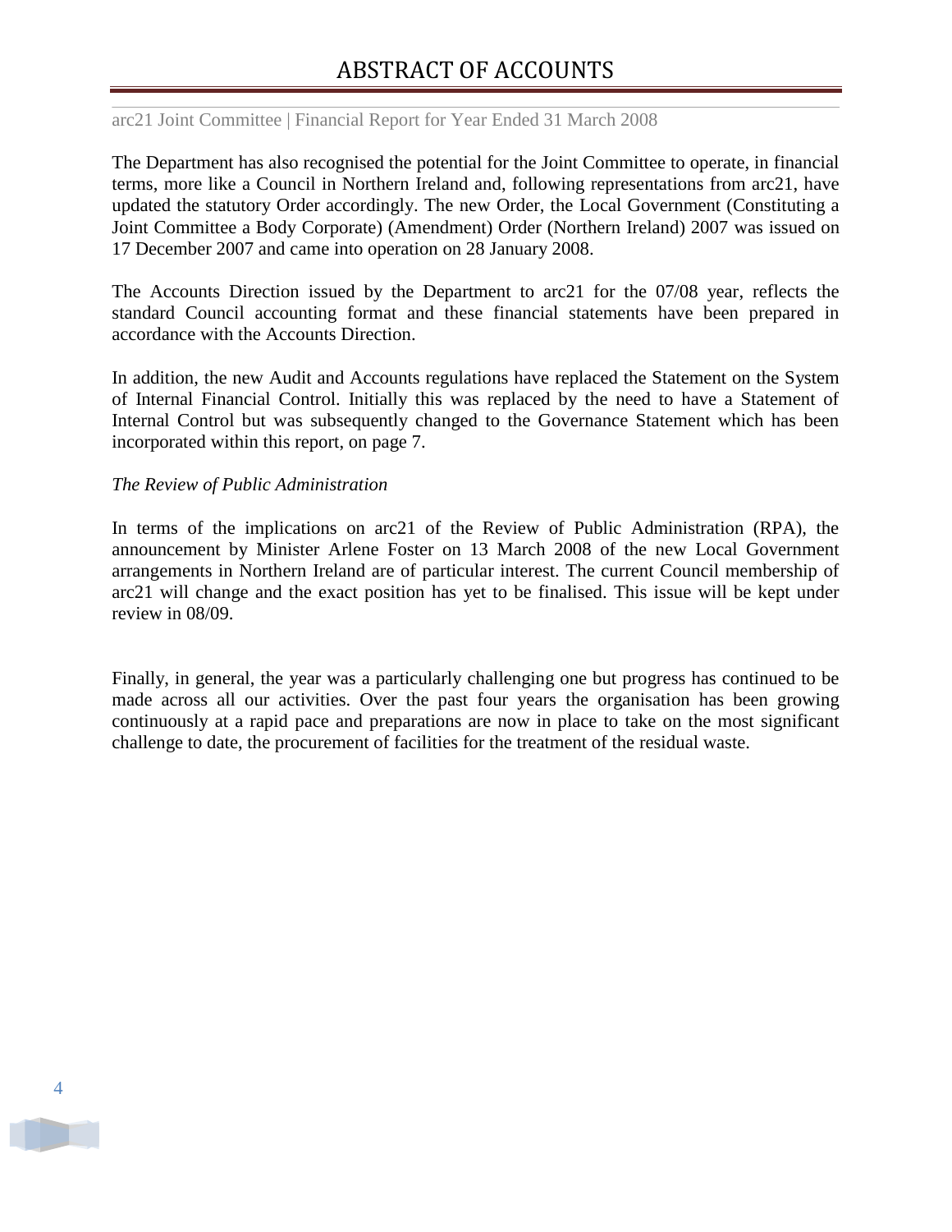The Department has also recognised the potential for the Joint Committee to operate, in financial terms, more like a Council in Northern Ireland and, following representations from arc21, have updated the statutory Order accordingly. The new Order, the Local Government (Constituting a Joint Committee a Body Corporate) (Amendment) Order (Northern Ireland) 2007 was issued on 17 December 2007 and came into operation on 28 January 2008.

The Accounts Direction issued by the Department to arc21 for the 07/08 year, reflects the standard Council accounting format and these financial statements have been prepared in accordance with the Accounts Direction.

In addition, the new Audit and Accounts regulations have replaced the Statement on the System of Internal Financial Control. Initially this was replaced by the need to have a Statement of Internal Control but was subsequently changed to the Governance Statement which has been incorporated within this report, on page 7.

*The Review of Public Administration*

In terms of the implications on arc21 of the Review of Public Administration (RPA), the announcement by Minister Arlene Foster on 13 March 2008 of the new Local Government arrangements in Northern Ireland are of particular interest. The current Council membership of arc21 will change and the exact position has yet to be finalised. This issue will be kept under review in 08/09.

Finally, in general, the year was a particularly challenging one but progress has continued to be made across all our activities. Over the past four years the organisation has been growing continuously at a rapid pace and preparations are now in place to take on the most significant challenge to date, the procurement of facilities for the treatment of the residual waste.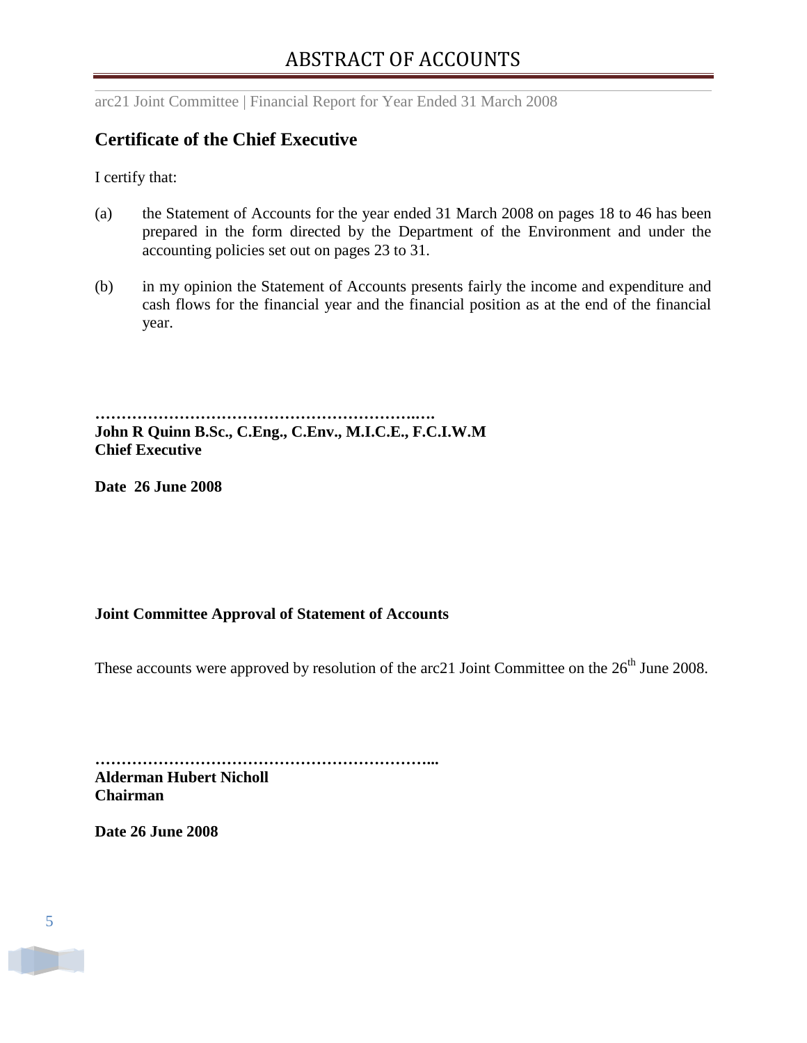## Certificate of the Chief Executive

I certify that:

(a) the Statement of Accounts for the year ended 31 March 2008 on pages 18 to 46 has been prepared in the form directed by the Department of the Environment and under the accounting policies set out on pages 23 to 31.

(b) in my opinion the Statement of Accounts presents fairly the income and expenditure and cash flows for the financial year and the financial position as at the end of the financial year.

**………………………………………………………..….**
**John R Quinn B.Sc., C.Eng., C.Env., M.I.C.E., F.C.I.W.M**
**Chief Executive**

**Date 26 June 2008**

**Joint Committee Approval of Statement of Accounts**

These accounts were approved by resolution of the arc21 Joint Committee on the 26th June 2008.

**………………………………………………………...**
**Alderman Hubert Nicholl**
**Chairman**

**Date 26 June 2008**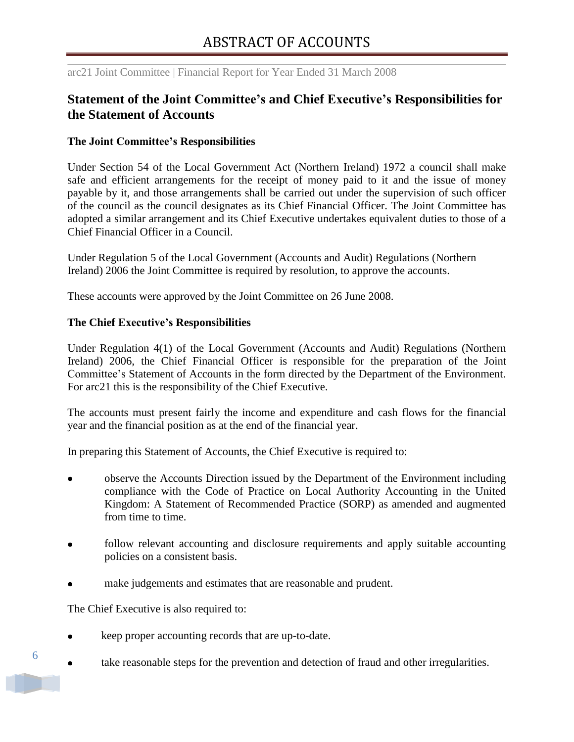## Statement of the Joint Committee's and Chief Executive's Responsibilities for the Statement of Accounts

### The Joint Committee's Responsibilities

Under Section 54 of the Local Government Act (Northern Ireland) 1972 a council shall make safe and efficient arrangements for the receipt of money paid to it and the issue of money payable by it, and those arrangements shall be carried out under the supervision of such officer of the council as the council designates as its Chief Financial Officer. The Joint Committee has adopted a similar arrangement and its Chief Executive undertakes equivalent duties to those of a Chief Financial Officer in a Council.

Under Regulation 5 of the Local Government (Accounts and Audit) Regulations (Northern Ireland) 2006 the Joint Committee is required by resolution, to approve the accounts.

These accounts were approved by the Joint Committee on 26 June 2008.

### The Chief Executive's Responsibilities

Under Regulation 4(1) of the Local Government (Accounts and Audit) Regulations (Northern Ireland) 2006, the Chief Financial Officer is responsible for the preparation of the Joint Committee's Statement of Accounts in the form directed by the Department of the Environment. For arc21 this is the responsibility of the Chief Executive.

The accounts must present fairly the income and expenditure and cash flows for the financial year and the financial position as at the end of the financial year.

In preparing this Statement of Accounts, the Chief Executive is required to:

- observe the Accounts Direction issued by the Department of the Environment including compliance with the Code of Practice on Local Authority Accounting in the United Kingdom: A Statement of Recommended Practice (SORP) as amended and augmented from time to time.
- follow relevant accounting and disclosure requirements and apply suitable accounting policies on a consistent basis.
- make judgements and estimates that are reasonable and prudent.

The Chief Executive is also required to:

- keep proper accounting records that are up-to-date.
- take reasonable steps for the prevention and detection of fraud and other irregularities.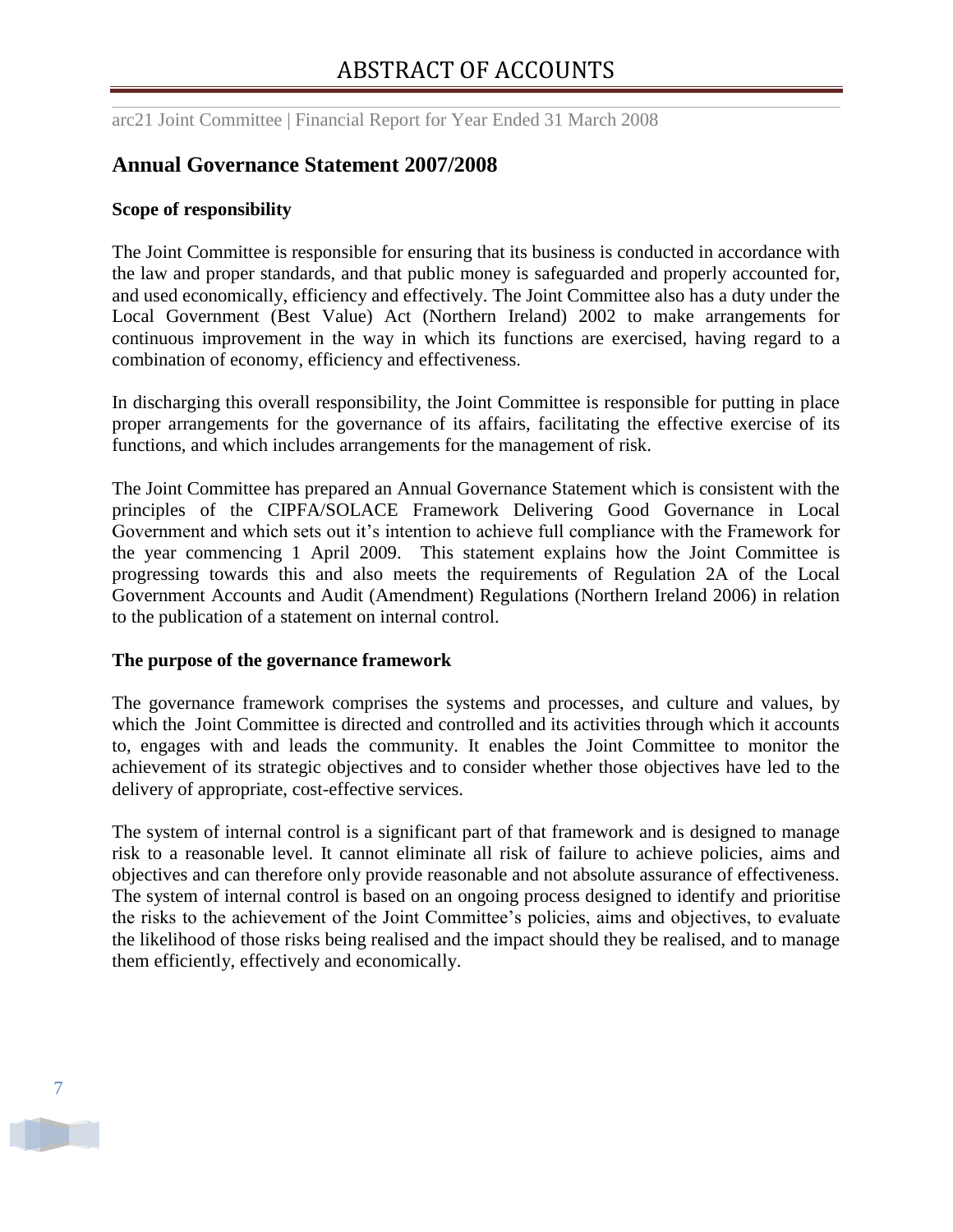## Annual Governance Statement 2007/2008

### Scope of responsibility

The Joint Committee is responsible for ensuring that its business is conducted in accordance with the law and proper standards, and that public money is safeguarded and properly accounted for, and used economically, efficiency and effectively. The Joint Committee also has a duty under the Local Government (Best Value) Act (Northern Ireland) 2002 to make arrangements for continuous improvement in the way in which its functions are exercised, having regard to a combination of economy, efficiency and effectiveness.

In discharging this overall responsibility, the Joint Committee is responsible for putting in place proper arrangements for the governance of its affairs, facilitating the effective exercise of its functions, and which includes arrangements for the management of risk.

The Joint Committee has prepared an Annual Governance Statement which is consistent with the principles of the CIPFA/SOLACE Framework Delivering Good Governance in Local Government and which sets out it's intention to achieve full compliance with the Framework for the year commencing 1 April 2009. This statement explains how the Joint Committee is progressing towards this and also meets the requirements of Regulation 2A of the Local Government Accounts and Audit (Amendment) Regulations (Northern Ireland 2006) in relation to the publication of a statement on internal control.

### The purpose of the governance framework

The governance framework comprises the systems and processes, and culture and values, by which the Joint Committee is directed and controlled and its activities through which it accounts to, engages with and leads the community. It enables the Joint Committee to monitor the achievement of its strategic objectives and to consider whether those objectives have led to the delivery of appropriate, cost-effective services.

The system of internal control is a significant part of that framework and is designed to manage risk to a reasonable level. It cannot eliminate all risk of failure to achieve policies, aims and objectives and can therefore only provide reasonable and not absolute assurance of effectiveness. The system of internal control is based on an ongoing process designed to identify and prioritise the risks to the achievement of the Joint Committee's policies, aims and objectives, to evaluate the likelihood of those risks being realised and the impact should they be realised, and to manage them efficiently, effectively and economically.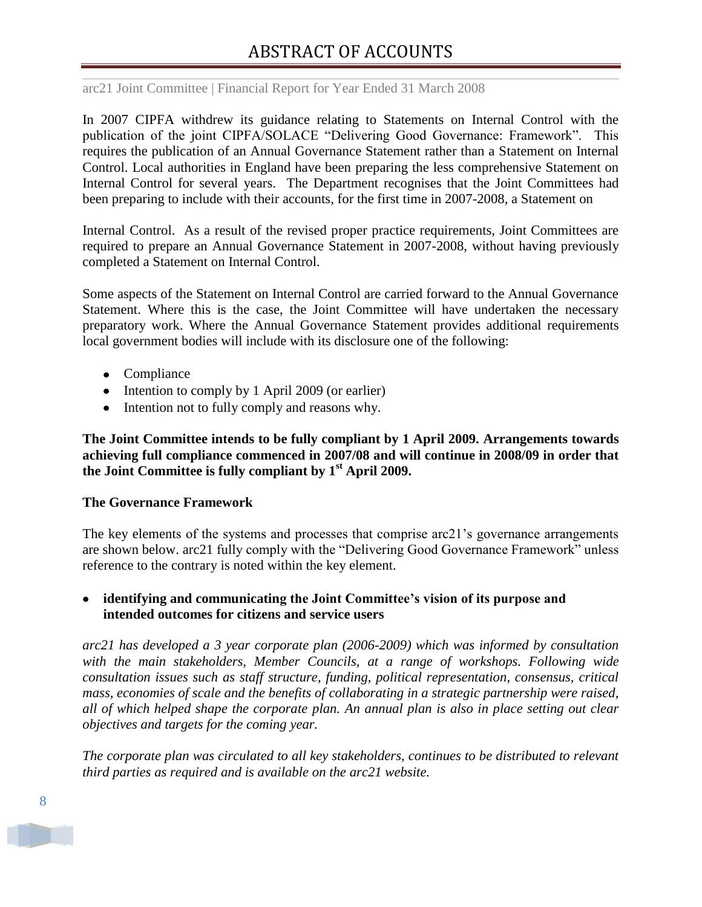In 2007 CIPFA withdrew its guidance relating to Statements on Internal Control with the publication of the joint CIPFA/SOLACE "Delivering Good Governance: Framework". This requires the publication of an Annual Governance Statement rather than a Statement on Internal Control. Local authorities in England have been preparing the less comprehensive Statement on Internal Control for several years. The Department recognises that the Joint Committees had been preparing to include with their accounts, for the first time in 2007-2008, a Statement on

Internal Control. As a result of the revised proper practice requirements, Joint Committees are required to prepare an Annual Governance Statement in 2007-2008, without having previously completed a Statement on Internal Control.

Some aspects of the Statement on Internal Control are carried forward to the Annual Governance Statement. Where this is the case, the Joint Committee will have undertaken the necessary preparatory work. Where the Annual Governance Statement provides additional requirements local government bodies will include with its disclosure one of the following:

- Compliance
- Intention to comply by 1 April 2009 (or earlier)
- Intention not to fully comply and reasons why.

**The Joint Committee intends to be fully compliant by 1 April 2009. Arrangements towards achieving full compliance commenced in 2007/08 and will continue in 2008/09 in order that the Joint Committee is fully compliant by 1st April 2009.**

**The Governance Framework**

The key elements of the systems and processes that comprise arc21's governance arrangements are shown below. arc21 fully comply with the "Delivering Good Governance Framework" unless reference to the contrary is noted within the key element.

- **identifying and communicating the Joint Committee's vision of its purpose and intended outcomes for citizens and service users**

*arc21 has developed a 3 year corporate plan (2006-2009) which was informed by consultation with the main stakeholders, Member Councils, at a range of workshops. Following wide consultation issues such as staff structure, funding, political representation, consensus, critical mass, economies of scale and the benefits of collaborating in a strategic partnership were raised, all of which helped shape the corporate plan. An annual plan is also in place setting out clear objectives and targets for the coming year.*

*The corporate plan was circulated to all key stakeholders, continues to be distributed to relevant third parties as required and is available on the arc21 website.*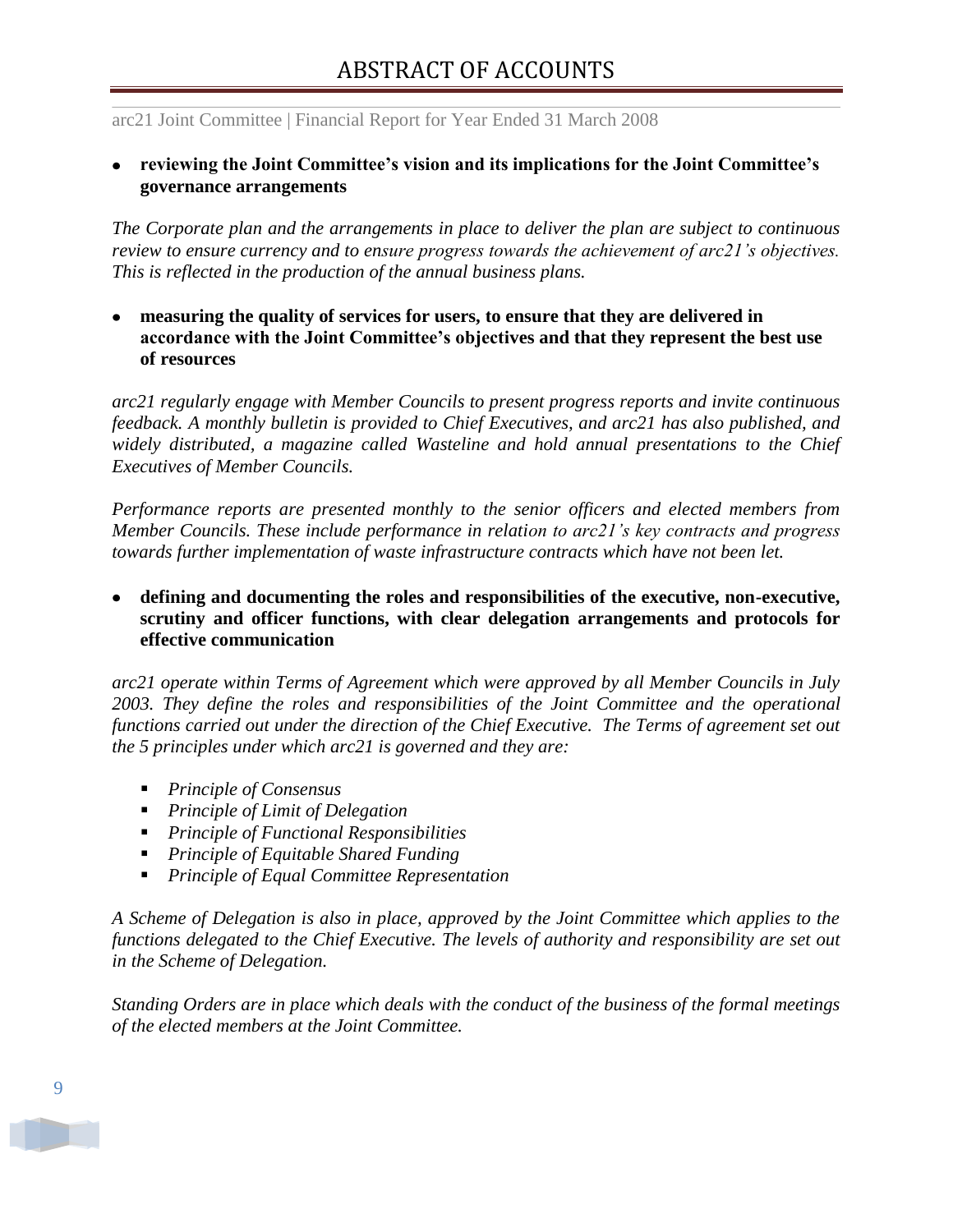- **reviewing the Joint Committee's vision and its implications for the Joint Committee's governance arrangements**

*The Corporate plan and the arrangements in place to deliver the plan are subject to continuous review to ensure currency and to ensure progress towards the achievement of arc21's objectives. This is reflected in the production of the annual business plans.*

- **measuring the quality of services for users, to ensure that they are delivered in accordance with the Joint Committee's objectives and that they represent the best use of resources**

*arc21 regularly engage with Member Councils to present progress reports and invite continuous feedback. A monthly bulletin is provided to Chief Executives, and arc21 has also published, and widely distributed, a magazine called Wasteline and hold annual presentations to the Chief Executives of Member Councils.*

*Performance reports are presented monthly to the senior officers and elected members from Member Councils. These include performance in relation to arc21's key contracts and progress towards further implementation of waste infrastructure contracts which have not been let.*

- **defining and documenting the roles and responsibilities of the executive, non-executive, scrutiny and officer functions, with clear delegation arrangements and protocols for effective communication**

*arc21 operate within Terms of Agreement which were approved by all Member Councils in July 2003. They define the roles and responsibilities of the Joint Committee and the operational functions carried out under the direction of the Chief Executive. The Terms of agreement set out the 5 principles under which arc21 is governed and they are:*

- *Principle of Consensus*
- *Principle of Limit of Delegation*
- *Principle of Functional Responsibilities*
- *Principle of Equitable Shared Funding*
- *Principle of Equal Committee Representation*

*A Scheme of Delegation is also in place, approved by the Joint Committee which applies to the functions delegated to the Chief Executive. The levels of authority and responsibility are set out in the Scheme of Delegation.*

*Standing Orders are in place which deals with the conduct of the business of the formal meetings of the elected members at the Joint Committee.*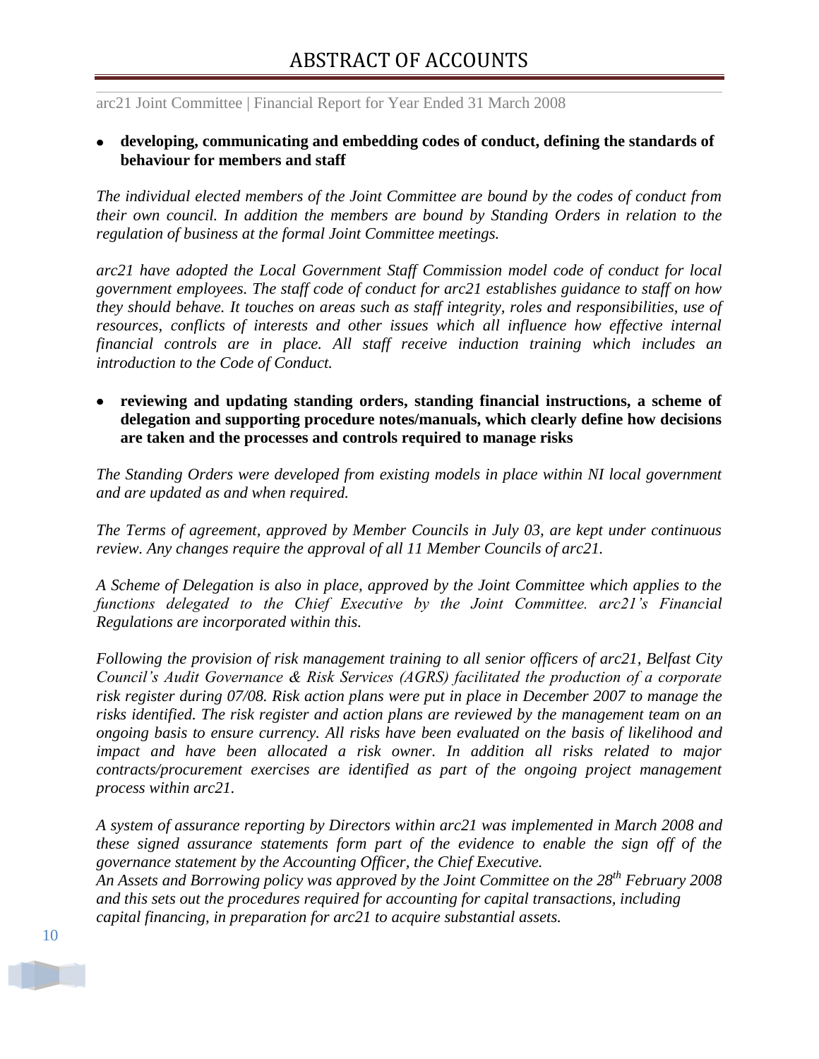- **developing, communicating and embedding codes of conduct, defining the standards of behaviour for members and staff**

*The individual elected members of the Joint Committee are bound by the codes of conduct from their own council. In addition the members are bound by Standing Orders in relation to the regulation of business at the formal Joint Committee meetings.*

*arc21 have adopted the Local Government Staff Commission model code of conduct for local government employees. The staff code of conduct for arc21 establishes guidance to staff on how they should behave. It touches on areas such as staff integrity, roles and responsibilities, use of resources, conflicts of interests and other issues which all influence how effective internal financial controls are in place. All staff receive induction training which includes an introduction to the Code of Conduct.*

- **reviewing and updating standing orders, standing financial instructions, a scheme of delegation and supporting procedure notes/manuals, which clearly define how decisions are taken and the processes and controls required to manage risks**

*The Standing Orders were developed from existing models in place within NI local government and are updated as and when required.*

*The Terms of agreement, approved by Member Councils in July 03, are kept under continuous review. Any changes require the approval of all 11 Member Councils of arc21.*

*A Scheme of Delegation is also in place, approved by the Joint Committee which applies to the functions delegated to the Chief Executive by the Joint Committee. arc21's Financial Regulations are incorporated within this.*

*Following the provision of risk management training to all senior officers of arc21, Belfast City Council's Audit Governance & Risk Services (AGRS) facilitated the production of a corporate risk register during 07/08. Risk action plans were put in place in December 2007 to manage the risks identified. The risk register and action plans are reviewed by the management team on an ongoing basis to ensure currency. All risks have been evaluated on the basis of likelihood and impact and have been allocated a risk owner. In addition all risks related to major contracts/procurement exercises are identified as part of the ongoing project management process within arc21.*

*A system of assurance reporting by Directors within arc21 was implemented in March 2008 and these signed assurance statements form part of the evidence to enable the sign off of the governance statement by the Accounting Officer, the Chief Executive.*
*An Assets and Borrowing policy was approved by the Joint Committee on the 28th February 2008 and this sets out the procedures required for accounting for capital transactions, including capital financing, in preparation for arc21 to acquire substantial assets.*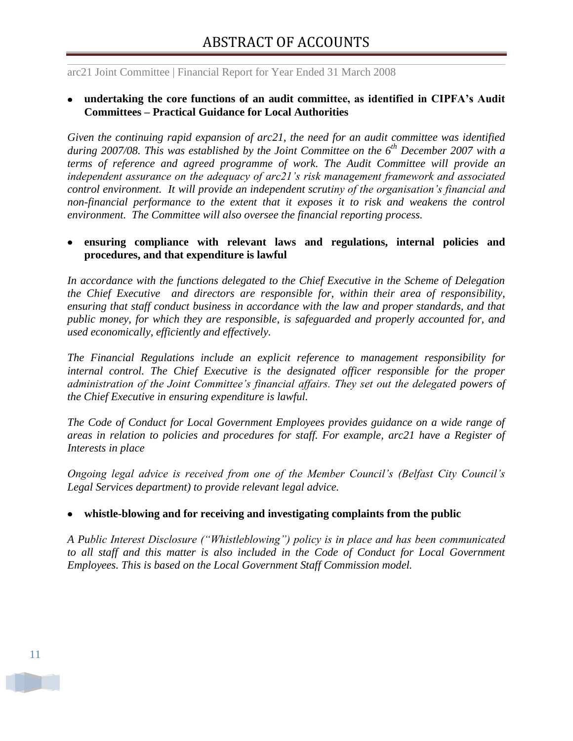- **undertaking the core functions of an audit committee, as identified in CIPFA's Audit Committees – Practical Guidance for Local Authorities**

*Given the continuing rapid expansion of arc21, the need for an audit committee was identified during 2007/08. This was established by the Joint Committee on the 6th December 2007 with a terms of reference and agreed programme of work. The Audit Committee will provide an independent assurance on the adequacy of arc21's risk management framework and associated control environment. It will provide an independent scrutiny of the organisation's financial and non-financial performance to the extent that it exposes it to risk and weakens the control environment. The Committee will also oversee the financial reporting process.*

- **ensuring compliance with relevant laws and regulations, internal policies and procedures, and that expenditure is lawful**

*In accordance with the functions delegated to the Chief Executive in the Scheme of Delegation the Chief Executive and directors are responsible for, within their area of responsibility, ensuring that staff conduct business in accordance with the law and proper standards, and that public money, for which they are responsible, is safeguarded and properly accounted for, and used economically, efficiently and effectively.*

*The Financial Regulations include an explicit reference to management responsibility for internal control. The Chief Executive is the designated officer responsible for the proper administration of the Joint Committee's financial affairs. They set out the delegated powers of the Chief Executive in ensuring expenditure is lawful.*

*The Code of Conduct for Local Government Employees provides guidance on a wide range of areas in relation to policies and procedures for staff. For example, arc21 have a Register of Interests in place*

*Ongoing legal advice is received from one of the Member Council's (Belfast City Council's Legal Services department) to provide relevant legal advice.*

- **whistle-blowing and for receiving and investigating complaints from the public**

*A Public Interest Disclosure ("Whistleblowing") policy is in place and has been communicated to all staff and this matter is also included in the Code of Conduct for Local Government Employees. This is based on the Local Government Staff Commission model.*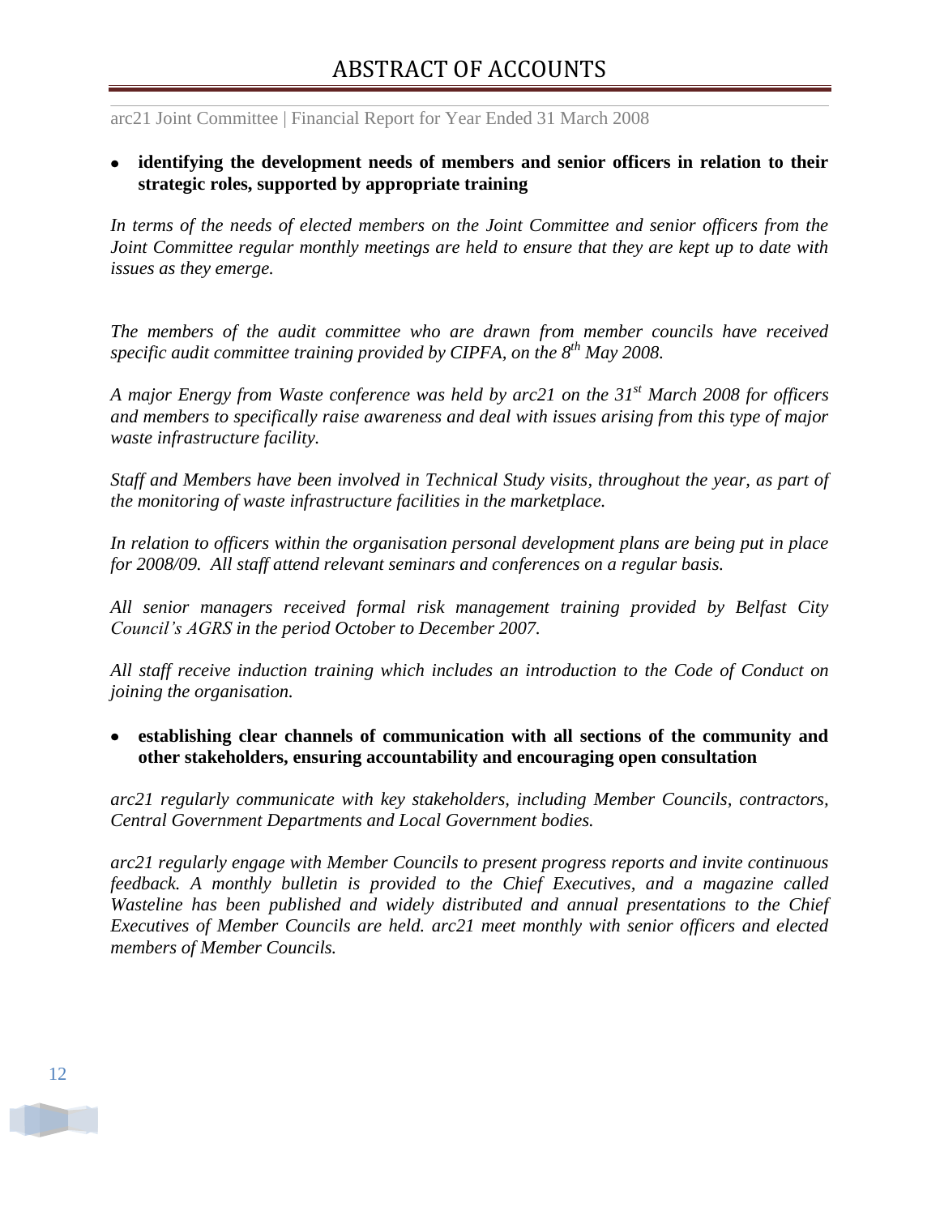- **identifying the development needs of members and senior officers in relation to their strategic roles, supported by appropriate training**

*In terms of the needs of elected members on the Joint Committee and senior officers from the Joint Committee regular monthly meetings are held to ensure that they are kept up to date with issues as they emerge.*

*The members of the audit committee who are drawn from member councils have received specific audit committee training provided by CIPFA, on the 8th May 2008.*

*A major Energy from Waste conference was held by arc21 on the 31st March 2008 for officers and members to specifically raise awareness and deal with issues arising from this type of major waste infrastructure facility.*

*Staff and Members have been involved in Technical Study visits, throughout the year, as part of the monitoring of waste infrastructure facilities in the marketplace.*

*In relation to officers within the organisation personal development plans are being put in place for 2008/09. All staff attend relevant seminars and conferences on a regular basis.*

*All senior managers received formal risk management training provided by Belfast City Council's AGRS in the period October to December 2007.*

*All staff receive induction training which includes an introduction to the Code of Conduct on joining the organisation.*

- **establishing clear channels of communication with all sections of the community and other stakeholders, ensuring accountability and encouraging open consultation**

*arc21 regularly communicate with key stakeholders, including Member Councils, contractors, Central Government Departments and Local Government bodies.*

*arc21 regularly engage with Member Councils to present progress reports and invite continuous feedback. A monthly bulletin is provided to the Chief Executives, and a magazine called Wasteline has been published and widely distributed and annual presentations to the Chief Executives of Member Councils are held. arc21 meet monthly with senior officers and elected members of Member Councils.*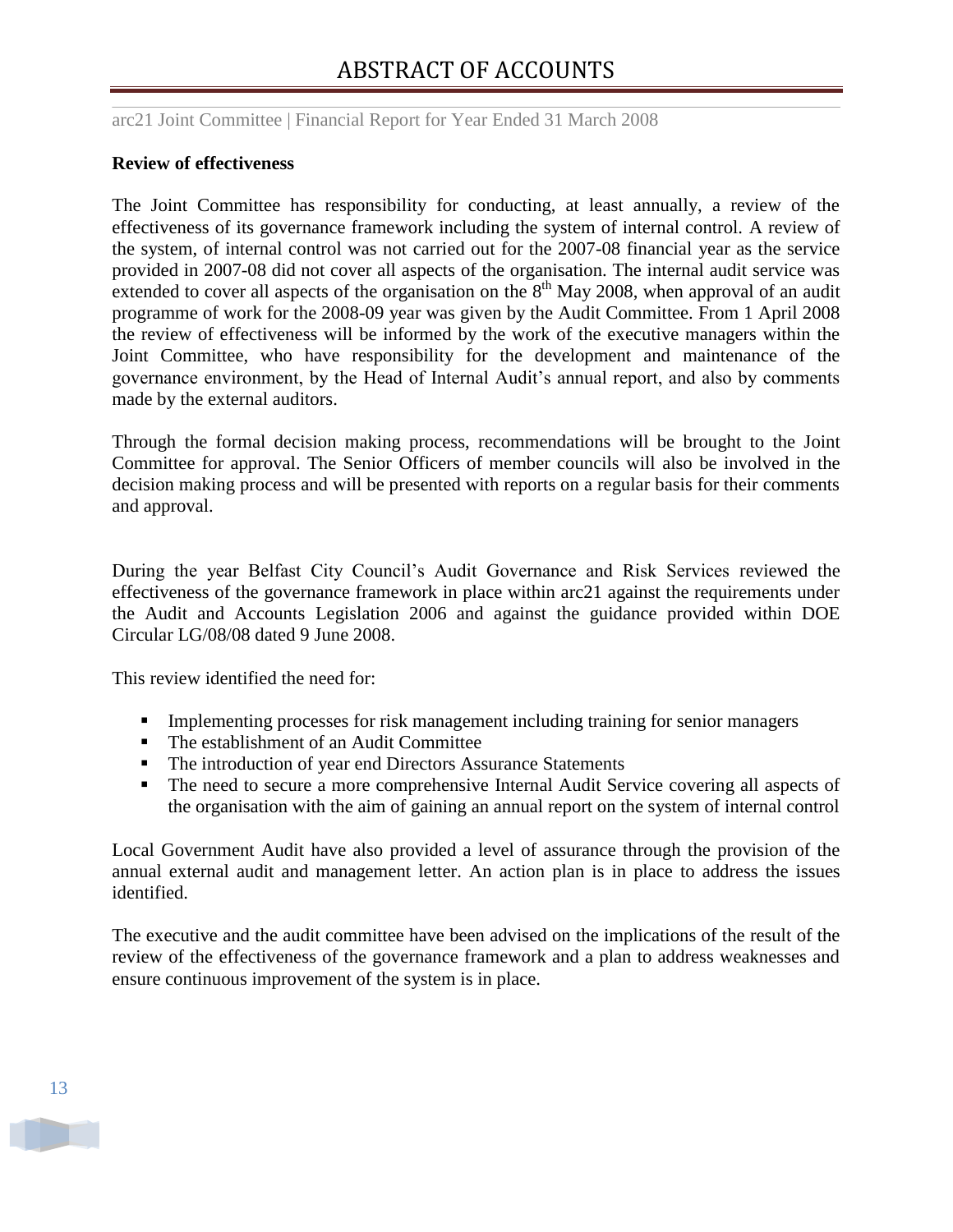**Review of effectiveness**

The Joint Committee has responsibility for conducting, at least annually, a review of the effectiveness of its governance framework including the system of internal control. A review of the system, of internal control was not carried out for the 2007-08 financial year as the service provided in 2007-08 did not cover all aspects of the organisation. The internal audit service was extended to cover all aspects of the organisation on the 8th May 2008, when approval of an audit programme of work for the 2008-09 year was given by the Audit Committee. From 1 April 2008 the review of effectiveness will be informed by the work of the executive managers within the Joint Committee, who have responsibility for the development and maintenance of the governance environment, by the Head of Internal Audit's annual report, and also by comments made by the external auditors.

Through the formal decision making process, recommendations will be brought to the Joint Committee for approval. The Senior Officers of member councils will also be involved in the decision making process and will be presented with reports on a regular basis for their comments and approval.

During the year Belfast City Council's Audit Governance and Risk Services reviewed the effectiveness of the governance framework in place within arc21 against the requirements under the Audit and Accounts Legislation 2006 and against the guidance provided within DOE Circular LG/08/08 dated 9 June 2008.

This review identified the need for:

- Implementing processes for risk management including training for senior managers
- The establishment of an Audit Committee
- The introduction of year end Directors Assurance Statements
- The need to secure a more comprehensive Internal Audit Service covering all aspects of the organisation with the aim of gaining an annual report on the system of internal control

Local Government Audit have also provided a level of assurance through the provision of the annual external audit and management letter. An action plan is in place to address the issues identified.

The executive and the audit committee have been advised on the implications of the result of the review of the effectiveness of the governance framework and a plan to address weaknesses and ensure continuous improvement of the system is in place.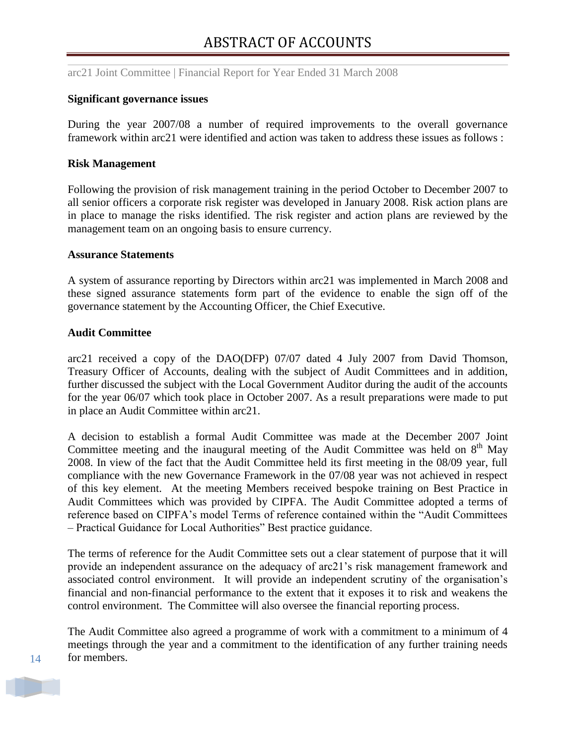#### Significant governance issues

During the year 2007/08 a number of required improvements to the overall governance framework within arc21 were identified and action was taken to address these issues as follows :

#### Risk Management

Following the provision of risk management training in the period October to December 2007 to all senior officers a corporate risk register was developed in January 2008. Risk action plans are in place to manage the risks identified. The risk register and action plans are reviewed by the management team on an ongoing basis to ensure currency.

#### Assurance Statements

A system of assurance reporting by Directors within arc21 was implemented in March 2008 and these signed assurance statements form part of the evidence to enable the sign off of the governance statement by the Accounting Officer, the Chief Executive.

#### Audit Committee

arc21 received a copy of the DAO(DFP) 07/07 dated 4 July 2007 from David Thomson, Treasury Officer of Accounts, dealing with the subject of Audit Committees and in addition, further discussed the subject with the Local Government Auditor during the audit of the accounts for the year 06/07 which took place in October 2007. As a result preparations were made to put in place an Audit Committee within arc21.

A decision to establish a formal Audit Committee was made at the December 2007 Joint Committee meeting and the inaugural meeting of the Audit Committee was held on 8th May 2008. In view of the fact that the Audit Committee held its first meeting in the 08/09 year, full compliance with the new Governance Framework in the 07/08 year was not achieved in respect of this key element. At the meeting Members received bespoke training on Best Practice in Audit Committees which was provided by CIPFA. The Audit Committee adopted a terms of reference based on CIPFA's model Terms of reference contained within the "Audit Committees – Practical Guidance for Local Authorities" Best practice guidance.

The terms of reference for the Audit Committee sets out a clear statement of purpose that it will provide an independent assurance on the adequacy of arc21's risk management framework and associated control environment. It will provide an independent scrutiny of the organisation's financial and non-financial performance to the extent that it exposes it to risk and weakens the control environment. The Committee will also oversee the financial reporting process.

The Audit Committee also agreed a programme of work with a commitment to a minimum of 4 meetings through the year and a commitment to the identification of any further training needs for members.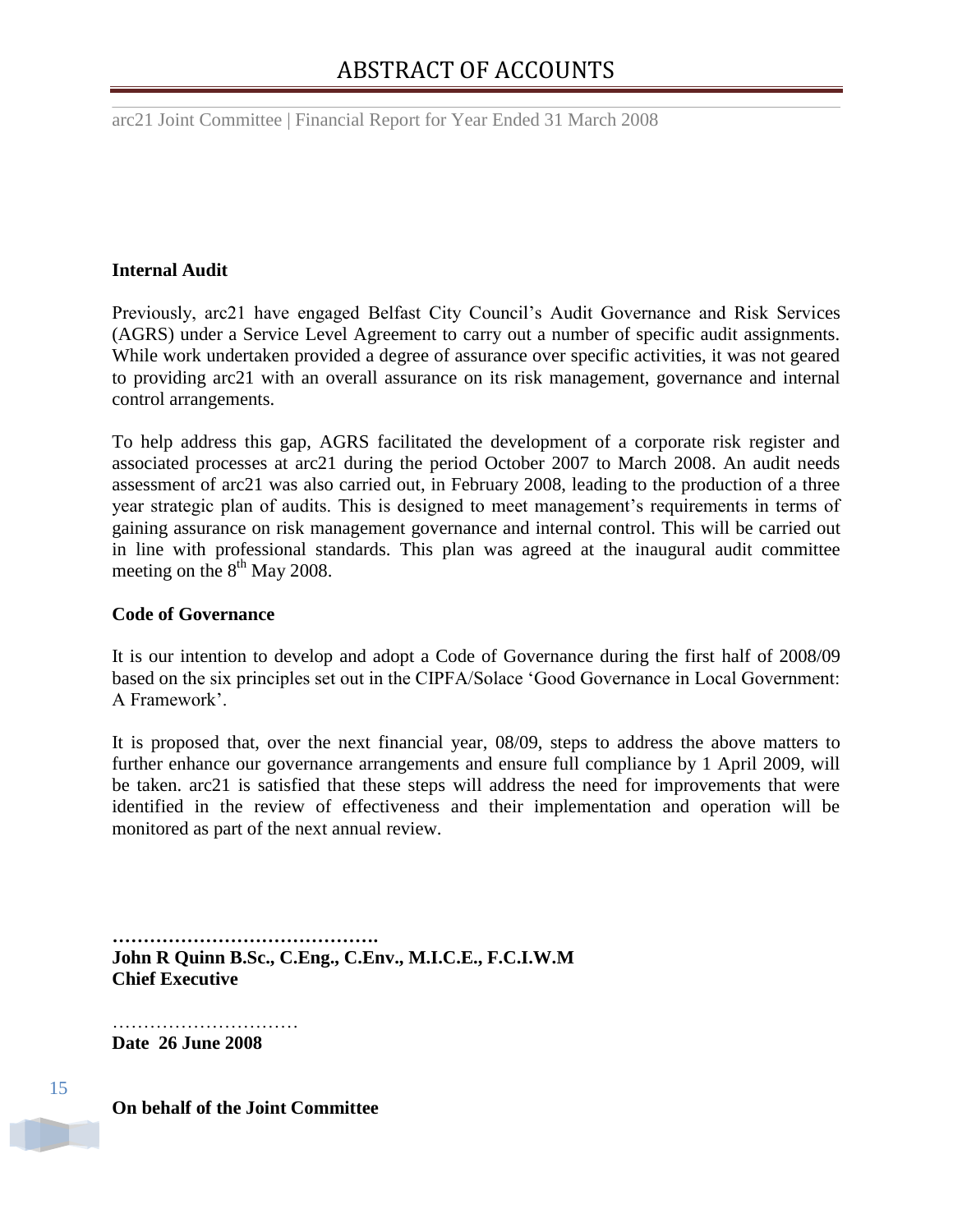**Internal Audit**

Previously, arc21 have engaged Belfast City Council's Audit Governance and Risk Services (AGRS) under a Service Level Agreement to carry out a number of specific audit assignments. While work undertaken provided a degree of assurance over specific activities, it was not geared to providing arc21 with an overall assurance on its risk management, governance and internal control arrangements.

To help address this gap, AGRS facilitated the development of a corporate risk register and associated processes at arc21 during the period October 2007 to March 2008. An audit needs assessment of arc21 was also carried out, in February 2008, leading to the production of a three year strategic plan of audits. This is designed to meet management's requirements in terms of gaining assurance on risk management governance and internal control. This will be carried out in line with professional standards. This plan was agreed at the inaugural audit committee meeting on the 8th May 2008.

**Code of Governance**

It is our intention to develop and adopt a Code of Governance during the first half of 2008/09 based on the six principles set out in the CIPFA/Solace 'Good Governance in Local Government: A Framework'.

It is proposed that, over the next financial year, 08/09, steps to address the above matters to further enhance our governance arrangements and ensure full compliance by 1 April 2009, will be taken. arc21 is satisfied that these steps will address the need for improvements that were identified in the review of effectiveness and their implementation and operation will be monitored as part of the next annual review.

**…………………………………….**
**John R Quinn B.Sc., C.Eng., C.Env., M.I.C.E., F.C.I.W.M**
**Chief Executive**

…………………………
**Date 26 June 2008**

**On behalf of the Joint Committee**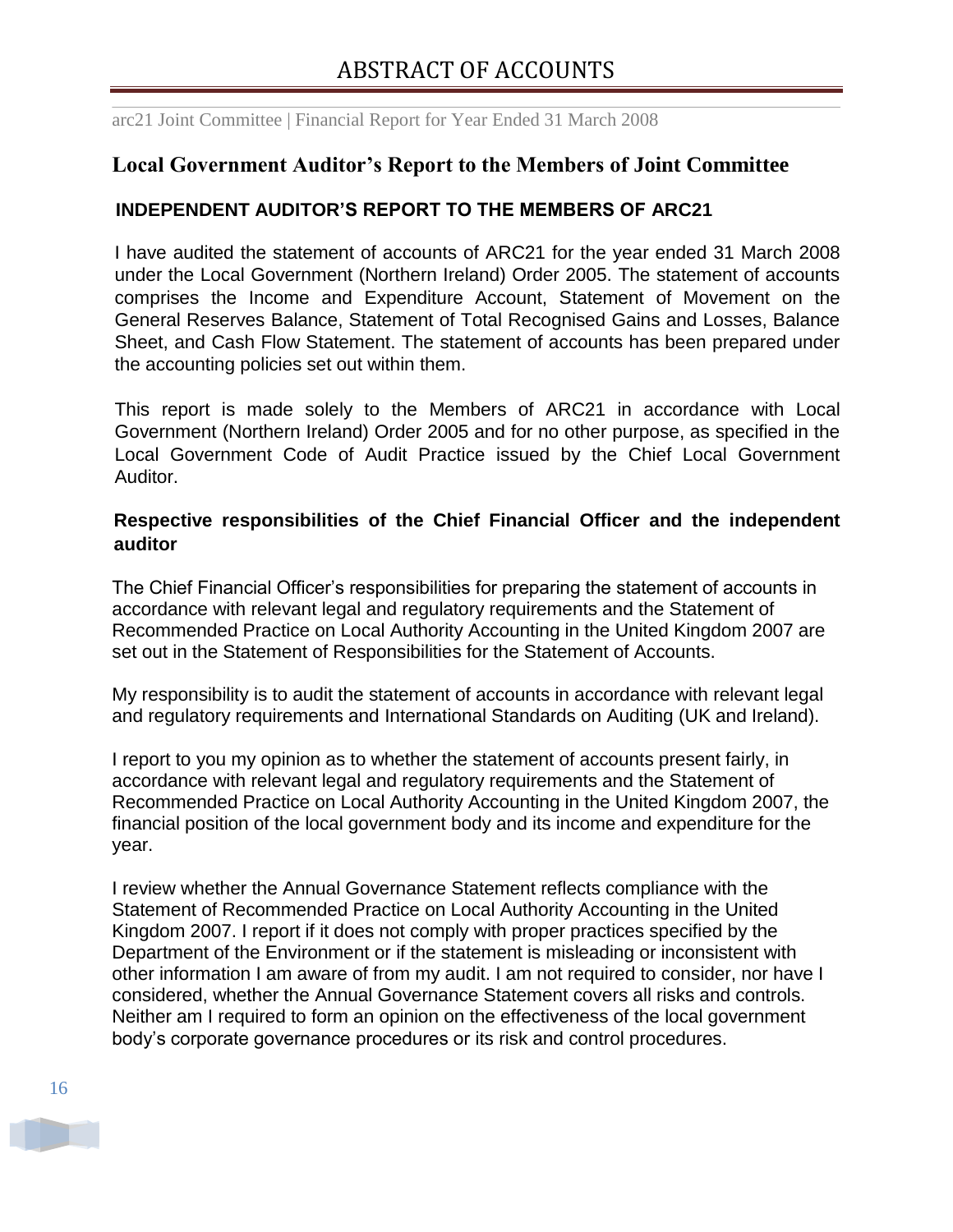## Local Government Auditor's Report to the Members of Joint Committee

### INDEPENDENT AUDITOR'S REPORT TO THE MEMBERS OF ARC21

I have audited the statement of accounts of ARC21 for the year ended 31 March 2008 under the Local Government (Northern Ireland) Order 2005. The statement of accounts comprises the Income and Expenditure Account, Statement of Movement on the General Reserves Balance, Statement of Total Recognised Gains and Losses, Balance Sheet, and Cash Flow Statement. The statement of accounts has been prepared under the accounting policies set out within them.

This report is made solely to the Members of ARC21 in accordance with Local Government (Northern Ireland) Order 2005 and for no other purpose, as specified in the Local Government Code of Audit Practice issued by the Chief Local Government Auditor.

### Respective responsibilities of the Chief Financial Officer and the independent auditor

The Chief Financial Officer's responsibilities for preparing the statement of accounts in accordance with relevant legal and regulatory requirements and the Statement of Recommended Practice on Local Authority Accounting in the United Kingdom 2007 are set out in the Statement of Responsibilities for the Statement of Accounts.

My responsibility is to audit the statement of accounts in accordance with relevant legal and regulatory requirements and International Standards on Auditing (UK and Ireland).

I report to you my opinion as to whether the statement of accounts present fairly, in accordance with relevant legal and regulatory requirements and the Statement of Recommended Practice on Local Authority Accounting in the United Kingdom 2007, the financial position of the local government body and its income and expenditure for the year.

I review whether the Annual Governance Statement reflects compliance with the Statement of Recommended Practice on Local Authority Accounting in the United Kingdom 2007. I report if it does not comply with proper practices specified by the Department of the Environment or if the statement is misleading or inconsistent with other information I am aware of from my audit. I am not required to consider, nor have I considered, whether the Annual Governance Statement covers all risks and controls. Neither am I required to form an opinion on the effectiveness of the local government body's corporate governance procedures or its risk and control procedures.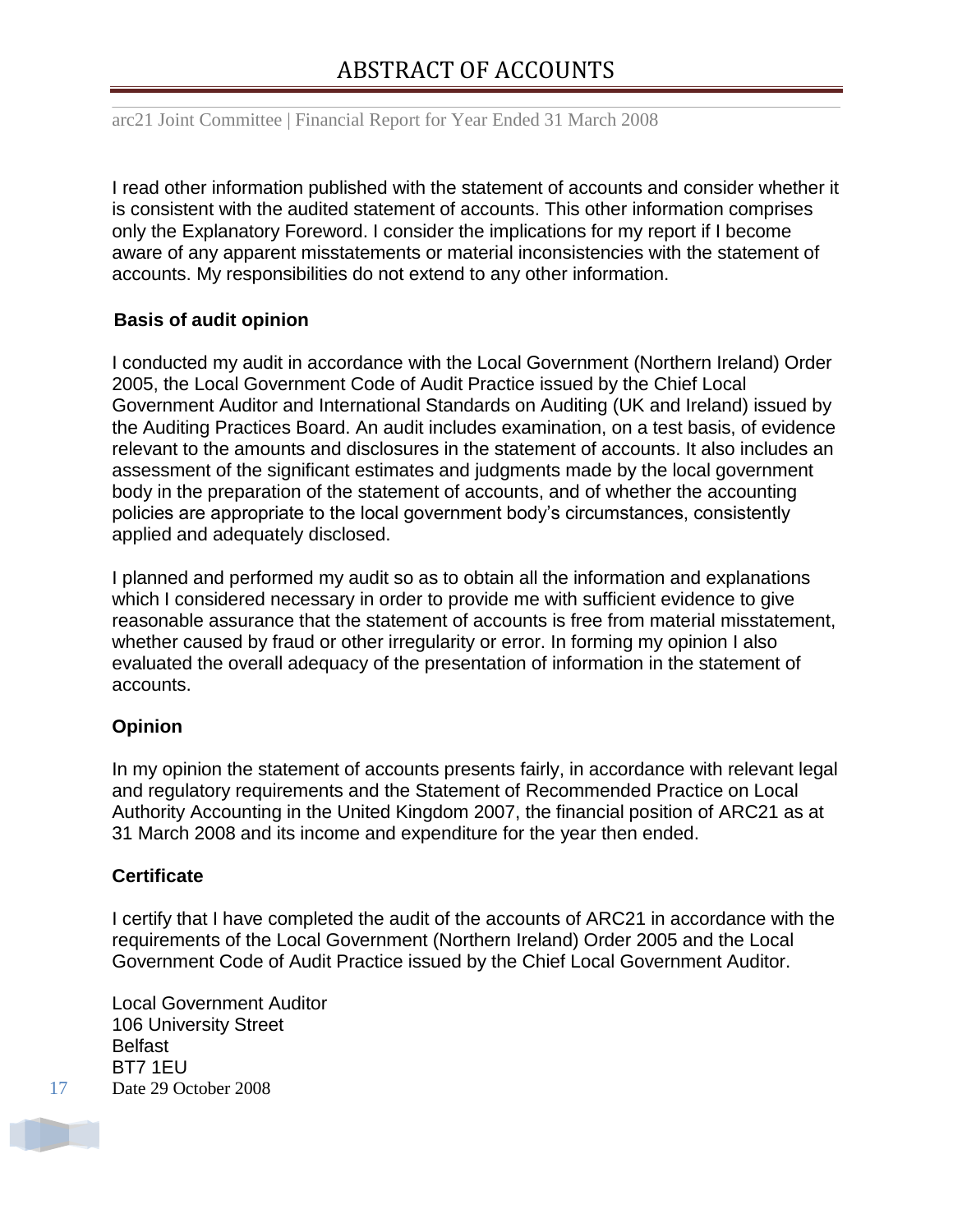I read other information published with the statement of accounts and consider whether it is consistent with the audited statement of accounts. This other information comprises only the Explanatory Foreword. I consider the implications for my report if I become aware of any apparent misstatements or material inconsistencies with the statement of accounts. My responsibilities do not extend to any other information.

**Basis of audit opinion**

I conducted my audit in accordance with the Local Government (Northern Ireland) Order 2005, the Local Government Code of Audit Practice issued by the Chief Local Government Auditor and International Standards on Auditing (UK and Ireland) issued by the Auditing Practices Board. An audit includes examination, on a test basis, of evidence relevant to the amounts and disclosures in the statement of accounts. It also includes an assessment of the significant estimates and judgments made by the local government body in the preparation of the statement of accounts, and of whether the accounting policies are appropriate to the local government body's circumstances, consistently applied and adequately disclosed.

I planned and performed my audit so as to obtain all the information and explanations which I considered necessary in order to provide me with sufficient evidence to give reasonable assurance that the statement of accounts is free from material misstatement, whether caused by fraud or other irregularity or error. In forming my opinion I also evaluated the overall adequacy of the presentation of information in the statement of accounts.

**Opinion**

In my opinion the statement of accounts presents fairly, in accordance with relevant legal and regulatory requirements and the Statement of Recommended Practice on Local Authority Accounting in the United Kingdom 2007, the financial position of ARC21 as at 31 March 2008 and its income and expenditure for the year then ended.

**Certificate**

I certify that I have completed the audit of the accounts of ARC21 in accordance with the requirements of the Local Government (Northern Ireland) Order 2005 and the Local Government Code of Audit Practice issued by the Chief Local Government Auditor.

Local Government Auditor
106 University Street
Belfast
BT7 1EU
Date 29 October 2008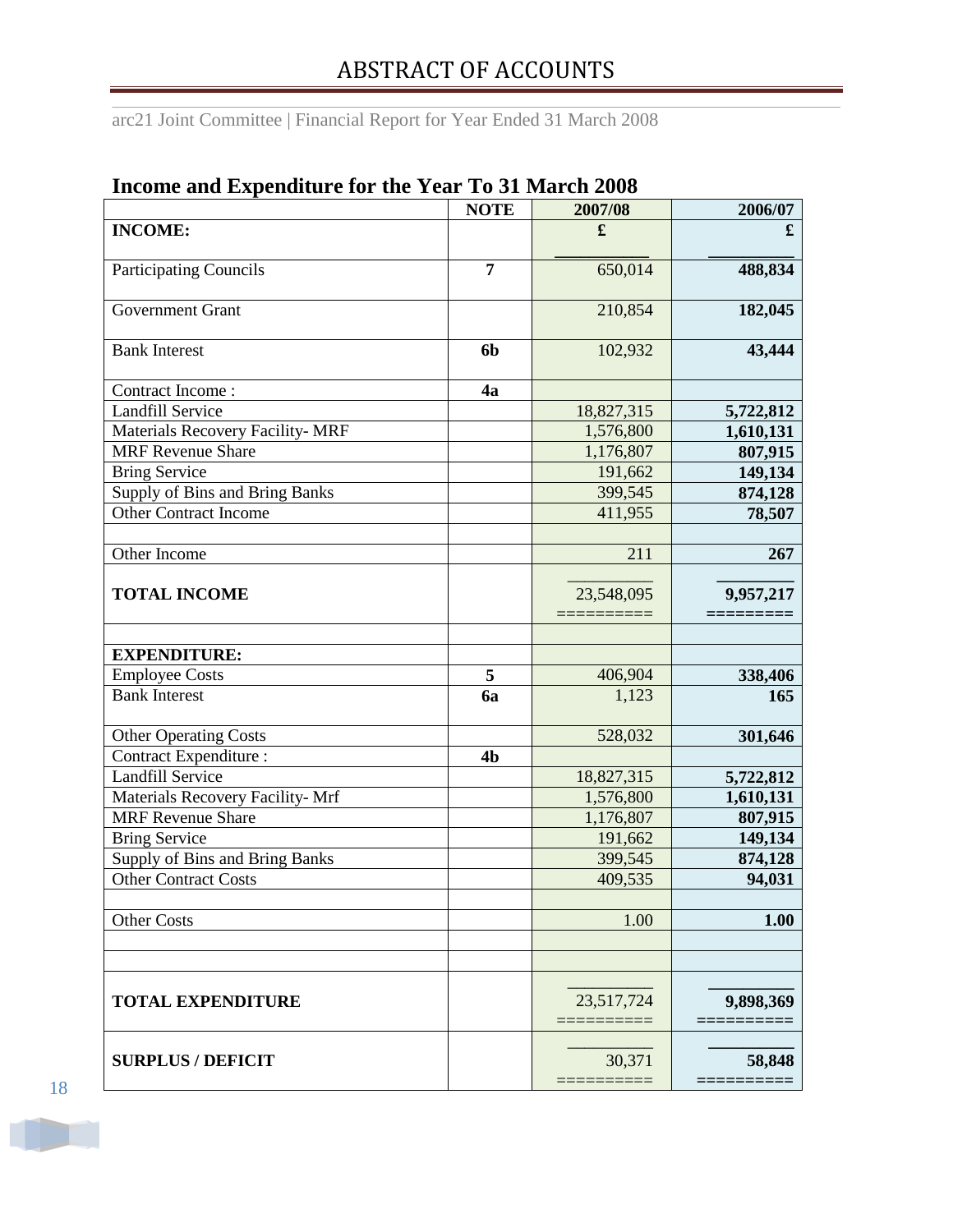# ABSTRACT OF ACCOUNTS

arc21 Joint Committee | Financial Report for Year Ended 31 March 2008

## Income and Expenditure for the Year To 31 March 2008

| | NOTE | 2007/08 | 2006/07 |
|---|---|---|---|
| **INCOME:** | | £ | £ |
| Participating Councils | 7 | 650,014 | **488,834** |
| Government Grant | | 210,854 | **182,045** |
| Bank Interest | 6b | 102,932 | **43,444** |
| Contract Income : | 4a | | |
| Landfill Service | | 18,827,315 | **5,722,812** |
| Materials Recovery Facility- MRF | | 1,576,800 | **1,610,131** |
| MRF Revenue Share | | 1,176,807 | **807,915** |
| Bring Service | | 191,662 | **149,134** |
| Supply of Bins and Bring Banks | | 399,545 | **874,128** |
| Other Contract Income | | 411,955 | **78,507** |
| | | | |
| Other Income | | 211 | **267** |
| **TOTAL INCOME** | | 23,548,095 | **9,957,217** |
| | | | |
| **EXPENDITURE:** | | | |
| Employee Costs | 5 | 406,904 | **338,406** |
| Bank Interest | 6a | 1,123 | **165** |
| Other Operating Costs | | 528,032 | **301,646** |
| Contract Expenditure : | 4b | | |
| Landfill Service | | 18,827,315 | **5,722,812** |
| Materials Recovery Facility- Mrf | | 1,576,800 | **1,610,131** |
| MRF Revenue Share | | 1,176,807 | **807,915** |
| Bring Service | | 191,662 | **149,134** |
| Supply of Bins and Bring Banks | | 399,545 | **874,128** |
| Other Contract Costs | | 409,535 | **94,031** |
| | | | |
| Other Costs | | 1.00 | **1.00** |
| | | | |
| | | | |
| **TOTAL EXPENDITURE** | | 23,517,724 | **9,898,369** |
| **SURPLUS / DEFICIT** | | 30,371 | **58,848** |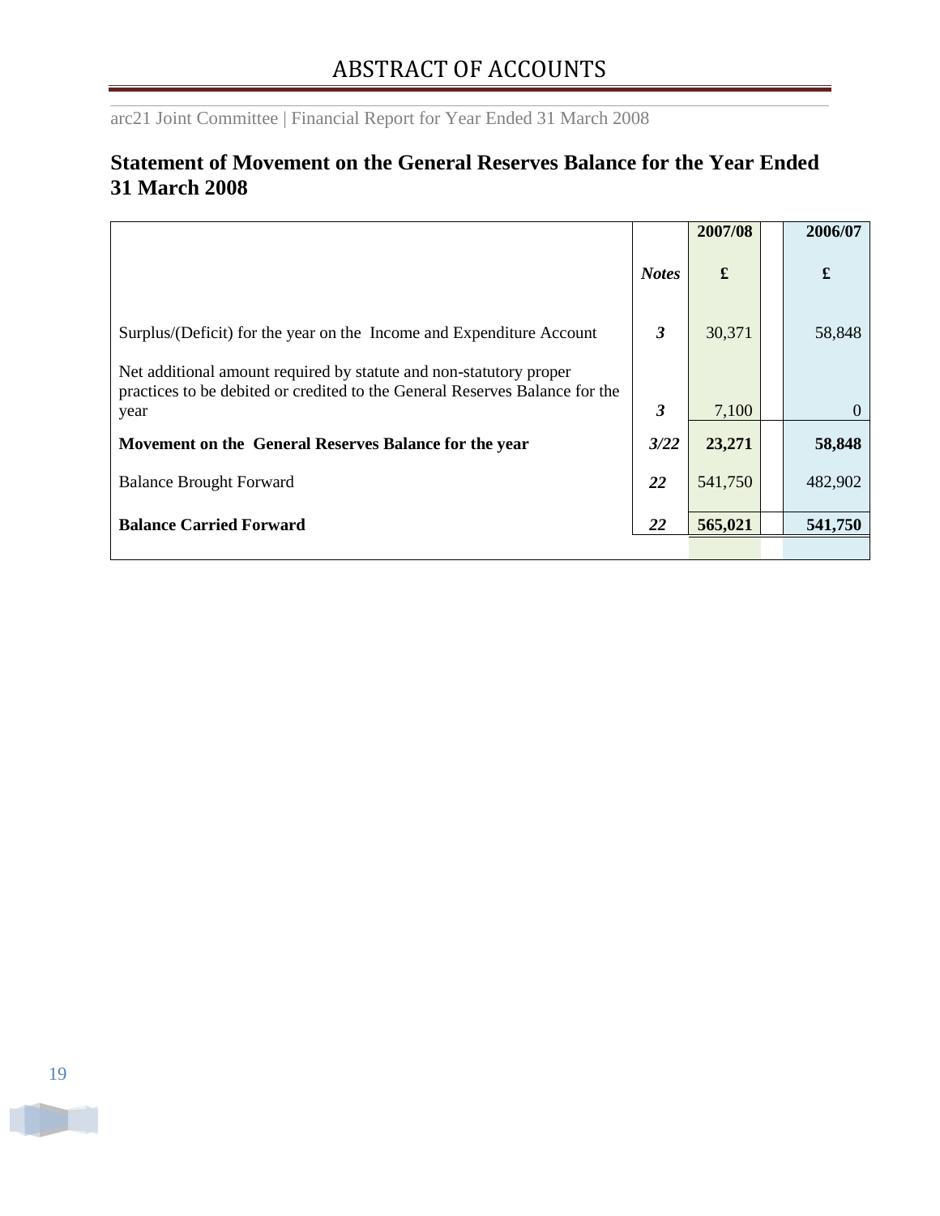## Statement of Movement on the General Reserves Balance for the Year Ended 31 March 2008

| | *Notes* | 2007/08 £ | 2006/07 £ |
|---|---|---|---|
| Surplus/(Deficit) for the year on the Income and Expenditure Account | ***3*** | 30,371 | 58,848 |
| Net additional amount required by statute and non-statutory proper practices to be debited or credited to the General Reserves Balance for the year | ***3*** | 7,100 | 0 |
| **Movement on the General Reserves Balance for the year** | ***3/22*** | **23,271** | **58,848** |
| Balance Brought Forward | ***22*** | 541,750 | 482,902 |
| **Balance Carried Forward** | ***22*** | **565,021** | **541,750** |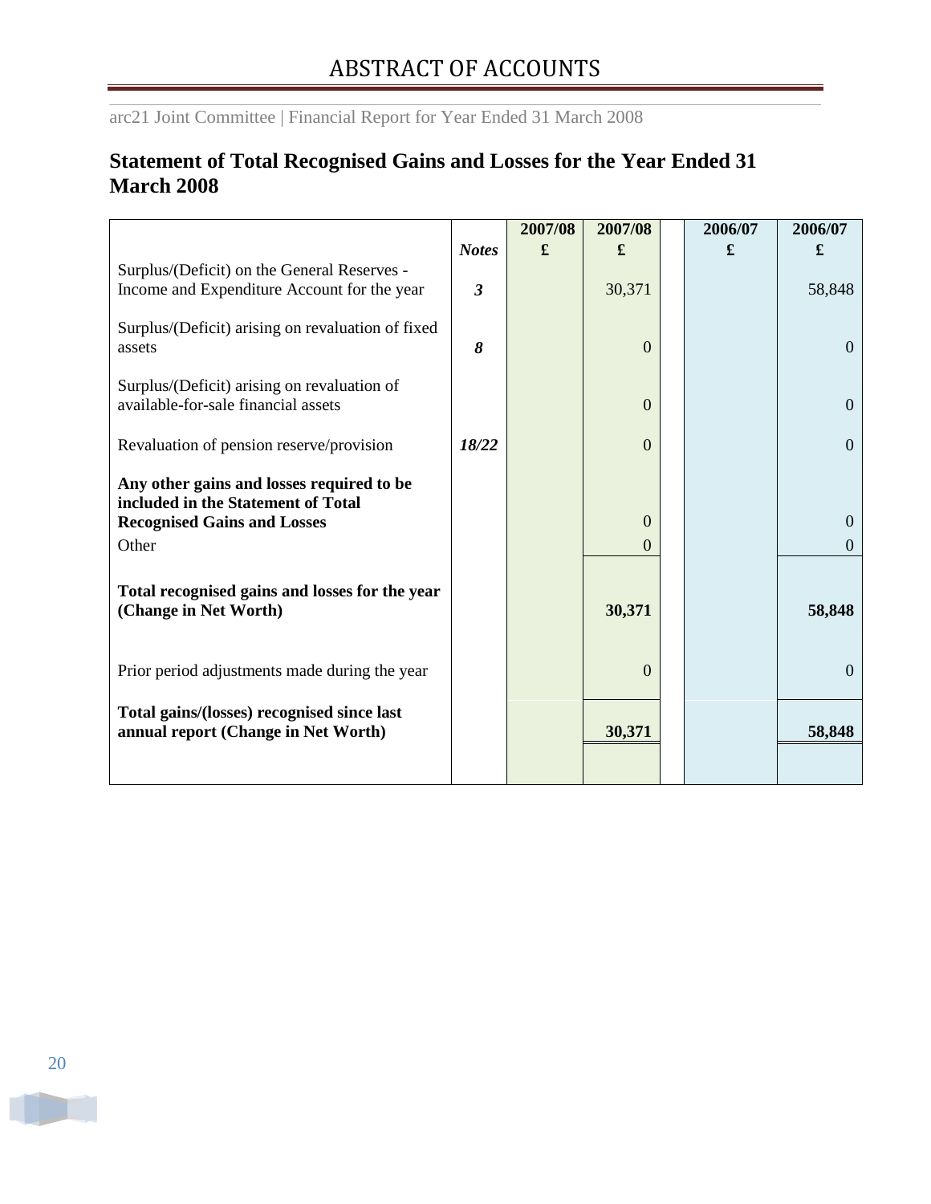## Statement of Total Recognised Gains and Losses for the Year Ended 31 March 2008

| | *Notes* | 2007/08 £ | 2007/08 £ | | 2006/07 £ | 2006/07 £ |
|---|---|---|---|---|---|---|
| Surplus/(Deficit) on the General Reserves - Income and Expenditure Account for the year | ***3*** | | 30,371 | | | 58,848 |
| Surplus/(Deficit) arising on revaluation of fixed assets | ***8*** | | 0 | | | 0 |
| Surplus/(Deficit) arising on revaluation of available-for-sale financial assets | | | 0 | | | 0 |
| Revaluation of pension reserve/provision | ***18/22*** | | 0 | | | 0 |
| **Any other gains and losses required to be included in the Statement of Total Recognised Gains and Losses** | | | 0 | | | 0 |
| Other | | | 0 | | | 0 |
| **Total recognised gains and losses for the year (Change in Net Worth)** | | | **30,371** | | | **58,848** |
| Prior period adjustments made during the year | | | 0 | | | 0 |
| **Total gains/(losses) recognised since last annual report (Change in Net Worth)** | | | **30,371** | | | **58,848** |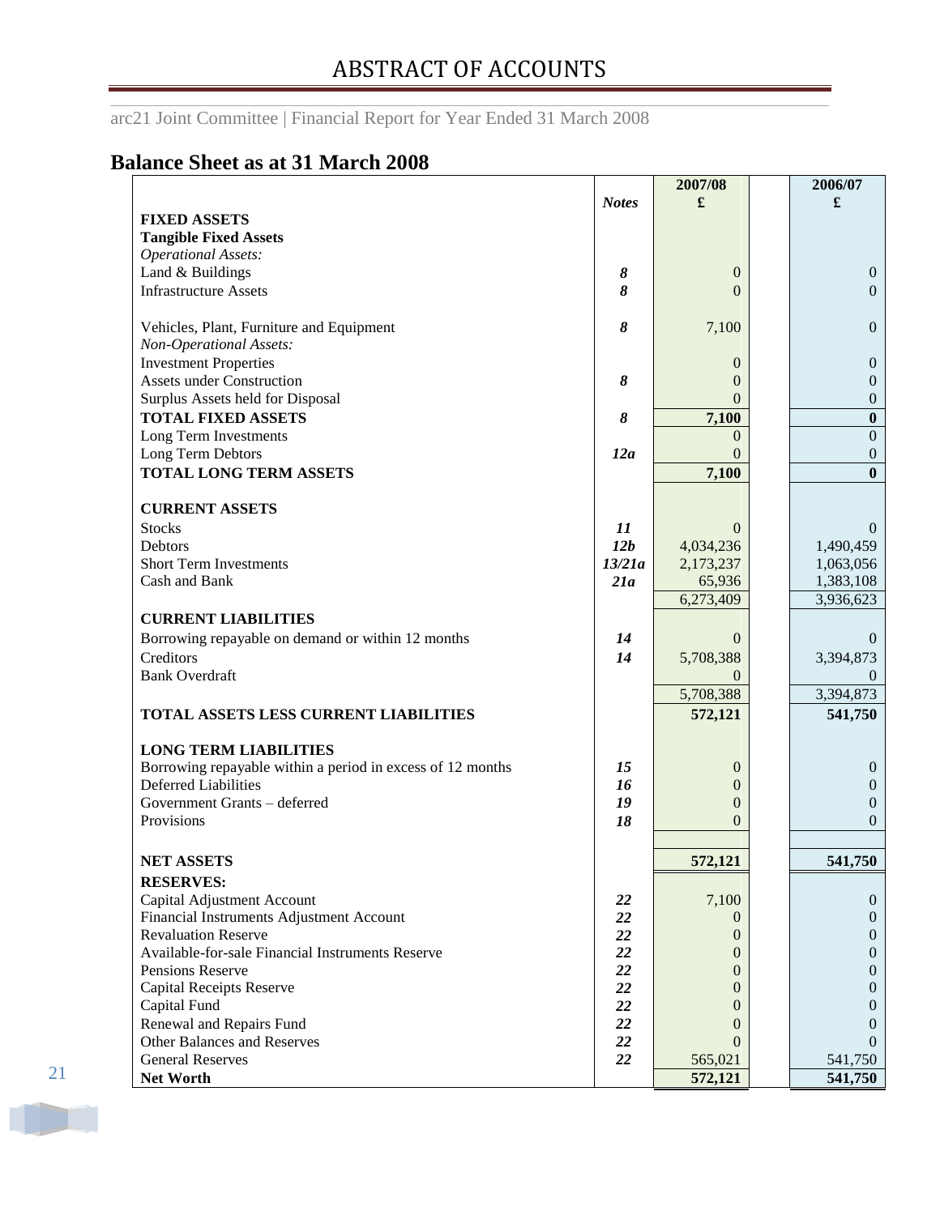# ABSTRACT OF ACCOUNTS

arc21 Joint Committee | Financial Report for Year Ended 31 March 2008

## Balance Sheet as at 31 March 2008

| | Notes | 2007/08 £ | 2006/07 £ |
|---|---|---|---|
| **FIXED ASSETS** | | | |
| **Tangible Fixed Assets** | | | |
| *Operational Assets:* | | | |
| Land & Buildings | ***8*** | 0 | 0 |
| Infrastructure Assets | ***8*** | 0 | 0 |
| Vehicles, Plant, Furniture and Equipment | ***8*** | 7,100 | 0 |
| *Non-Operational Assets:* | | | |
| Investment Properties | | 0 | 0 |
| Assets under Construction | ***8*** | 0 | 0 |
| Surplus Assets held for Disposal | | 0 | 0 |
| **TOTAL FIXED ASSETS** | ***8*** | **7,100** | **0** |
| Long Term Investments | | 0 | 0 |
| Long Term Debtors | ***12a*** | 0 | 0 |
| **TOTAL LONG TERM ASSETS** | | **7,100** | **0** |
| **CURRENT ASSETS** | | | |
| Stocks | ***11*** | 0 | 0 |
| Debtors | ***12b*** | 4,034,236 | 1,490,459 |
| Short Term Investments | ***13/21a*** | 2,173,237 | 1,063,056 |
| Cash and Bank | ***21a*** | 65,936 | 1,383,108 |
| | | 6,273,409 | 3,936,623 |
| **CURRENT LIABILITIES** | | | |
| Borrowing repayable on demand or within 12 months | ***14*** | 0 | 0 |
| Creditors | ***14*** | 5,708,388 | 3,394,873 |
| Bank Overdraft | | 0 | 0 |
| | | 5,708,388 | 3,394,873 |
| **TOTAL ASSETS LESS CURRENT LIABILITIES** | | **572,121** | **541,750** |
| **LONG TERM LIABILITIES** | | | |
| Borrowing repayable within a period in excess of 12 months | ***15*** | 0 | 0 |
| Deferred Liabilities | ***16*** | 0 | 0 |
| Government Grants – deferred | ***19*** | 0 | 0 |
| Provisions | ***18*** | 0 | 0 |
| **NET ASSETS** | | **572,121** | **541,750** |
| **RESERVES:** | | | |
| Capital Adjustment Account | ***22*** | 7,100 | 0 |
| Financial Instruments Adjustment Account | ***22*** | 0 | 0 |
| Revaluation Reserve | ***22*** | 0 | 0 |
| Available-for-sale Financial Instruments Reserve | ***22*** | 0 | 0 |
| Pensions Reserve | ***22*** | 0 | 0 |
| Capital Receipts Reserve | ***22*** | 0 | 0 |
| Capital Fund | ***22*** | 0 | 0 |
| Renewal and Repairs Fund | ***22*** | 0 | 0 |
| Other Balances and Reserves | ***22*** | 0 | 0 |
| General Reserves | ***22*** | 565,021 | 541,750 |
| **Net Worth** | | **572,121** | **541,750** |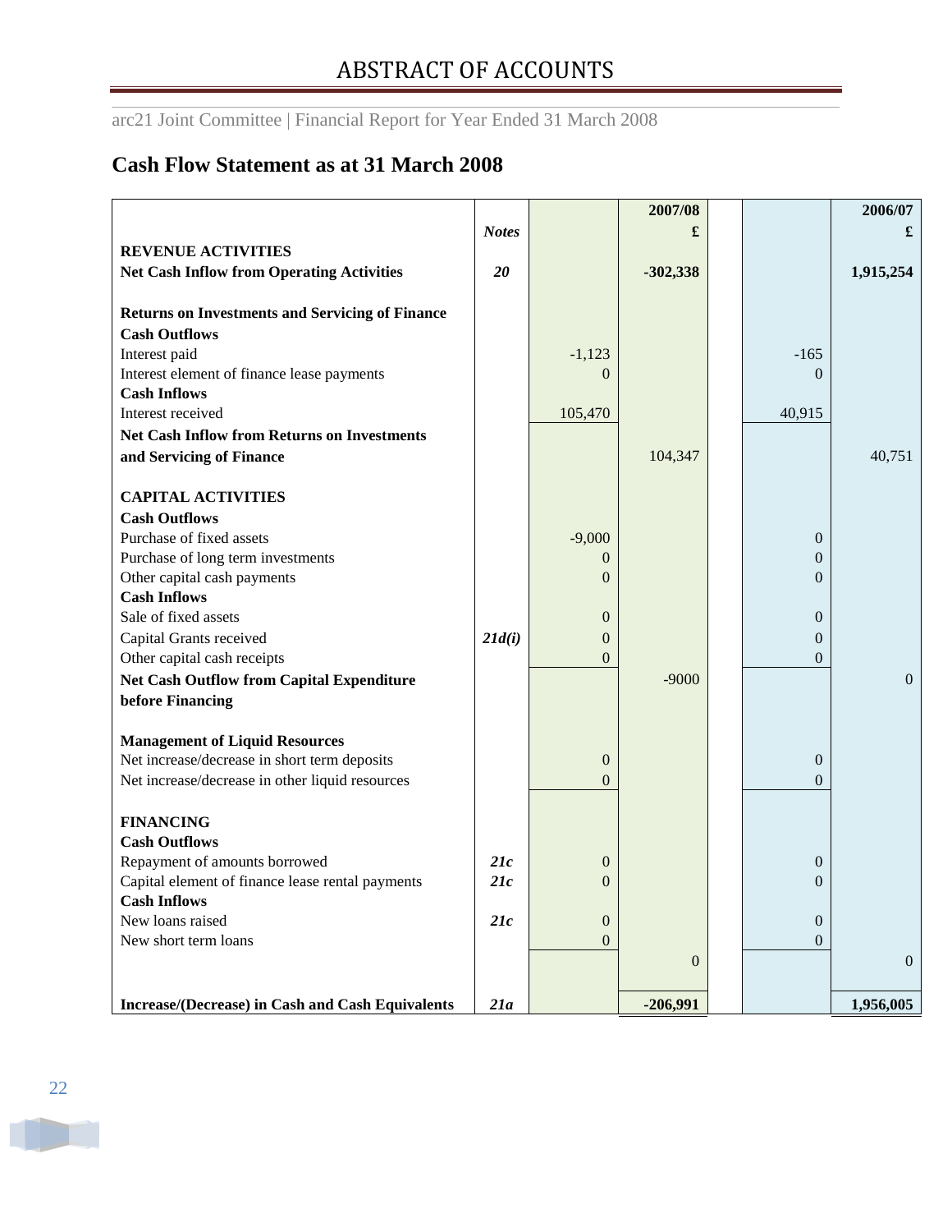# ABSTRACT OF ACCOUNTS

arc21 Joint Committee | Financial Report for Year Ended 31 March 2008

## Cash Flow Statement as at 31 March 2008

| | Notes | | 2007/08 £ | | 2006/07 £ |
|---|---|---|---|---|---|
| **REVENUE ACTIVITIES** | | | | | |
| **Net Cash Inflow from Operating Activities** | ***20*** | | **-302,338** | | **1,915,254** |
| | | | | | |
| **Returns on Investments and Servicing of Finance** | | | | | |
| **Cash Outflows** | | | | | |
| Interest paid | | -1,123 | | -165 | |
| Interest element of finance lease payments | | 0 | | 0 | |
| **Cash Inflows** | | | | | |
| Interest received | | 105,470 | | 40,915 | |
| **Net Cash Inflow from Returns on Investments and Servicing of Finance** | | | 104,347 | | 40,751 |
| | | | | | |
| **CAPITAL ACTIVITIES** | | | | | |
| **Cash Outflows** | | | | | |
| Purchase of fixed assets | | -9,000 | | 0 | |
| Purchase of long term investments | | 0 | | 0 | |
| Other capital cash payments | | 0 | | 0 | |
| **Cash Inflows** | | | | | |
| Sale of fixed assets | | 0 | | 0 | |
| Capital Grants received | ***21d(i)*** | 0 | | 0 | |
| Other capital cash receipts | | 0 | | 0 | |
| **Net Cash Outflow from Capital Expenditure before Financing** | | | -9000 | | 0 |
| | | | | | |
| **Management of Liquid Resources** | | | | | |
| Net increase/decrease in short term deposits | | 0 | | 0 | |
| Net increase/decrease in other liquid resources | | 0 | | 0 | |
| | | | | | |
| **FINANCING** | | | | | |
| **Cash Outflows** | | | | | |
| Repayment of amounts borrowed | ***21c*** | 0 | | 0 | |
| Capital element of finance lease rental payments | ***21c*** | 0 | | 0 | |
| **Cash Inflows** | | | | | |
| New loans raised | ***21c*** | 0 | | 0 | |
| New short term loans | | 0 | | 0 | |
| | | | 0 | | 0 |
| | | | | | |
| **Increase/(Decrease) in Cash and Cash Equivalents** | ***21a*** | | **-206,991** | | **1,956,005** |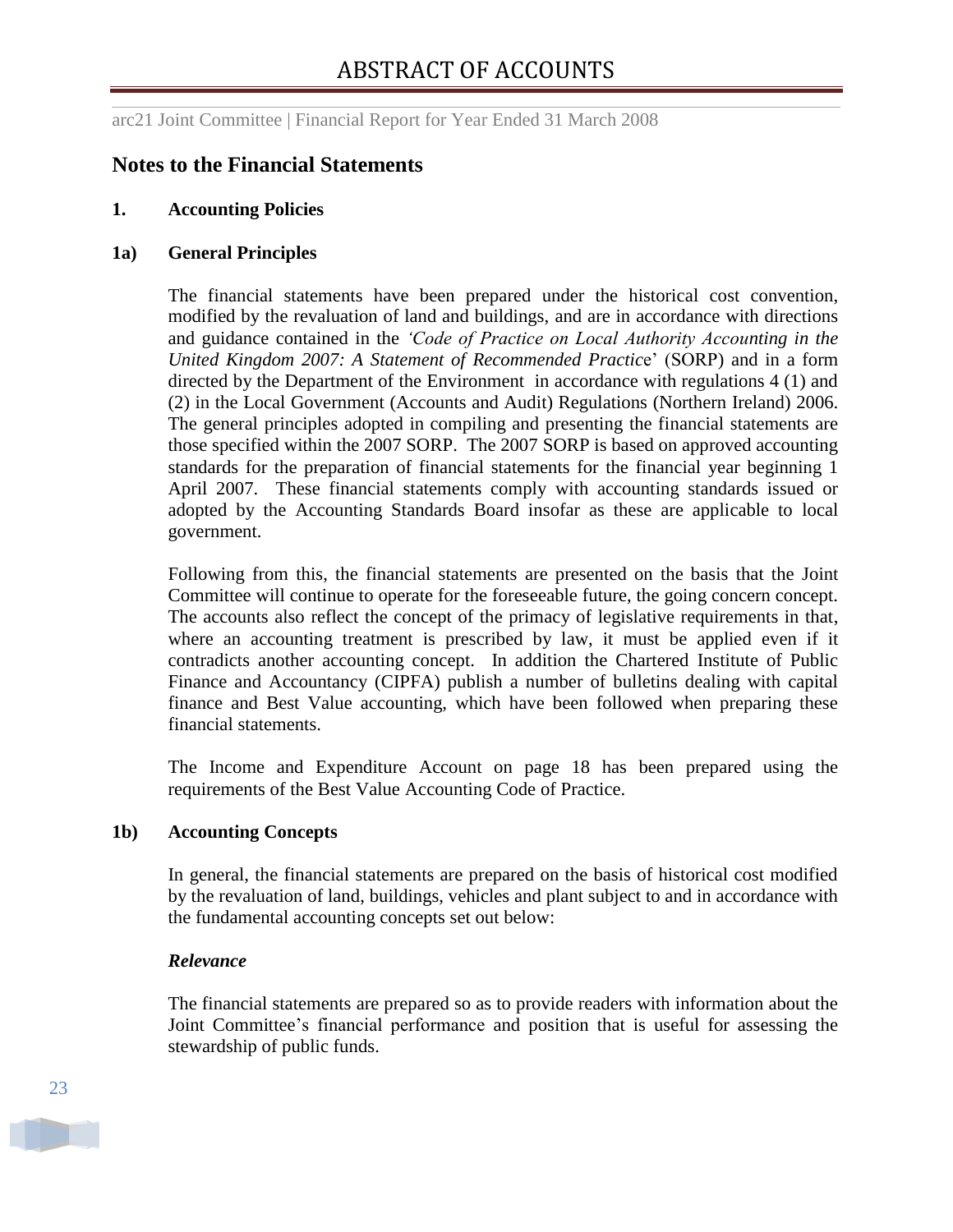## Notes to the Financial Statements

### 1. Accounting Policies

### 1a) General Principles

The financial statements have been prepared under the historical cost convention, modified by the revaluation of land and buildings, and are in accordance with directions and guidance contained in the *'Code of Practice on Local Authority Accounting in the United Kingdom 2007: A Statement of Recommended Practice*' (SORP) and in a form directed by the Department of the Environment in accordance with regulations 4 (1) and (2) in the Local Government (Accounts and Audit) Regulations (Northern Ireland) 2006. The general principles adopted in compiling and presenting the financial statements are those specified within the 2007 SORP. The 2007 SORP is based on approved accounting standards for the preparation of financial statements for the financial year beginning 1 April 2007. These financial statements comply with accounting standards issued or adopted by the Accounting Standards Board insofar as these are applicable to local government.

Following from this, the financial statements are presented on the basis that the Joint Committee will continue to operate for the foreseeable future, the going concern concept. The accounts also reflect the concept of the primacy of legislative requirements in that, where an accounting treatment is prescribed by law, it must be applied even if it contradicts another accounting concept. In addition the Chartered Institute of Public Finance and Accountancy (CIPFA) publish a number of bulletins dealing with capital finance and Best Value accounting, which have been followed when preparing these financial statements.

The Income and Expenditure Account on page 18 has been prepared using the requirements of the Best Value Accounting Code of Practice.

### 1b) Accounting Concepts

In general, the financial statements are prepared on the basis of historical cost modified by the revaluation of land, buildings, vehicles and plant subject to and in accordance with the fundamental accounting concepts set out below:

***Relevance***

The financial statements are prepared so as to provide readers with information about the Joint Committee's financial performance and position that is useful for assessing the stewardship of public funds.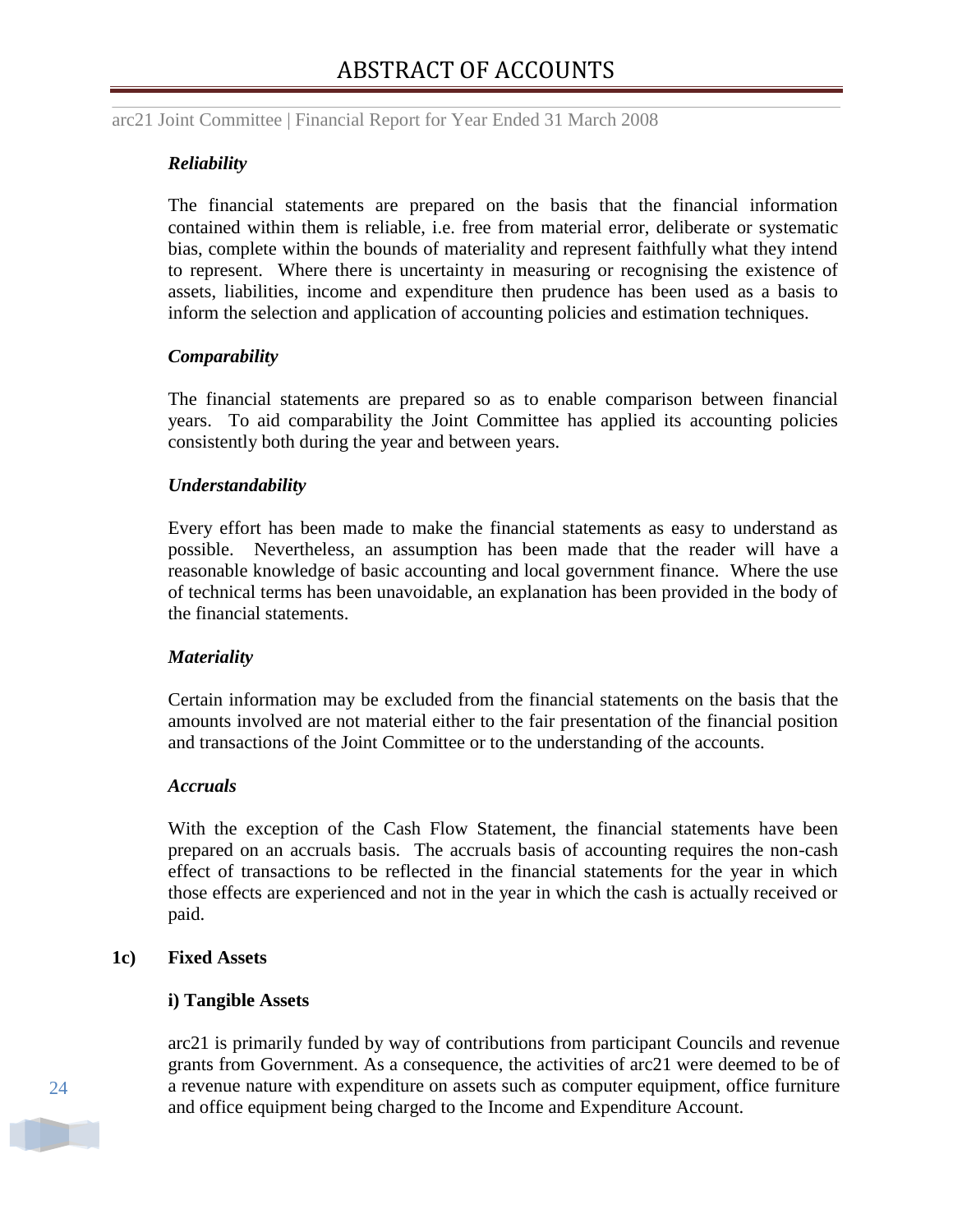***Reliability***

The financial statements are prepared on the basis that the financial information contained within them is reliable, i.e. free from material error, deliberate or systematic bias, complete within the bounds of materiality and represent faithfully what they intend to represent. Where there is uncertainty in measuring or recognising the existence of assets, liabilities, income and expenditure then prudence has been used as a basis to inform the selection and application of accounting policies and estimation techniques.

***Comparability***

The financial statements are prepared so as to enable comparison between financial years. To aid comparability the Joint Committee has applied its accounting policies consistently both during the year and between years.

***Understandability***

Every effort has been made to make the financial statements as easy to understand as possible. Nevertheless, an assumption has been made that the reader will have a reasonable knowledge of basic accounting and local government finance. Where the use of technical terms has been unavoidable, an explanation has been provided in the body of the financial statements.

***Materiality***

Certain information may be excluded from the financial statements on the basis that the amounts involved are not material either to the fair presentation of the financial position and transactions of the Joint Committee or to the understanding of the accounts.

***Accruals***

With the exception of the Cash Flow Statement, the financial statements have been prepared on an accruals basis. The accruals basis of accounting requires the non-cash effect of transactions to be reflected in the financial statements for the year in which those effects are experienced and not in the year in which the cash is actually received or paid.

**1c) Fixed Assets**

**i) Tangible Assets**

arc21 is primarily funded by way of contributions from participant Councils and revenue grants from Government. As a consequence, the activities of arc21 were deemed to be of a revenue nature with expenditure on assets such as computer equipment, office furniture and office equipment being charged to the Income and Expenditure Account.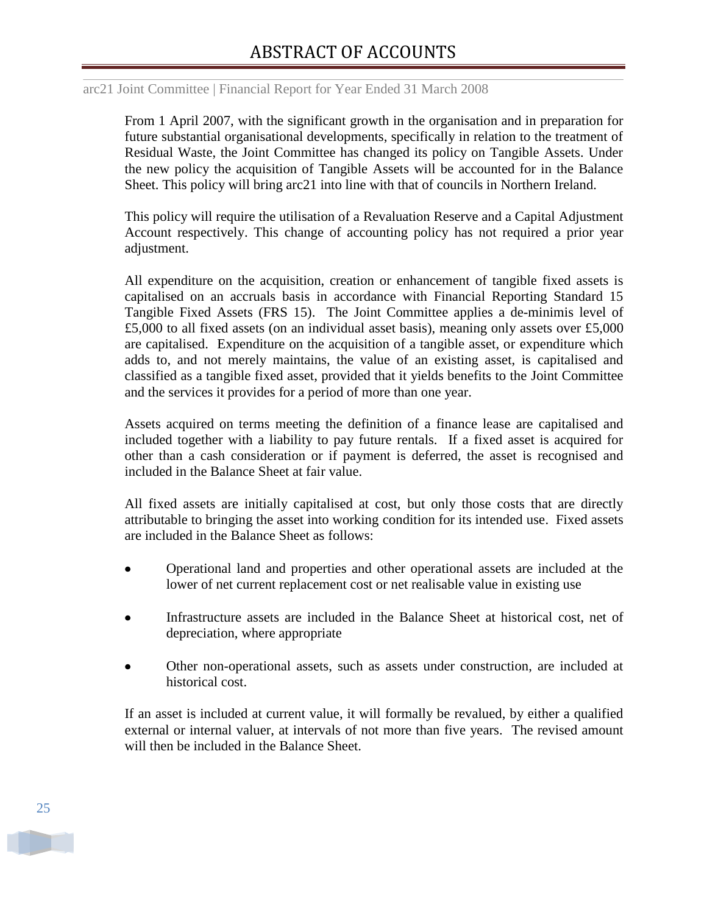From 1 April 2007, with the significant growth in the organisation and in preparation for future substantial organisational developments, specifically in relation to the treatment of Residual Waste, the Joint Committee has changed its policy on Tangible Assets. Under the new policy the acquisition of Tangible Assets will be accounted for in the Balance Sheet. This policy will bring arc21 into line with that of councils in Northern Ireland.

This policy will require the utilisation of a Revaluation Reserve and a Capital Adjustment Account respectively. This change of accounting policy has not required a prior year adjustment.

All expenditure on the acquisition, creation or enhancement of tangible fixed assets is capitalised on an accruals basis in accordance with Financial Reporting Standard 15 Tangible Fixed Assets (FRS 15). The Joint Committee applies a de-minimis level of £5,000 to all fixed assets (on an individual asset basis), meaning only assets over £5,000 are capitalised. Expenditure on the acquisition of a tangible asset, or expenditure which adds to, and not merely maintains, the value of an existing asset, is capitalised and classified as a tangible fixed asset, provided that it yields benefits to the Joint Committee and the services it provides for a period of more than one year.

Assets acquired on terms meeting the definition of a finance lease are capitalised and included together with a liability to pay future rentals. If a fixed asset is acquired for other than a cash consideration or if payment is deferred, the asset is recognised and included in the Balance Sheet at fair value.

All fixed assets are initially capitalised at cost, but only those costs that are directly attributable to bringing the asset into working condition for its intended use. Fixed assets are included in the Balance Sheet as follows:

- Operational land and properties and other operational assets are included at the lower of net current replacement cost or net realisable value in existing use
- Infrastructure assets are included in the Balance Sheet at historical cost, net of depreciation, where appropriate
- Other non-operational assets, such as assets under construction, are included at historical cost.

If an asset is included at current value, it will formally be revalued, by either a qualified external or internal valuer, at intervals of not more than five years. The revised amount will then be included in the Balance Sheet.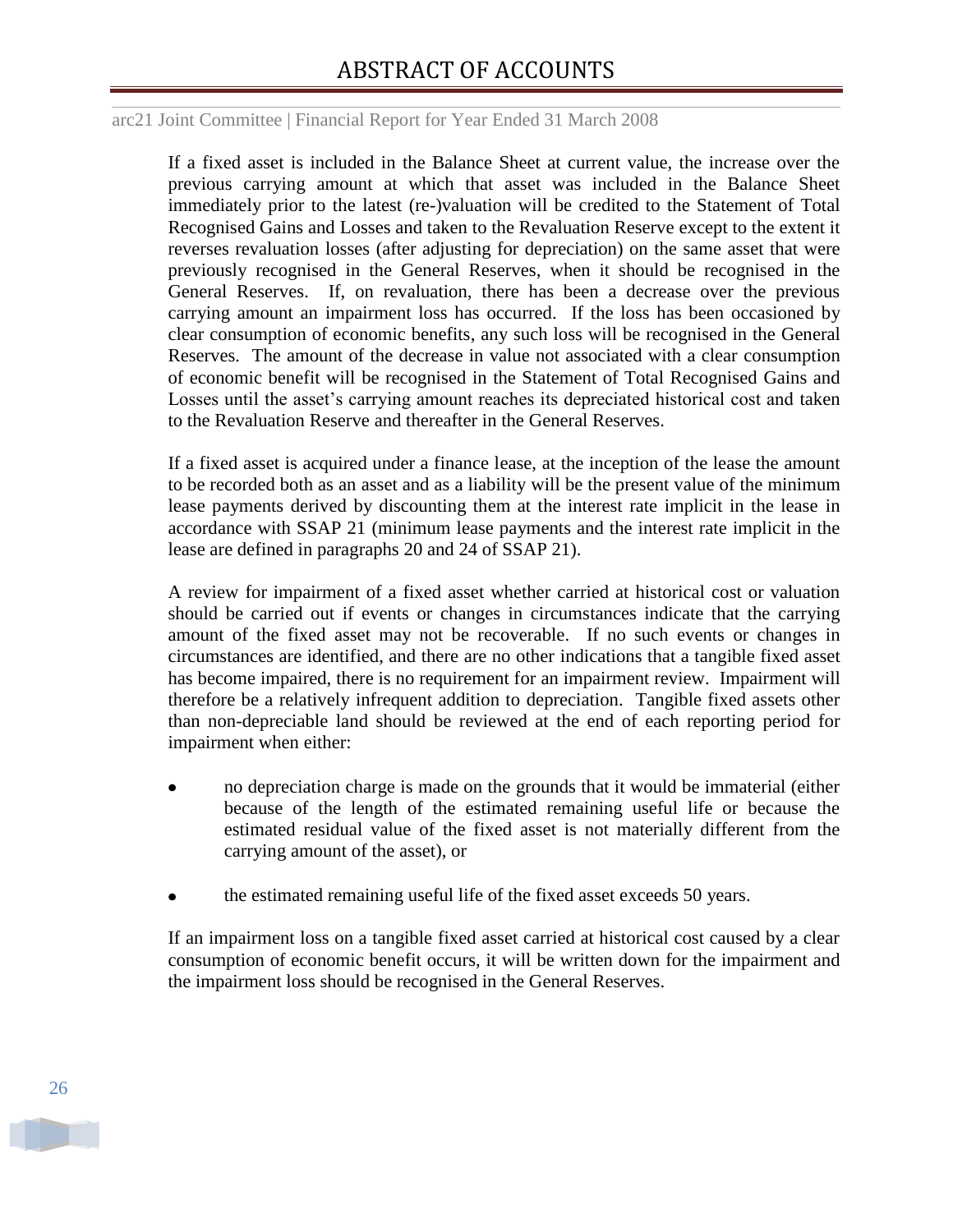If a fixed asset is included in the Balance Sheet at current value, the increase over the previous carrying amount at which that asset was included in the Balance Sheet immediately prior to the latest (re-)valuation will be credited to the Statement of Total Recognised Gains and Losses and taken to the Revaluation Reserve except to the extent it reverses revaluation losses (after adjusting for depreciation) on the same asset that were previously recognised in the General Reserves, when it should be recognised in the General Reserves. If, on revaluation, there has been a decrease over the previous carrying amount an impairment loss has occurred. If the loss has been occasioned by clear consumption of economic benefits, any such loss will be recognised in the General Reserves. The amount of the decrease in value not associated with a clear consumption of economic benefit will be recognised in the Statement of Total Recognised Gains and Losses until the asset's carrying amount reaches its depreciated historical cost and taken to the Revaluation Reserve and thereafter in the General Reserves.

If a fixed asset is acquired under a finance lease, at the inception of the lease the amount to be recorded both as an asset and as a liability will be the present value of the minimum lease payments derived by discounting them at the interest rate implicit in the lease in accordance with SSAP 21 (minimum lease payments and the interest rate implicit in the lease are defined in paragraphs 20 and 24 of SSAP 21).

A review for impairment of a fixed asset whether carried at historical cost or valuation should be carried out if events or changes in circumstances indicate that the carrying amount of the fixed asset may not be recoverable. If no such events or changes in circumstances are identified, and there are no other indications that a tangible fixed asset has become impaired, there is no requirement for an impairment review. Impairment will therefore be a relatively infrequent addition to depreciation. Tangible fixed assets other than non-depreciable land should be reviewed at the end of each reporting period for impairment when either:

- no depreciation charge is made on the grounds that it would be immaterial (either because of the length of the estimated remaining useful life or because the estimated residual value of the fixed asset is not materially different from the carrying amount of the asset), or
- the estimated remaining useful life of the fixed asset exceeds 50 years.

If an impairment loss on a tangible fixed asset carried at historical cost caused by a clear consumption of economic benefit occurs, it will be written down for the impairment and the impairment loss should be recognised in the General Reserves.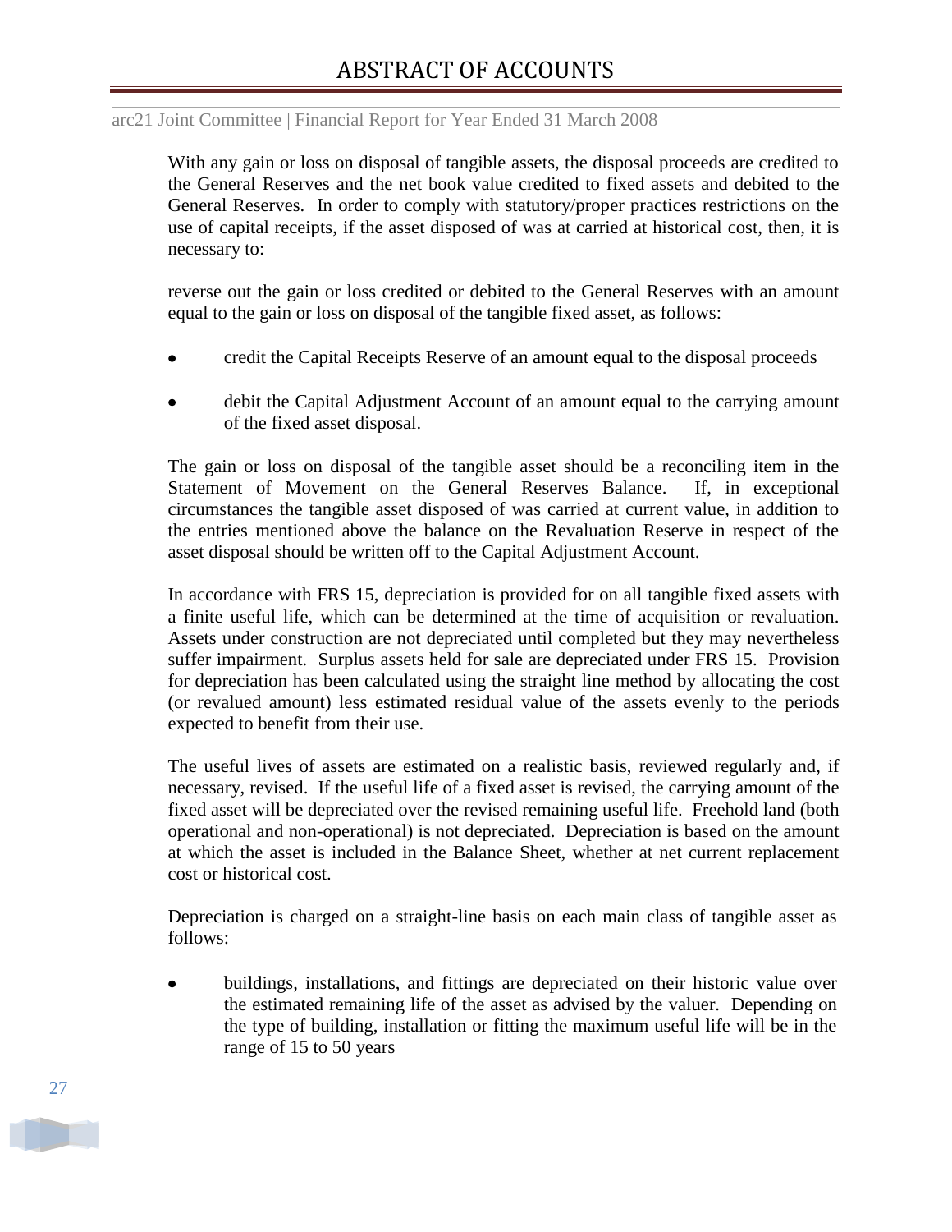With any gain or loss on disposal of tangible assets, the disposal proceeds are credited to the General Reserves and the net book value credited to fixed assets and debited to the General Reserves. In order to comply with statutory/proper practices restrictions on the use of capital receipts, if the asset disposed of was at carried at historical cost, then, it is necessary to:

reverse out the gain or loss credited or debited to the General Reserves with an amount equal to the gain or loss on disposal of the tangible fixed asset, as follows:

- credit the Capital Receipts Reserve of an amount equal to the disposal proceeds
- debit the Capital Adjustment Account of an amount equal to the carrying amount of the fixed asset disposal.

The gain or loss on disposal of the tangible asset should be a reconciling item in the Statement of Movement on the General Reserves Balance. If, in exceptional circumstances the tangible asset disposed of was carried at current value, in addition to the entries mentioned above the balance on the Revaluation Reserve in respect of the asset disposal should be written off to the Capital Adjustment Account.

In accordance with FRS 15, depreciation is provided for on all tangible fixed assets with a finite useful life, which can be determined at the time of acquisition or revaluation. Assets under construction are not depreciated until completed but they may nevertheless suffer impairment. Surplus assets held for sale are depreciated under FRS 15. Provision for depreciation has been calculated using the straight line method by allocating the cost (or revalued amount) less estimated residual value of the assets evenly to the periods expected to benefit from their use.

The useful lives of assets are estimated on a realistic basis, reviewed regularly and, if necessary, revised. If the useful life of a fixed asset is revised, the carrying amount of the fixed asset will be depreciated over the revised remaining useful life. Freehold land (both operational and non-operational) is not depreciated. Depreciation is based on the amount at which the asset is included in the Balance Sheet, whether at net current replacement cost or historical cost.

Depreciation is charged on a straight-line basis on each main class of tangible asset as follows:

- buildings, installations, and fittings are depreciated on their historic value over the estimated remaining life of the asset as advised by the valuer. Depending on the type of building, installation or fitting the maximum useful life will be in the range of 15 to 50 years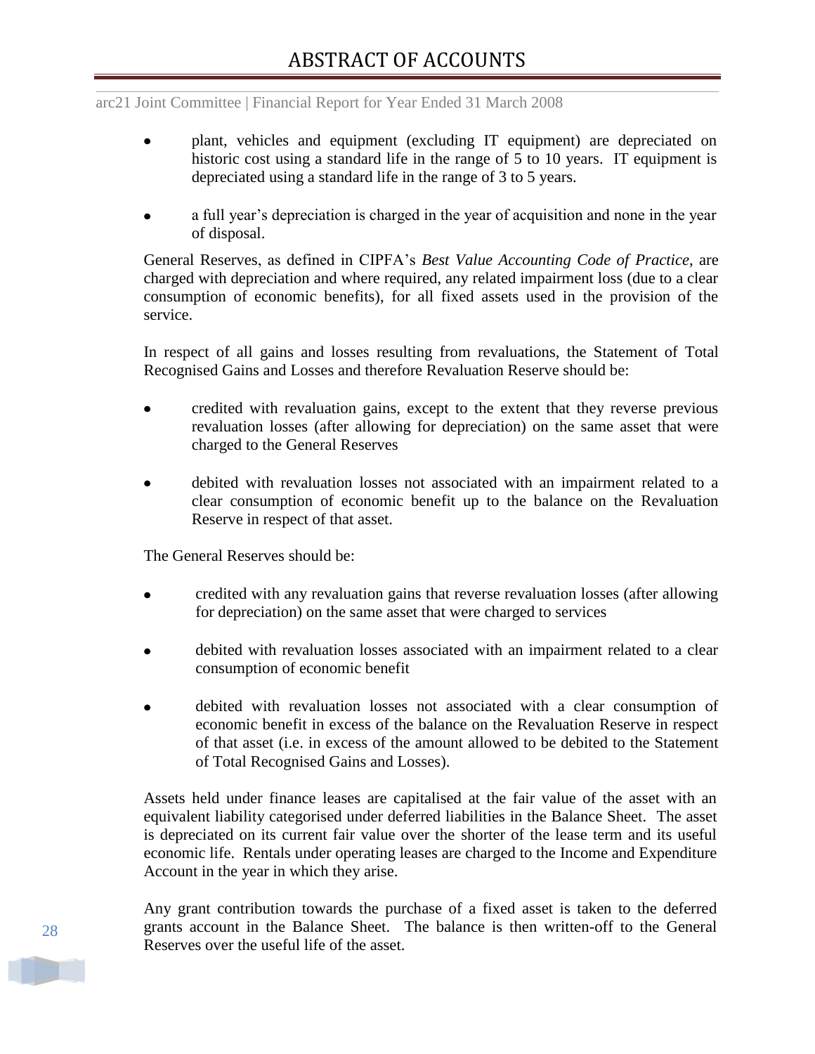- plant, vehicles and equipment (excluding IT equipment) are depreciated on historic cost using a standard life in the range of 5 to 10 years. IT equipment is depreciated using a standard life in the range of 3 to 5 years.

- a full year's depreciation is charged in the year of acquisition and none in the year of disposal.

General Reserves, as defined in CIPFA's *Best Value Accounting Code of Practice*, are charged with depreciation and where required, any related impairment loss (due to a clear consumption of economic benefits), for all fixed assets used in the provision of the service.

In respect of all gains and losses resulting from revaluations, the Statement of Total Recognised Gains and Losses and therefore Revaluation Reserve should be:

- credited with revaluation gains, except to the extent that they reverse previous revaluation losses (after allowing for depreciation) on the same asset that were charged to the General Reserves

- debited with revaluation losses not associated with an impairment related to a clear consumption of economic benefit up to the balance on the Revaluation Reserve in respect of that asset.

The General Reserves should be:

- credited with any revaluation gains that reverse revaluation losses (after allowing for depreciation) on the same asset that were charged to services

- debited with revaluation losses associated with an impairment related to a clear consumption of economic benefit

- debited with revaluation losses not associated with a clear consumption of economic benefit in excess of the balance on the Revaluation Reserve in respect of that asset (i.e. in excess of the amount allowed to be debited to the Statement of Total Recognised Gains and Losses).

Assets held under finance leases are capitalised at the fair value of the asset with an equivalent liability categorised under deferred liabilities in the Balance Sheet. The asset is depreciated on its current fair value over the shorter of the lease term and its useful economic life. Rentals under operating leases are charged to the Income and Expenditure Account in the year in which they arise.

Any grant contribution towards the purchase of a fixed asset is taken to the deferred grants account in the Balance Sheet. The balance is then written-off to the General Reserves over the useful life of the asset.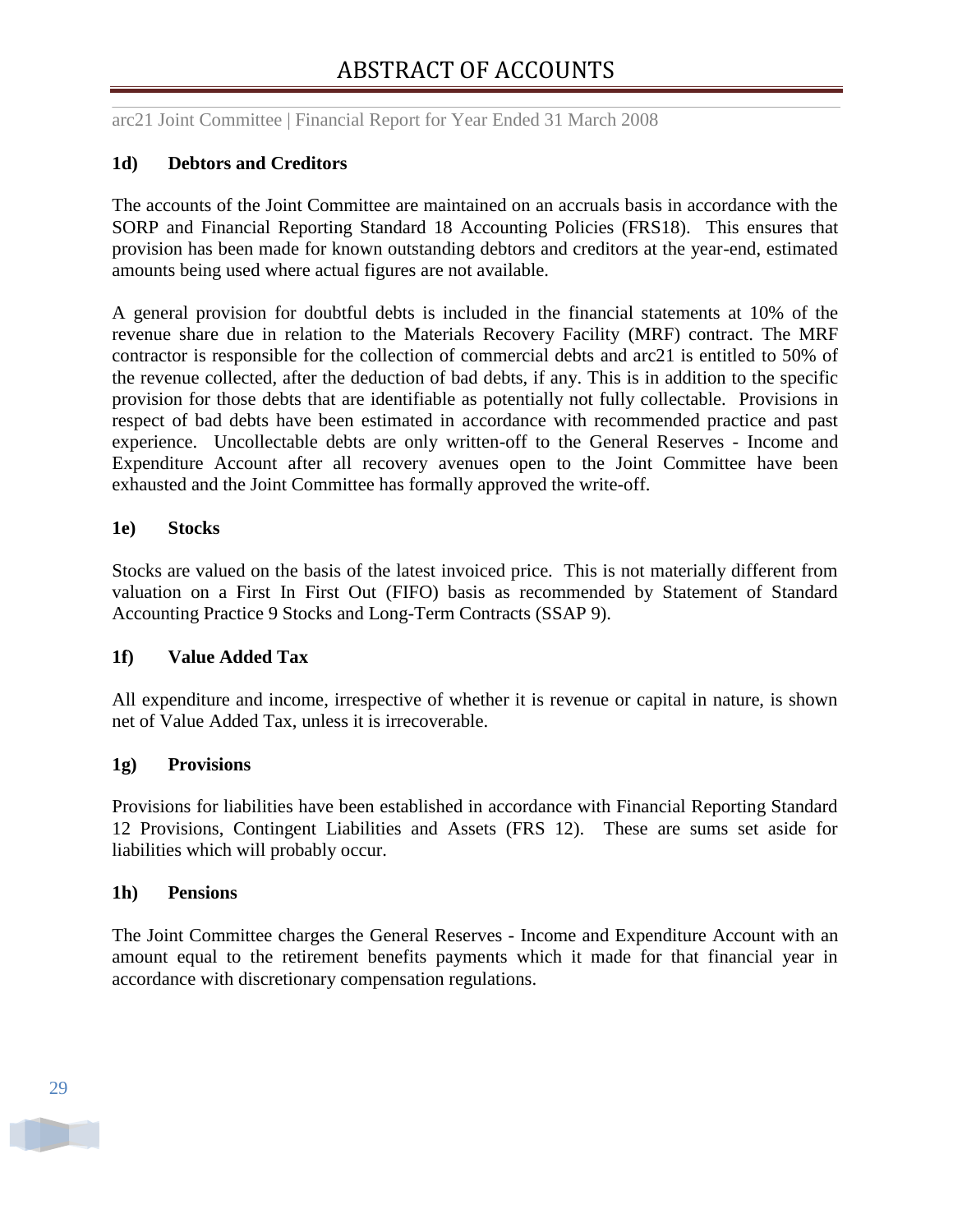### 1d) Debtors and Creditors

The accounts of the Joint Committee are maintained on an accruals basis in accordance with the SORP and Financial Reporting Standard 18 Accounting Policies (FRS18). This ensures that provision has been made for known outstanding debtors and creditors at the year-end, estimated amounts being used where actual figures are not available.

A general provision for doubtful debts is included in the financial statements at 10% of the revenue share due in relation to the Materials Recovery Facility (MRF) contract. The MRF contractor is responsible for the collection of commercial debts and arc21 is entitled to 50% of the revenue collected, after the deduction of bad debts, if any. This is in addition to the specific provision for those debts that are identifiable as potentially not fully collectable. Provisions in respect of bad debts have been estimated in accordance with recommended practice and past experience. Uncollectable debts are only written-off to the General Reserves - Income and Expenditure Account after all recovery avenues open to the Joint Committee have been exhausted and the Joint Committee has formally approved the write-off.

### 1e) Stocks

Stocks are valued on the basis of the latest invoiced price. This is not materially different from valuation on a First In First Out (FIFO) basis as recommended by Statement of Standard Accounting Practice 9 Stocks and Long-Term Contracts (SSAP 9).

### 1f) Value Added Tax

All expenditure and income, irrespective of whether it is revenue or capital in nature, is shown net of Value Added Tax, unless it is irrecoverable.

### 1g) Provisions

Provisions for liabilities have been established in accordance with Financial Reporting Standard 12 Provisions, Contingent Liabilities and Assets (FRS 12). These are sums set aside for liabilities which will probably occur.

### 1h) Pensions

The Joint Committee charges the General Reserves - Income and Expenditure Account with an amount equal to the retirement benefits payments which it made for that financial year in accordance with discretionary compensation regulations.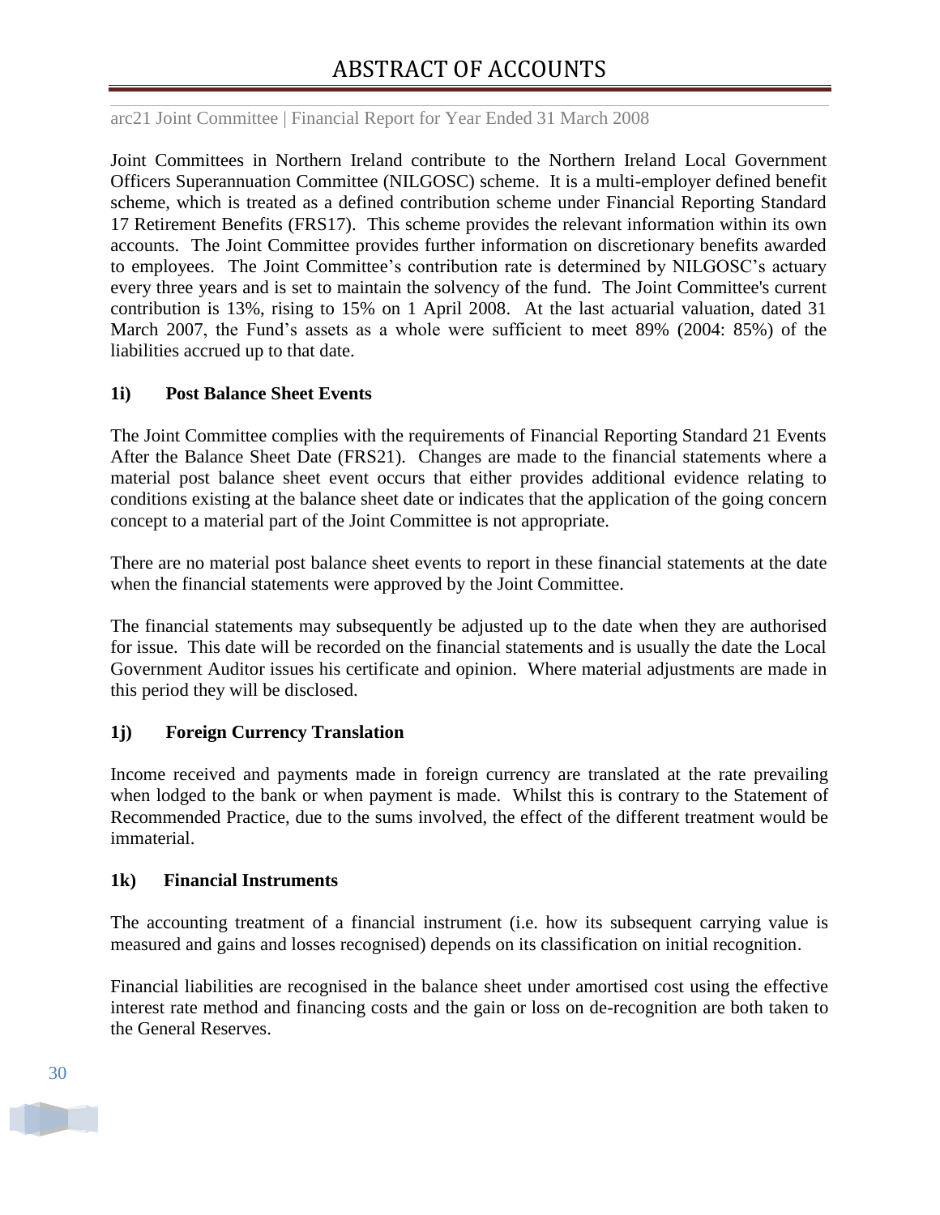Joint Committees in Northern Ireland contribute to the Northern Ireland Local Government Officers Superannuation Committee (NILGOSC) scheme. It is a multi-employer defined benefit scheme, which is treated as a defined contribution scheme under Financial Reporting Standard 17 Retirement Benefits (FRS17). This scheme provides the relevant information within its own accounts. The Joint Committee provides further information on discretionary benefits awarded to employees. The Joint Committee's contribution rate is determined by NILGOSC's actuary every three years and is set to maintain the solvency of the fund. The Joint Committee's current contribution is 13%, rising to 15% on 1 April 2008. At the last actuarial valuation, dated 31 March 2007, the Fund's assets as a whole were sufficient to meet 89% (2004: 85%) of the liabilities accrued up to that date.

### 1i) Post Balance Sheet Events

The Joint Committee complies with the requirements of Financial Reporting Standard 21 Events After the Balance Sheet Date (FRS21). Changes are made to the financial statements where a material post balance sheet event occurs that either provides additional evidence relating to conditions existing at the balance sheet date or indicates that the application of the going concern concept to a material part of the Joint Committee is not appropriate.

There are no material post balance sheet events to report in these financial statements at the date when the financial statements were approved by the Joint Committee.

The financial statements may subsequently be adjusted up to the date when they are authorised for issue. This date will be recorded on the financial statements and is usually the date the Local Government Auditor issues his certificate and opinion. Where material adjustments are made in this period they will be disclosed.

### 1j) Foreign Currency Translation

Income received and payments made in foreign currency are translated at the rate prevailing when lodged to the bank or when payment is made. Whilst this is contrary to the Statement of Recommended Practice, due to the sums involved, the effect of the different treatment would be immaterial.

### 1k) Financial Instruments

The accounting treatment of a financial instrument (i.e. how its subsequent carrying value is measured and gains and losses recognised) depends on its classification on initial recognition.

Financial liabilities are recognised in the balance sheet under amortised cost using the effective interest rate method and financing costs and the gain or loss on de-recognition are both taken to the General Reserves.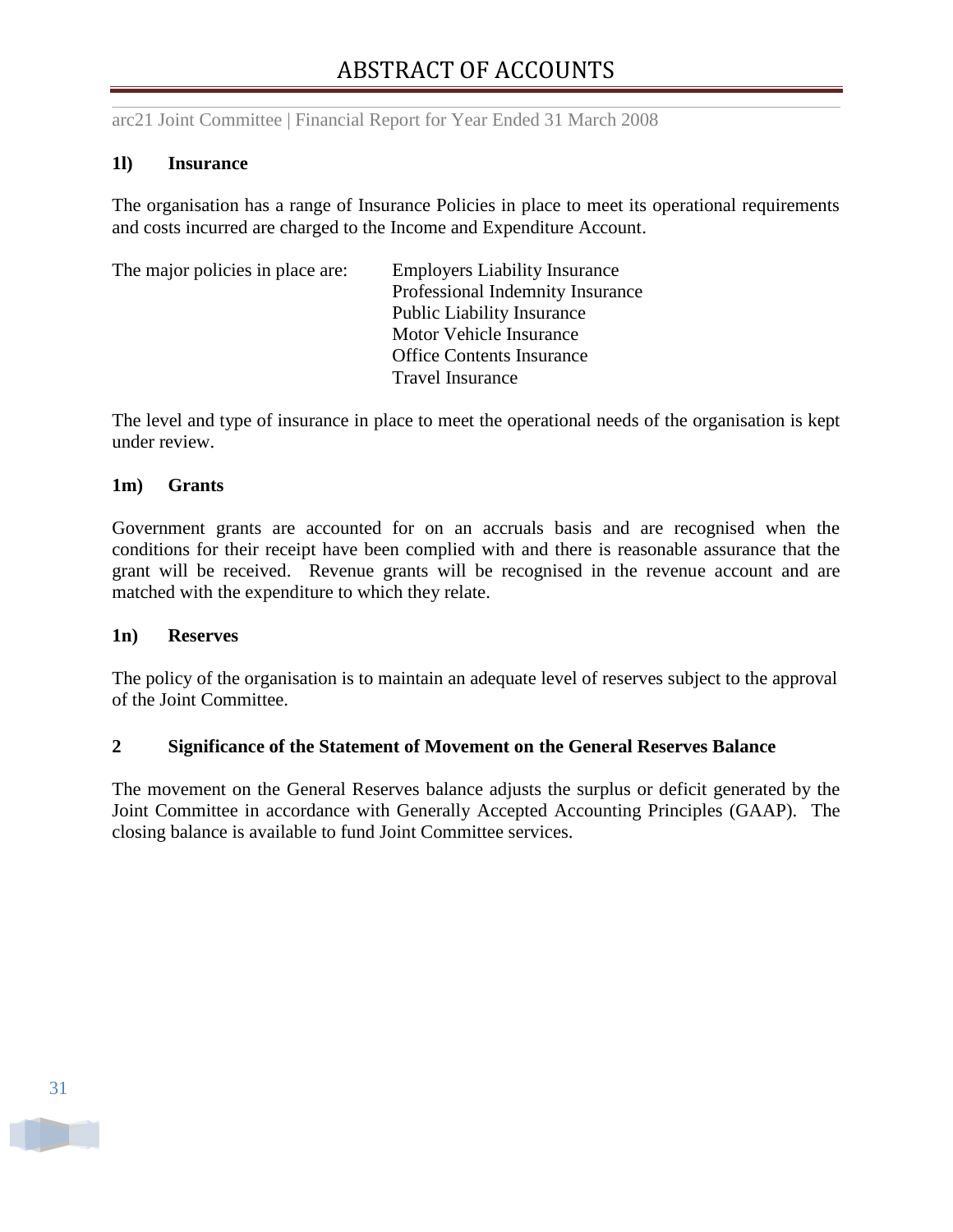### 1l) Insurance

The organisation has a range of Insurance Policies in place to meet its operational requirements and costs incurred are charged to the Income and Expenditure Account.

The major policies in place are:

- Employers Liability Insurance
- Professional Indemnity Insurance
- Public Liability Insurance
- Motor Vehicle Insurance
- Office Contents Insurance
- Travel Insurance

The level and type of insurance in place to meet the operational needs of the organisation is kept under review.

### 1m) Grants

Government grants are accounted for on an accruals basis and are recognised when the conditions for their receipt have been complied with and there is reasonable assurance that the grant will be received. Revenue grants will be recognised in the revenue account and are matched with the expenditure to which they relate.

### 1n) Reserves

The policy of the organisation is to maintain an adequate level of reserves subject to the approval of the Joint Committee.

## 2 Significance of the Statement of Movement on the General Reserves Balance

The movement on the General Reserves balance adjusts the surplus or deficit generated by the Joint Committee in accordance with Generally Accepted Accounting Principles (GAAP). The closing balance is available to fund Joint Committee services.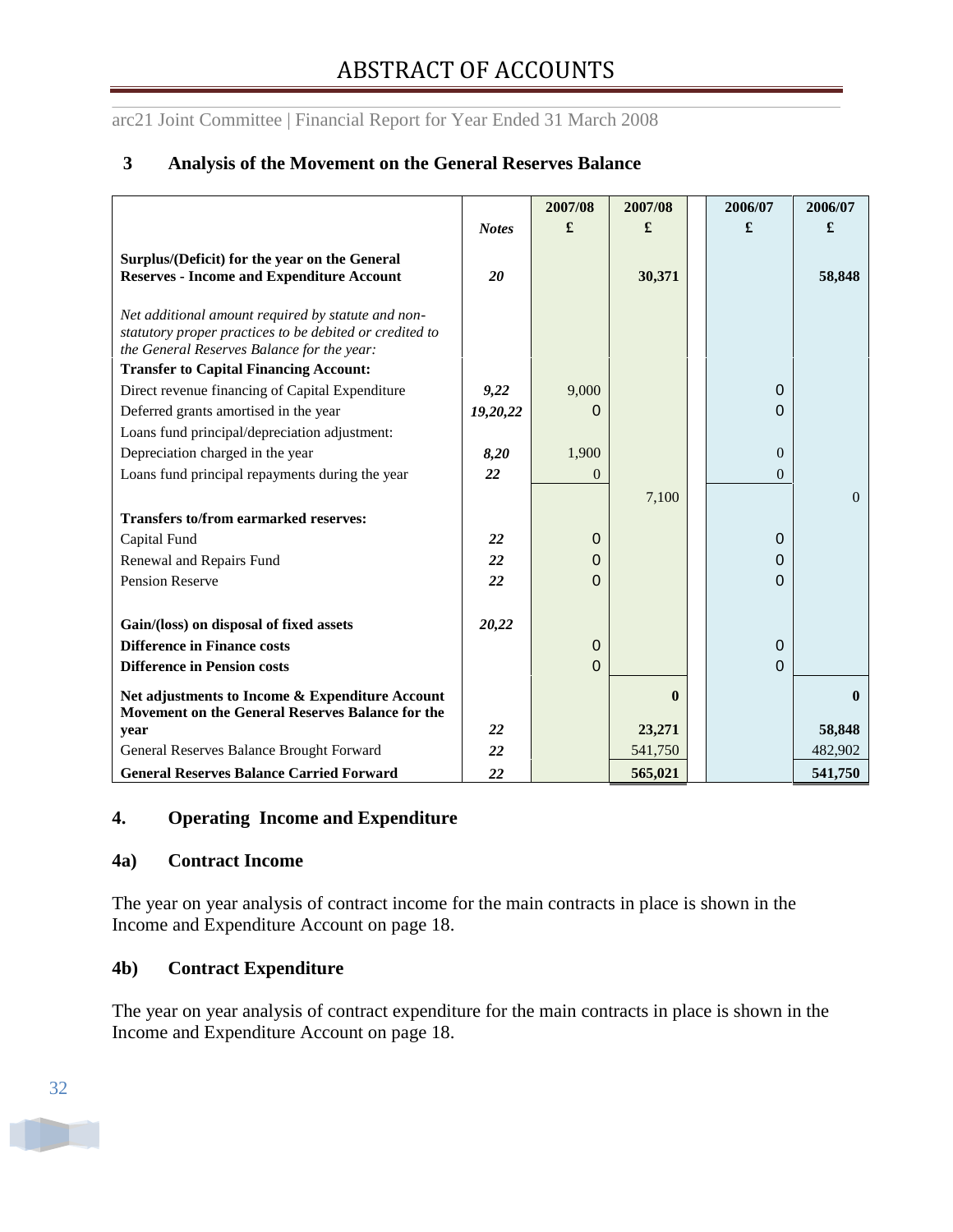### 3 Analysis of the Movement on the General Reserves Balance

| | Notes | 2007/08 £ | 2007/08 £ | 2006/07 £ | 2006/07 £ |
|---|---|---|---|---|---|
| **Surplus/(Deficit) for the year on the General Reserves - Income and Expenditure Account** | ***20*** | | **30,371** | | **58,848** |
| *Net additional amount required by statute and non-statutory proper practices to be debited or credited to the General Reserves Balance for the year:* | | | | | |
| **Transfer to Capital Financing Account:** | | | | | |
| Direct revenue financing of Capital Expenditure | ***9,22*** | 9,000 | | 0 | |
| Deferred grants amortised in the year | ***19,20,22*** | 0 | | 0 | |
| Loans fund principal/depreciation adjustment: | | | | | |
| Depreciation charged in the year | ***8,20*** | 1,900 | | 0 | |
| Loans fund principal repayments during the year | ***22*** | 0 | | 0 | |
| | | | 7,100 | | 0 |
| **Transfers to/from earmarked reserves:** | | | | | |
| Capital Fund | ***22*** | 0 | | 0 | |
| Renewal and Repairs Fund | ***22*** | 0 | | 0 | |
| Pension Reserve | ***22*** | 0 | | 0 | |
| **Gain/(loss) on disposal of fixed assets** | ***20,22*** | | | | |
| **Difference in Finance costs** | | 0 | | 0 | |
| **Difference in Pension costs** | | 0 | | 0 | |
| **Net adjustments to Income & Expenditure Account** | | | **0** | | **0** |
| **Movement on the General Reserves Balance for the year** | ***22*** | | **23,271** | | **58,848** |
| General Reserves Balance Brought Forward | ***22*** | | 541,750 | | 482,902 |
| **General Reserves Balance Carried Forward** | ***22*** | | **565,021** | | **541,750** |

### 4. Operating Income and Expenditure

#### 4a) Contract Income

The year on year analysis of contract income for the main contracts in place is shown in the Income and Expenditure Account on page 18.

#### 4b) Contract Expenditure

The year on year analysis of contract expenditure for the main contracts in place is shown in the Income and Expenditure Account on page 18.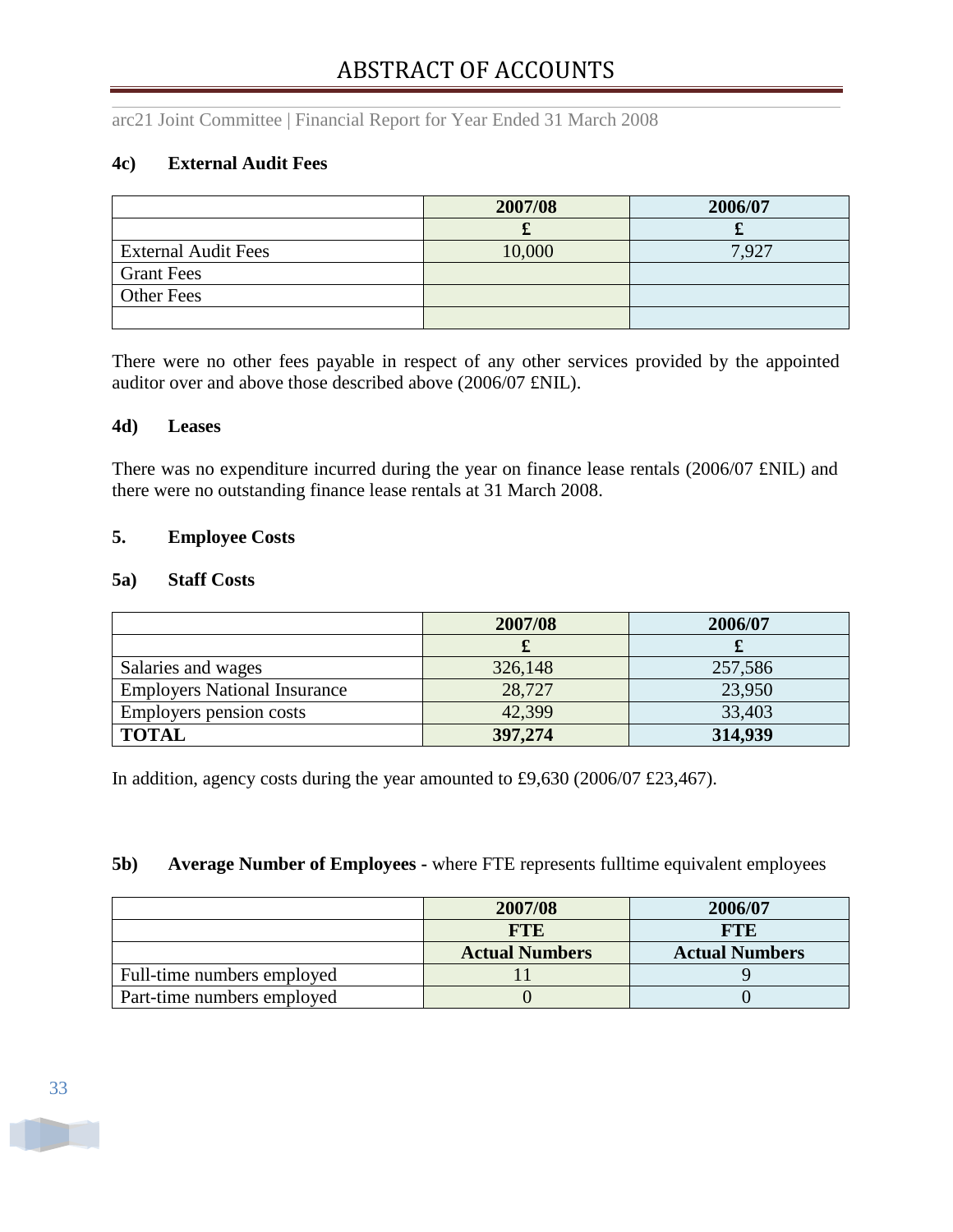### 4c) External Audit Fees

| | 2007/08 | 2006/07 |
|---|---|---|
| | £ | £ |
| External Audit Fees | 10,000 | 7,927 |
| Grant Fees | | |
| Other Fees | | |
| | | |

There were no other fees payable in respect of any other services provided by the appointed auditor over and above those described above (2006/07 £NIL).

### 4d) Leases

There was no expenditure incurred during the year on finance lease rentals (2006/07 £NIL) and there were no outstanding finance lease rentals at 31 March 2008.

## 5. Employee Costs

### 5a) Staff Costs

| | 2007/08 | 2006/07 |
|---|---|---|
| | £ | £ |
| Salaries and wages | 326,148 | 257,586 |
| Employers National Insurance | 28,727 | 23,950 |
| Employers pension costs | 42,399 | 33,403 |
| **TOTAL** | **397,274** | **314,939** |

In addition, agency costs during the year amounted to £9,630 (2006/07 £23,467).

### 5b) Average Number of Employees - where FTE represents fulltime equivalent employees

| | 2007/08 | 2006/07 |
|---|---|---|
| | FTE | FTE |
| | Actual Numbers | Actual Numbers |
| Full-time numbers employed | 11 | 9 |
| Part-time numbers employed | 0 | 0 |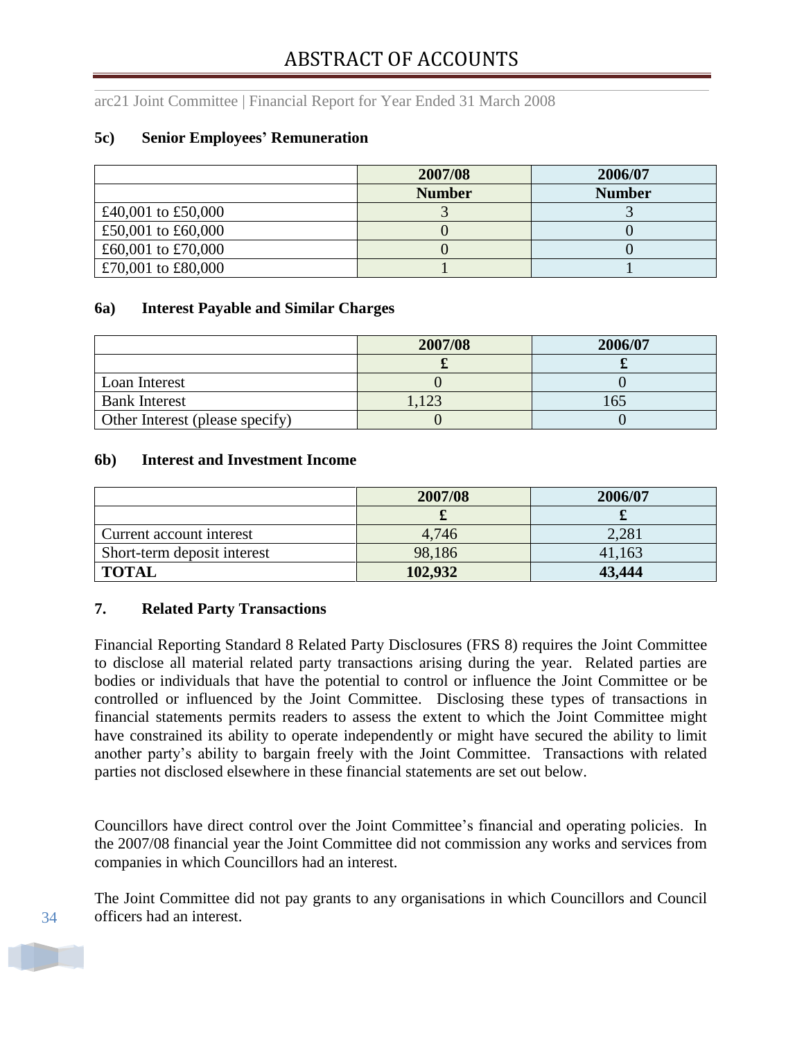### 5c) Senior Employees' Remuneration

| | 2007/08 | 2006/07 |
|---|---|---|
| | **Number** | **Number** |
| £40,001 to £50,000 | 3 | 3 |
| £50,001 to £60,000 | 0 | 0 |
| £60,001 to £70,000 | 0 | 0 |
| £70,001 to £80,000 | 1 | 1 |

### 6a) Interest Payable and Similar Charges

| | 2007/08 | 2006/07 |
|---|---|---|
| | **£** | **£** |
| Loan Interest | 0 | 0 |
| Bank Interest | 1,123 | 165 |
| Other Interest (please specify) | 0 | 0 |

### 6b) Interest and Investment Income

| | 2007/08 | 2006/07 |
|---|---|---|
| | **£** | **£** |
| Current account interest | 4,746 | 2,281 |
| Short-term deposit interest | 98,186 | 41,163 |
| **TOTAL** | **102,932** | **43,444** |

### 7. Related Party Transactions

Financial Reporting Standard 8 Related Party Disclosures (FRS 8) requires the Joint Committee to disclose all material related party transactions arising during the year. Related parties are bodies or individuals that have the potential to control or influence the Joint Committee or be controlled or influenced by the Joint Committee. Disclosing these types of transactions in financial statements permits readers to assess the extent to which the Joint Committee might have constrained its ability to operate independently or might have secured the ability to limit another party's ability to bargain freely with the Joint Committee. Transactions with related parties not disclosed elsewhere in these financial statements are set out below.

Councillors have direct control over the Joint Committee's financial and operating policies. In the 2007/08 financial year the Joint Committee did not commission any works and services from companies in which Councillors had an interest.

The Joint Committee did not pay grants to any organisations in which Councillors and Council officers had an interest.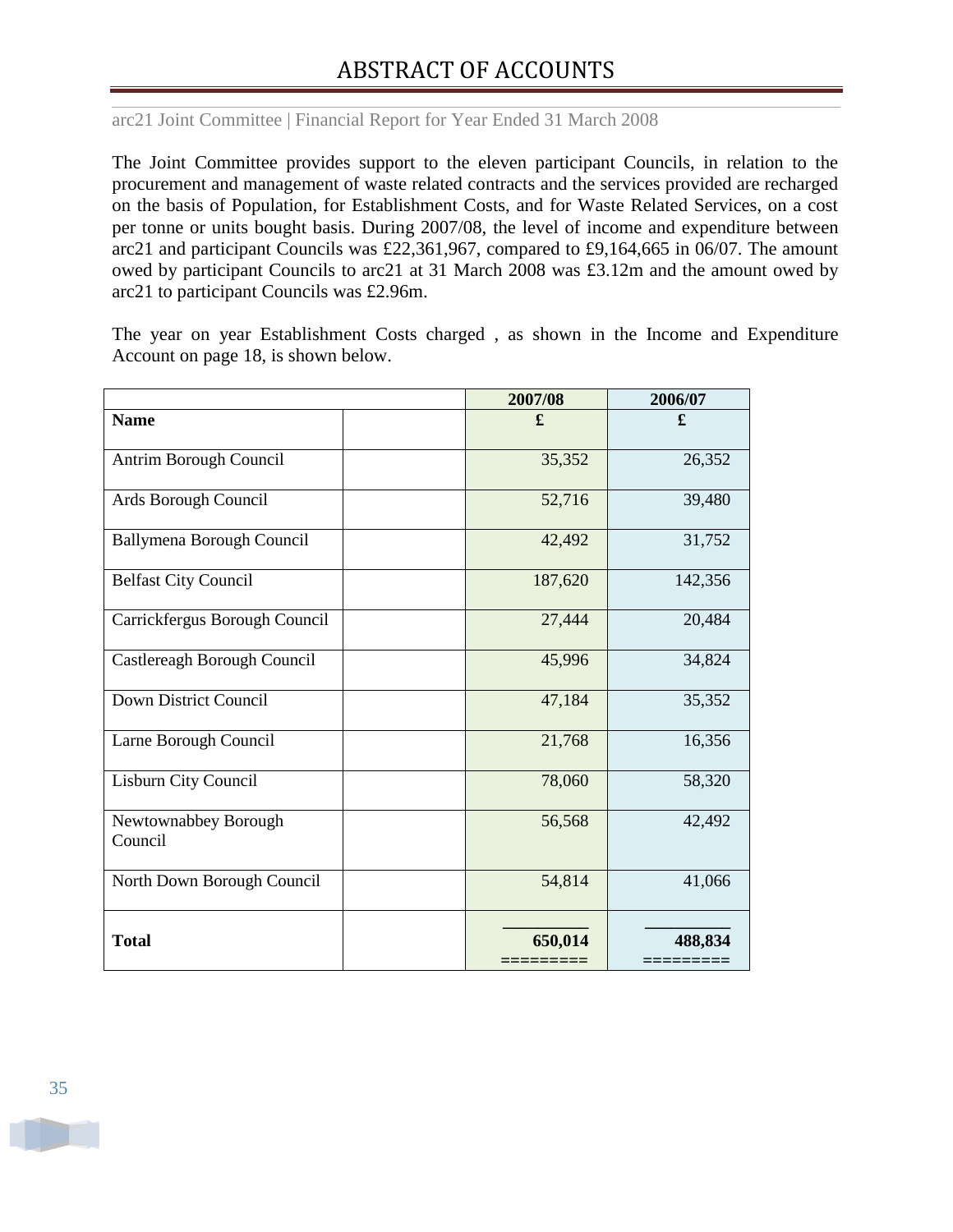# ABSTRACT OF ACCOUNTS

The Joint Committee provides support to the eleven participant Councils, in relation to the procurement and management of waste related contracts and the services provided are recharged on the basis of Population, for Establishment Costs, and for Waste Related Services, on a cost per tonne or units bought basis. During 2007/08, the level of income and expenditure between arc21 and participant Councils was £22,361,967, compared to £9,164,665 in 06/07. The amount owed by participant Councils to arc21 at 31 March 2008 was £3.12m and the amount owed by arc21 to participant Councils was £2.96m.

The year on year Establishment Costs charged , as shown in the Income and Expenditure Account on page 18, is shown below.

| | | 2007/08 | 2006/07 |
|---|---|---|---|
| **Name** | | **£** | **£** |
| Antrim Borough Council | | 35,352 | 26,352 |
| Ards Borough Council | | 52,716 | 39,480 |
| Ballymena Borough Council | | 42,492 | 31,752 |
| Belfast City Council | | 187,620 | 142,356 |
| Carrickfergus Borough Council | | 27,444 | 20,484 |
| Castlereagh Borough Council | | 45,996 | 34,824 |
| Down District Council | | 47,184 | 35,352 |
| Larne Borough Council | | 21,768 | 16,356 |
| Lisburn City Council | | 78,060 | 58,320 |
| Newtownabbey Borough Council | | 56,568 | 42,492 |
| North Down Borough Council | | 54,814 | 41,066 |
| **Total** | | **650,014** | **488,834** |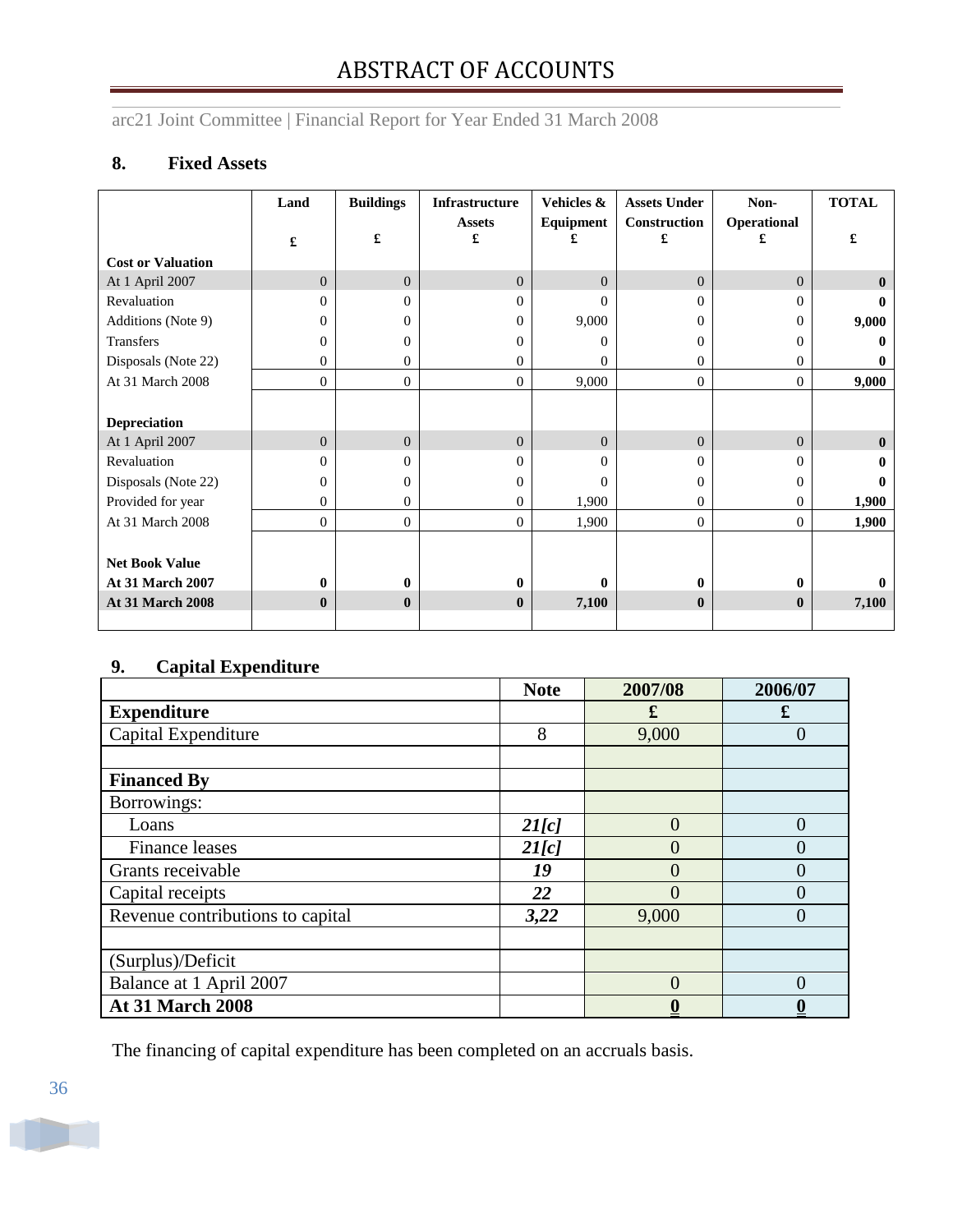## 8. Fixed Assets

| | Land | Buildings | Infrastructure Assets | Vehicles & Equipment | Assets Under Construction | Non-Operational | TOTAL |
|---|---|---|---|---|---|---|---|
| | £ | £ | £ | £ | £ | £ | £ |
| **Cost or Valuation** | | | | | | | |
| At 1 April 2007 | 0 | 0 | 0 | 0 | 0 | 0 | **0** |
| Revaluation | 0 | 0 | 0 | 0 | 0 | 0 | **0** |
| Additions (Note 9) | 0 | 0 | 0 | 9,000 | 0 | 0 | **9,000** |
| Transfers | 0 | 0 | 0 | 0 | 0 | 0 | **0** |
| Disposals (Note 22) | 0 | 0 | 0 | 0 | 0 | 0 | **0** |
| At 31 March 2008 | 0 | 0 | 0 | 9,000 | 0 | 0 | **9,000** |
| | | | | | | | |
| **Depreciation** | | | | | | | |
| At 1 April 2007 | 0 | 0 | 0 | 0 | 0 | 0 | **0** |
| Revaluation | 0 | 0 | 0 | 0 | 0 | 0 | **0** |
| Disposals (Note 22) | 0 | 0 | 0 | 0 | 0 | 0 | **0** |
| Provided for year | 0 | 0 | 0 | 1,900 | 0 | 0 | **1,900** |
| At 31 March 2008 | 0 | 0 | 0 | 1,900 | 0 | 0 | **1,900** |
| | | | | | | | |
| **Net Book Value** | | | | | | | |
| **At 31 March 2007** | **0** | **0** | **0** | **0** | **0** | **0** | **0** |
| **At 31 March 2008** | **0** | **0** | **0** | **7,100** | **0** | **0** | **7,100** |

## 9. Capital Expenditure

| | Note | 2007/08 | 2006/07 |
|---|---|---|---|
| **Expenditure** | | **£** | **£** |
| Capital Expenditure | 8 | 9,000 | 0 |
| | | | |
| **Financed By** | | | |
| Borrowings: | | | |
| Loans | ***21[c]*** | 0 | 0 |
| Finance leases | ***21[c]*** | 0 | 0 |
| Grants receivable | ***19*** | 0 | 0 |
| Capital receipts | ***22*** | 0 | 0 |
| Revenue contributions to capital | ***3,22*** | 9,000 | 0 |
| | | | |
| (Surplus)/Deficit | | | |
| Balance at 1 April 2007 | | 0 | 0 |
| **At 31 March 2008** | | **0** | **0** |

The financing of capital expenditure has been completed on an accruals basis.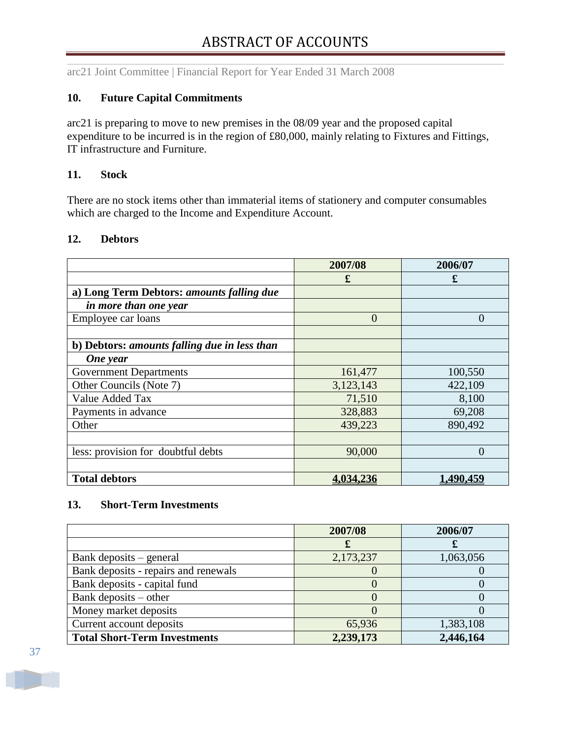## 10. Future Capital Commitments

arc21 is preparing to move to new premises in the 08/09 year and the proposed capital expenditure to be incurred is in the region of £80,000, mainly relating to Fixtures and Fittings, IT infrastructure and Furniture.

## 11. Stock

There are no stock items other than immaterial items of stationery and computer consumables which are charged to the Income and Expenditure Account.

## 12. Debtors

| | 2007/08 | 2006/07 |
|---|---|---|
| | £ | £ |
| **a) Long Term Debtors: *amounts falling due*** | | |
| ***in more than one year*** | | |
| Employee car loans | 0 | 0 |
| | | |
| **b) Debtors: *amounts falling due in less than*** | | |
| ***One year*** | | |
| Government Departments | 161,477 | 100,550 |
| Other Councils (Note 7) | 3,123,143 | 422,109 |
| Value Added Tax | 71,510 | 8,100 |
| Payments in advance | 328,883 | 69,208 |
| Other | 439,223 | 890,492 |
| | | |
| less: provision for doubtful debts | 90,000 | 0 |
| | | |
| **Total debtors** | **4,034,236** | **1,490,459** |

## 13. Short-Term Investments

| | 2007/08 | 2006/07 |
|---|---|---|
| | £ | £ |
| Bank deposits – general | 2,173,237 | 1,063,056 |
| Bank deposits - repairs and renewals | 0 | 0 |
| Bank deposits - capital fund | 0 | 0 |
| Bank deposits – other | 0 | 0 |
| Money market deposits | 0 | 0 |
| Current account deposits | 65,936 | 1,383,108 |
| **Total Short-Term Investments** | **2,239,173** | **2,446,164** |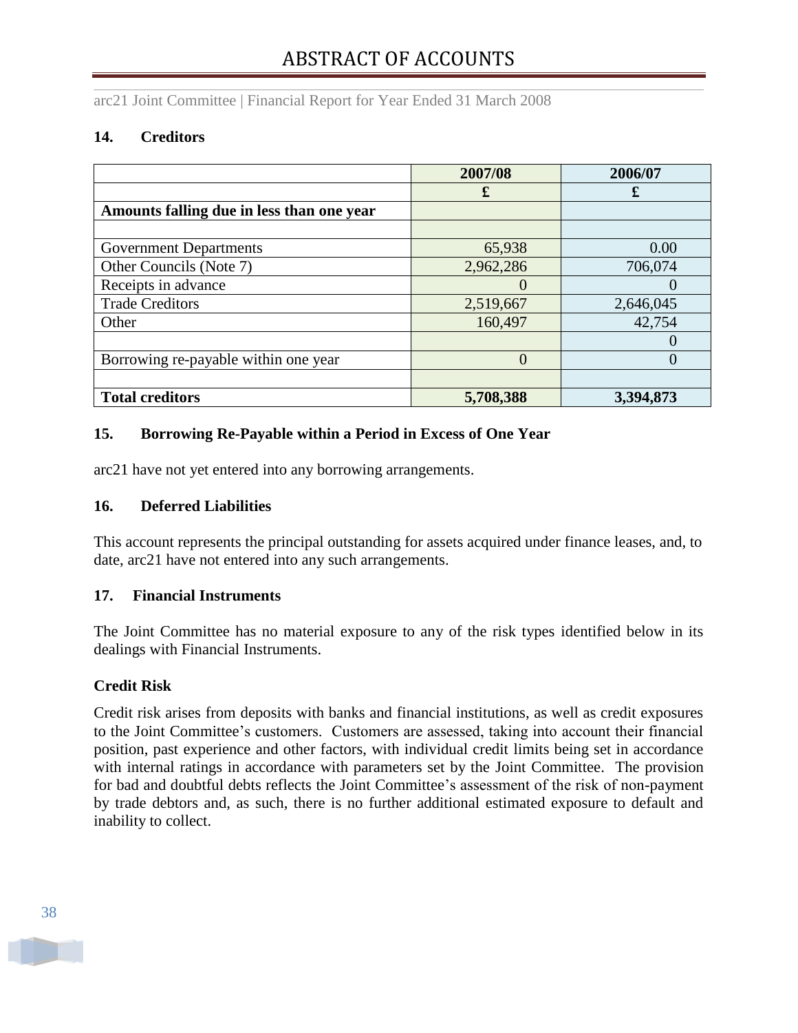## 14. Creditors

| | 2007/08 | 2006/07 |
|---|---|---|
| | £ | £ |
| **Amounts falling due in less than one year** | | |
| | | |
| Government Departments | 65,938 | 0.00 |
| Other Councils (Note 7) | 2,962,286 | 706,074 |
| Receipts in advance | 0 | 0 |
| Trade Creditors | 2,519,667 | 2,646,045 |
| Other | 160,497 | 42,754 |
| | | 0 |
| Borrowing re-payable within one year | 0 | 0 |
| | | |
| **Total creditors** | **5,708,388** | **3,394,873** |

## 15. Borrowing Re-Payable within a Period in Excess of One Year

arc21 have not yet entered into any borrowing arrangements.

## 16. Deferred Liabilities

This account represents the principal outstanding for assets acquired under finance leases, and, to date, arc21 have not entered into any such arrangements.

## 17. Financial Instruments

The Joint Committee has no material exposure to any of the risk types identified below in its dealings with Financial Instruments.

### Credit Risk

Credit risk arises from deposits with banks and financial institutions, as well as credit exposures to the Joint Committee's customers. Customers are assessed, taking into account their financial position, past experience and other factors, with individual credit limits being set in accordance with internal ratings in accordance with parameters set by the Joint Committee. The provision for bad and doubtful debts reflects the Joint Committee's assessment of the risk of non-payment by trade debtors and, as such, there is no further additional estimated exposure to default and inability to collect.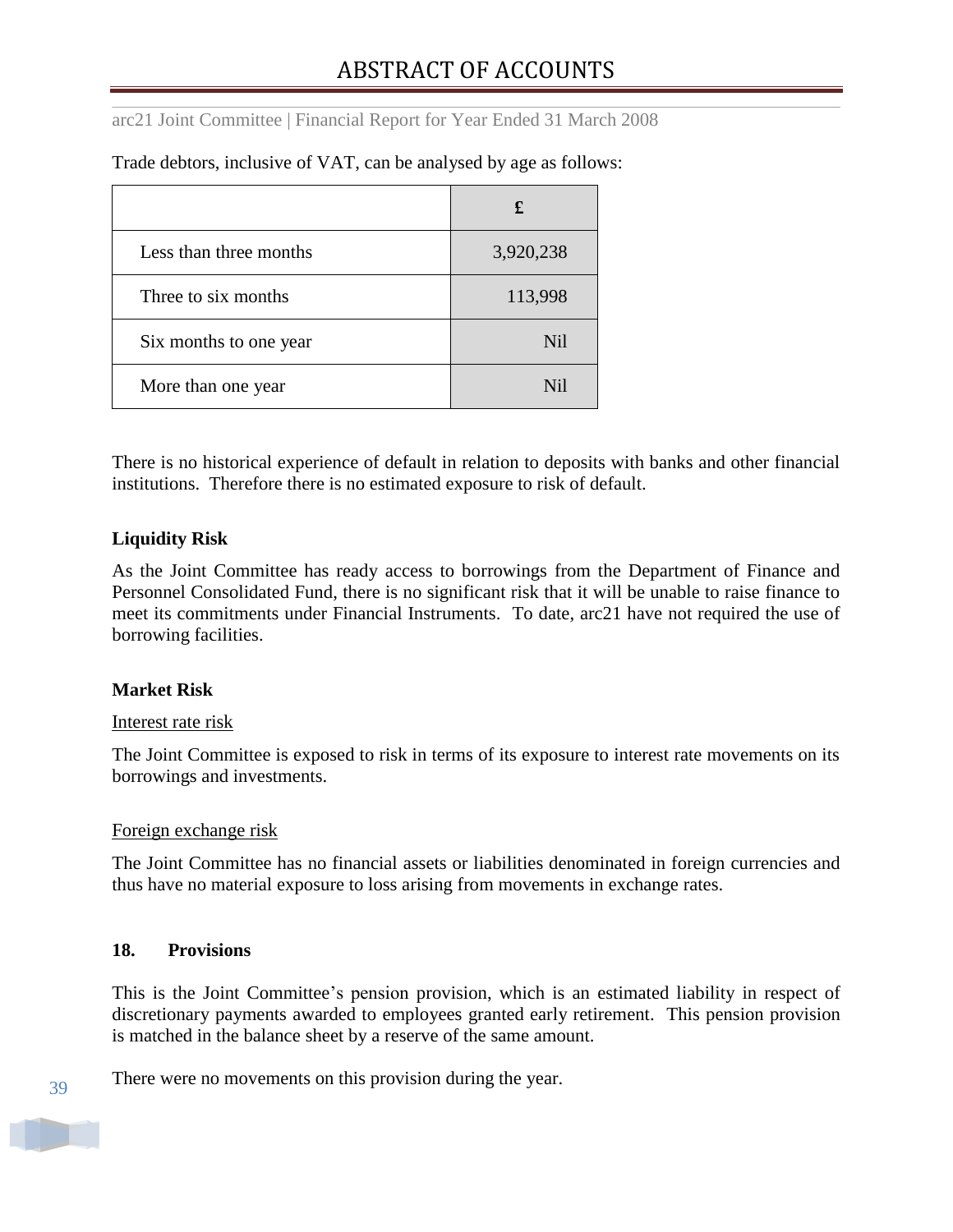Trade debtors, inclusive of VAT, can be analysed by age as follows:

| | £ |
|---|---|
| Less than three months | 3,920,238 |
| Three to six months | 113,998 |
| Six months to one year | Nil |
| More than one year | Nil |

There is no historical experience of default in relation to deposits with banks and other financial institutions. Therefore there is no estimated exposure to risk of default.

**Liquidity Risk**

As the Joint Committee has ready access to borrowings from the Department of Finance and Personnel Consolidated Fund, there is no significant risk that it will be unable to raise finance to meet its commitments under Financial Instruments. To date, arc21 have not required the use of borrowing facilities.

**Market Risk**

Interest rate risk

The Joint Committee is exposed to risk in terms of its exposure to interest rate movements on its borrowings and investments.

Foreign exchange risk

The Joint Committee has no financial assets or liabilities denominated in foreign currencies and thus have no material exposure to loss arising from movements in exchange rates.

## 18. Provisions

This is the Joint Committee's pension provision, which is an estimated liability in respect of discretionary payments awarded to employees granted early retirement. This pension provision is matched in the balance sheet by a reserve of the same amount.

There were no movements on this provision during the year.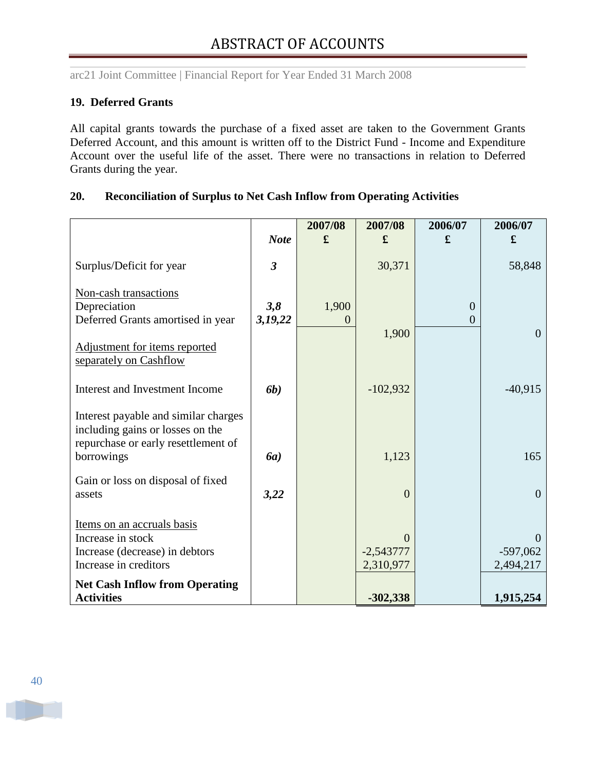## 19. Deferred Grants

All capital grants towards the purchase of a fixed asset are taken to the Government Grants Deferred Account, and this amount is written off to the District Fund - Income and Expenditure Account over the useful life of the asset. There were no transactions in relation to Deferred Grants during the year.

## 20. Reconciliation of Surplus to Net Cash Inflow from Operating Activities

| | *Note* | 2007/08 £ | 2007/08 £ | 2006/07 £ | 2006/07 £ |
|---|---|---|---|---|---|
| Surplus/Deficit for year | ***3*** | | 30,371 | | 58,848 |
| Non-cash transactions | | | | | |
| Depreciation | ***3,8*** | 1,900 | | 0 | |
| Deferred Grants amortised in year | ***3,19,22*** | 0 | | 0 | |
| | | | 1,900 | | 0 |
| Adjustment for items reported separately on Cashflow | | | | | |
| Interest and Investment Income | ***6b)*** | | -102,932 | | -40,915 |
| Interest payable and similar charges including gains or losses on the repurchase or early resettlement of borrowings | ***6a)*** | | 1,123 | | 165 |
| Gain or loss on disposal of fixed assets | ***3,22*** | | 0 | | 0 |
| Items on an accruals basis | | | | | |
| Increase in stock | | | 0 | | 0 |
| Increase (decrease) in debtors | | | -2,543777 | | -597,062 |
| Increase in creditors | | | 2,310,977 | | 2,494,217 |
| **Net Cash Inflow from Operating Activities** | | | **-302,338** | | **1,915,254** |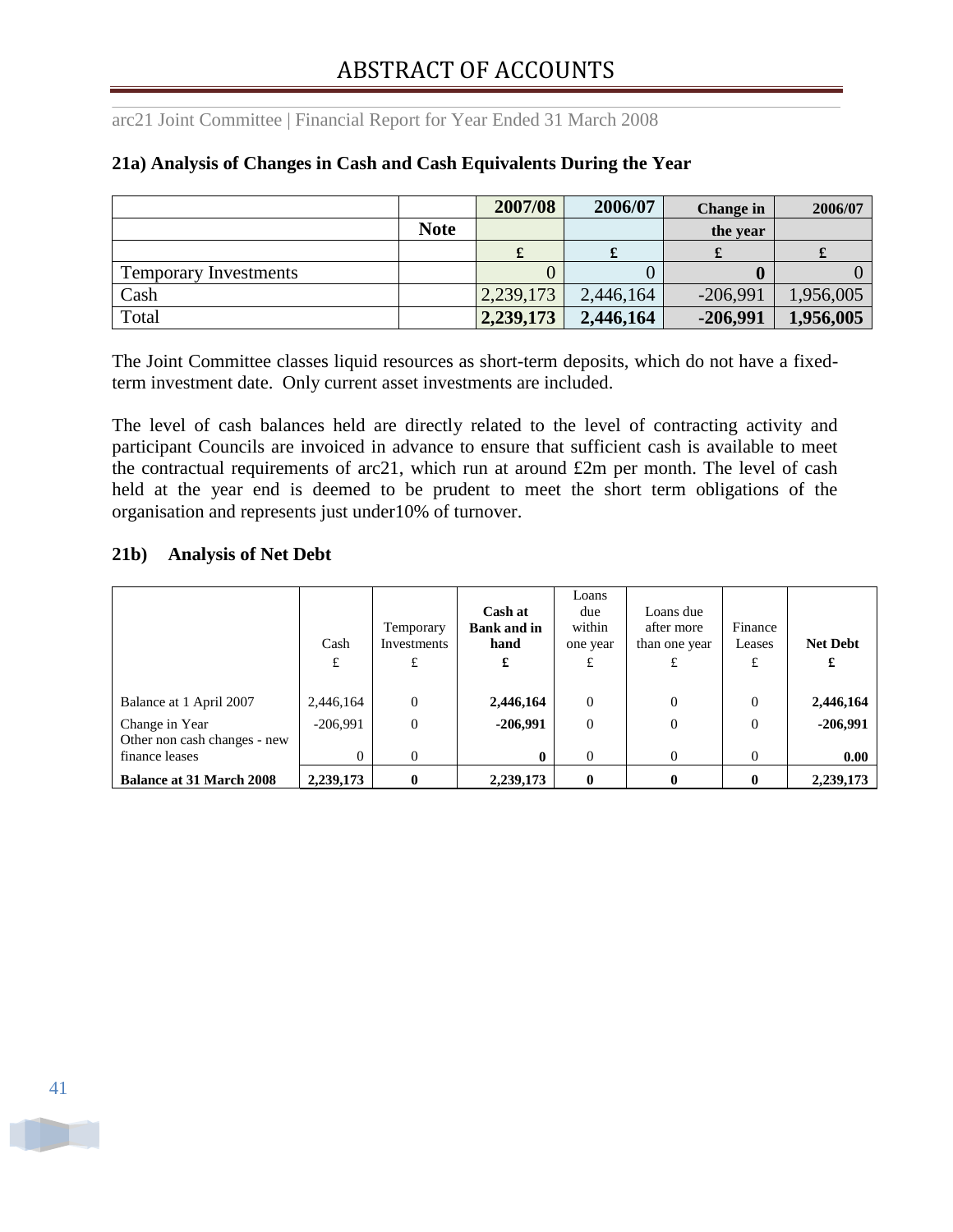## 21a) Analysis of Changes in Cash and Cash Equivalents During the Year

| | Note | 2007/08 | 2006/07 | Change in the year | 2006/07 |
|---|---|---|---|---|---|
| | | £ | £ | £ | £ |
| Temporary Investments | | 0 | 0 | **0** | 0 |
| Cash | | 2,239,173 | 2,446,164 | -206,991 | 1,956,005 |
| Total | | **2,239,173** | **2,446,164** | **-206,991** | **1,956,005** |

The Joint Committee classes liquid resources as short-term deposits, which do not have a fixed-term investment date. Only current asset investments are included.

The level of cash balances held are directly related to the level of contracting activity and participant Councils are invoiced in advance to ensure that sufficient cash is available to meet the contractual requirements of arc21, which run at around £2m per month. The level of cash held at the year end is deemed to be prudent to meet the short term obligations of the organisation and represents just under10% of turnover.

## 21b) Analysis of Net Debt

| | Cash £ | Temporary Investments £ | **Cash at Bank and in hand £** | Loans due within one year £ | Loans due after more than one year £ | Finance Leases £ | **Net Debt £** |
|---|---|---|---|---|---|---|---|
| Balance at 1 April 2007 | 2,446,164 | 0 | **2,446,164** | 0 | 0 | 0 | **2,446,164** |
| Change in Year | -206,991 | 0 | **-206,991** | 0 | 0 | 0 | **-206,991** |
| Other non cash changes - new finance leases | 0 | 0 | **0** | 0 | 0 | 0 | **0.00** |
| **Balance at 31 March 2008** | **2,239,173** | **0** | **2,239,173** | **0** | **0** | **0** | **2,239,173** |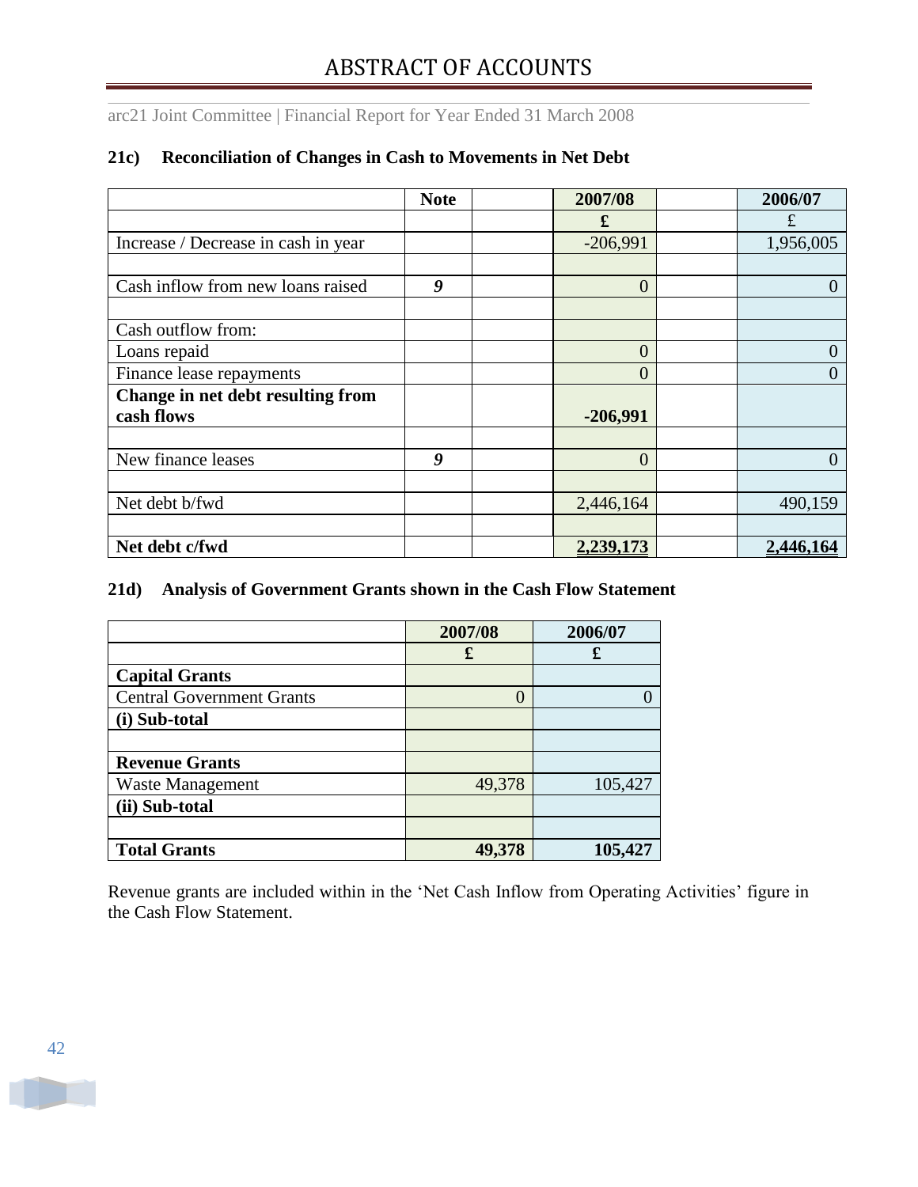# ABSTRACT OF ACCOUNTS

### 21c) Reconciliation of Changes in Cash to Movements in Net Debt

| | Note | | 2007/08 | | 2006/07 |
|---|---|---|---|---|---|
| | | | £ | | £ |
| Increase / Decrease in cash in year | | | -206,991 | | 1,956,005 |
| | | | | | |
| Cash inflow from new loans raised | *9* | | 0 | | 0 |
| | | | | | |
| Cash outflow from: | | | | | |
| Loans repaid | | | 0 | | 0 |
| Finance lease repayments | | | 0 | | 0 |
| **Change in net debt resulting from cash flows** | | | **-206,991** | | |
| | | | | | |
| New finance leases | *9* | | 0 | | 0 |
| | | | | | |
| Net debt b/fwd | | | 2,446,164 | | 490,159 |
| | | | | | |
| **Net debt c/fwd** | | | **2,239,173** | | **2,446,164** |

### 21d) Analysis of Government Grants shown in the Cash Flow Statement

| | 2007/08 | 2006/07 |
|---|---|---|
| | £ | £ |
| **Capital Grants** | | |
| Central Government Grants | 0 | 0 |
| **(i) Sub-total** | | |
| | | |
| **Revenue Grants** | | |
| Waste Management | 49,378 | 105,427 |
| **(ii) Sub-total** | | |
| | | |
| **Total Grants** | **49,378** | **105,427** |

Revenue grants are included within in the 'Net Cash Inflow from Operating Activities' figure in the Cash Flow Statement.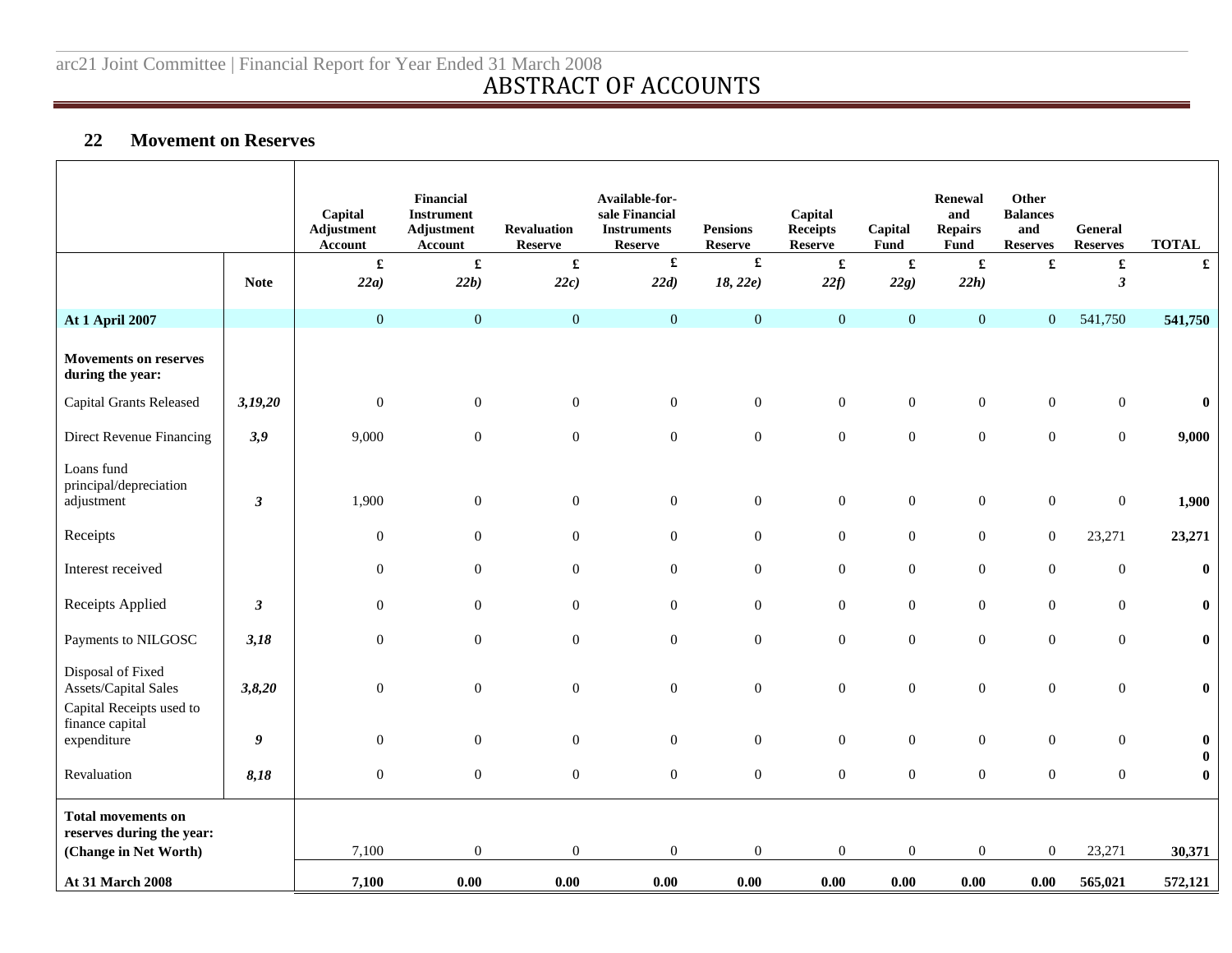# ABSTRACT OF ACCOUNTS

## 22 Movement on Reserves

| | Note | Capital Adjustment Account | Financial Instrument Adjustment Account | Revaluation Reserve | Available-for-sale Financial Instruments Reserve | Pensions Reserve | Capital Receipts Reserve | Capital Fund | Renewal and Repairs Fund | Other Balances and Reserves | General Reserves | TOTAL |
|---|---|---|---|---|---|---|---|---|---|---|---|---|
| | | £ | £ | £ | £ | £ | £ | £ | £ | £ | £ | £ |
| | **Note** | *22a)* | *22b)* | *22c)* | *22d)* | *18, 22e)* | *22f)* | *22g)* | *22h)* | | *3* | |
| **At 1 April 2007** | | 0 | 0 | 0 | 0 | 0 | 0 | 0 | 0 | 0 | 541,750 | **541,750** |
| **Movements on reserves during the year:** | | | | | | | | | | | | |
| Capital Grants Released | *3,19,20* | 0 | 0 | 0 | 0 | 0 | 0 | 0 | 0 | 0 | 0 | **0** |
| Direct Revenue Financing | *3,9* | 9,000 | 0 | 0 | 0 | 0 | 0 | 0 | 0 | 0 | 0 | **9,000** |
| Loans fund principal/depreciation adjustment | *3* | 1,900 | 0 | 0 | 0 | 0 | 0 | 0 | 0 | 0 | 0 | **1,900** |
| Receipts | | 0 | 0 | 0 | 0 | 0 | 0 | 0 | 0 | 0 | 23,271 | **23,271** |
| Interest received | | 0 | 0 | 0 | 0 | 0 | 0 | 0 | 0 | 0 | 0 | **0** |
| Receipts Applied | *3* | 0 | 0 | 0 | 0 | 0 | 0 | 0 | 0 | 0 | 0 | **0** |
| Payments to NILGOSC | *3,18* | 0 | 0 | 0 | 0 | 0 | 0 | 0 | 0 | 0 | 0 | **0** |
| Disposal of Fixed Assets/Capital Sales | *3,8,20* | 0 | 0 | 0 | 0 | 0 | 0 | 0 | 0 | 0 | 0 | **0** |
| Capital Receipts used to finance capital expenditure | *9* | 0 | 0 | 0 | 0 | 0 | 0 | 0 | 0 | 0 | 0 | **0** |
| | | | | | | | | | | | | **0** |
| Revaluation | *8,18* | 0 | 0 | 0 | 0 | 0 | 0 | 0 | 0 | 0 | 0 | **0** |
| **Total movements on reserves during the year: (Change in Net Worth)** | | 7,100 | 0 | 0 | 0 | 0 | 0 | 0 | 0 | 0 | 23,271 | **30,371** |
| **At 31 March 2008** | | **7,100** | **0.00** | **0.00** | **0.00** | **0.00** | **0.00** | **0.00** | **0.00** | **0.00** | **565,021** | **572,121** |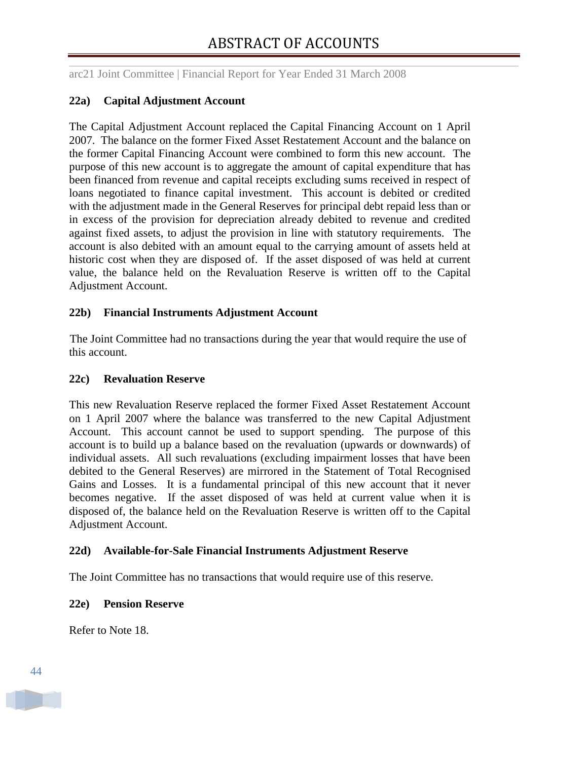### 22a) Capital Adjustment Account

The Capital Adjustment Account replaced the Capital Financing Account on 1 April 2007. The balance on the former Fixed Asset Restatement Account and the balance on the former Capital Financing Account were combined to form this new account. The purpose of this new account is to aggregate the amount of capital expenditure that has been financed from revenue and capital receipts excluding sums received in respect of loans negotiated to finance capital investment. This account is debited or credited with the adjustment made in the General Reserves for principal debt repaid less than or in excess of the provision for depreciation already debited to revenue and credited against fixed assets, to adjust the provision in line with statutory requirements. The account is also debited with an amount equal to the carrying amount of assets held at historic cost when they are disposed of. If the asset disposed of was held at current value, the balance held on the Revaluation Reserve is written off to the Capital Adjustment Account.

### 22b) Financial Instruments Adjustment Account

The Joint Committee had no transactions during the year that would require the use of this account.

### 22c) Revaluation Reserve

This new Revaluation Reserve replaced the former Fixed Asset Restatement Account on 1 April 2007 where the balance was transferred to the new Capital Adjustment Account. This account cannot be used to support spending. The purpose of this account is to build up a balance based on the revaluation (upwards or downwards) of individual assets. All such revaluations (excluding impairment losses that have been debited to the General Reserves) are mirrored in the Statement of Total Recognised Gains and Losses. It is a fundamental principal of this new account that it never becomes negative. If the asset disposed of was held at current value when it is disposed of, the balance held on the Revaluation Reserve is written off to the Capital Adjustment Account.

### 22d) Available-for-Sale Financial Instruments Adjustment Reserve

The Joint Committee has no transactions that would require use of this reserve.

### 22e) Pension Reserve

Refer to Note 18.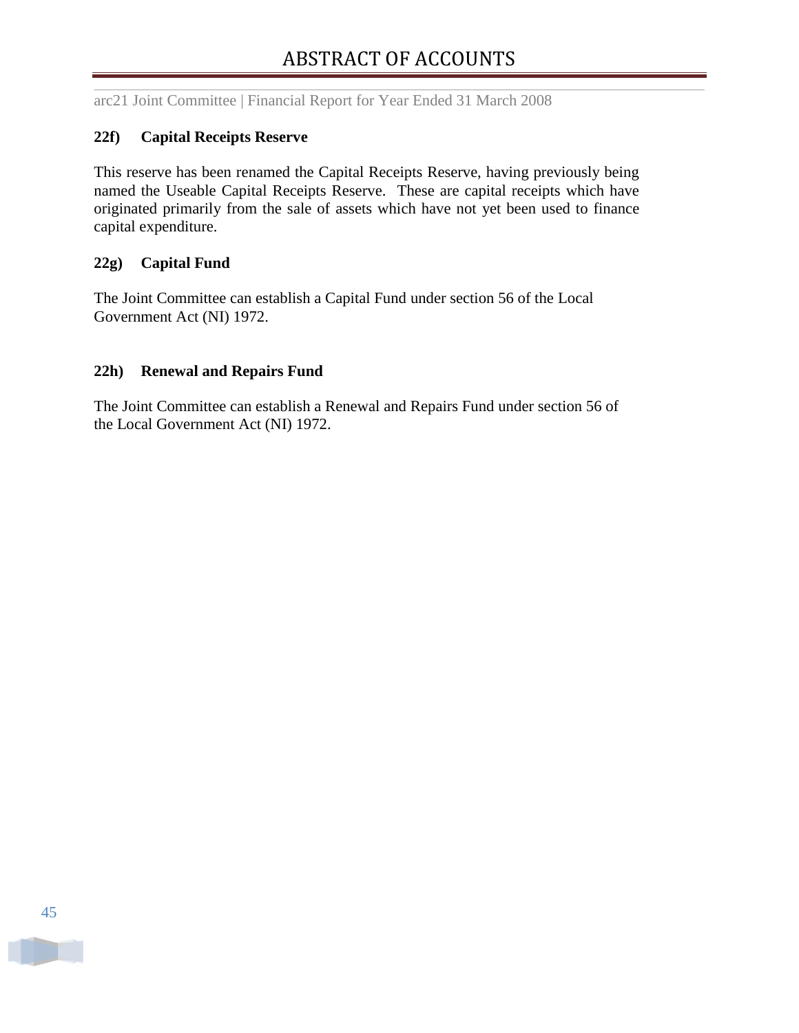### 22f) Capital Receipts Reserve

This reserve has been renamed the Capital Receipts Reserve, having previously being named the Useable Capital Receipts Reserve. These are capital receipts which have originated primarily from the sale of assets which have not yet been used to finance capital expenditure.

### 22g) Capital Fund

The Joint Committee can establish a Capital Fund under section 56 of the Local Government Act (NI) 1972.

### 22h) Renewal and Repairs Fund

The Joint Committee can establish a Renewal and Repairs Fund under section 56 of the Local Government Act (NI) 1972.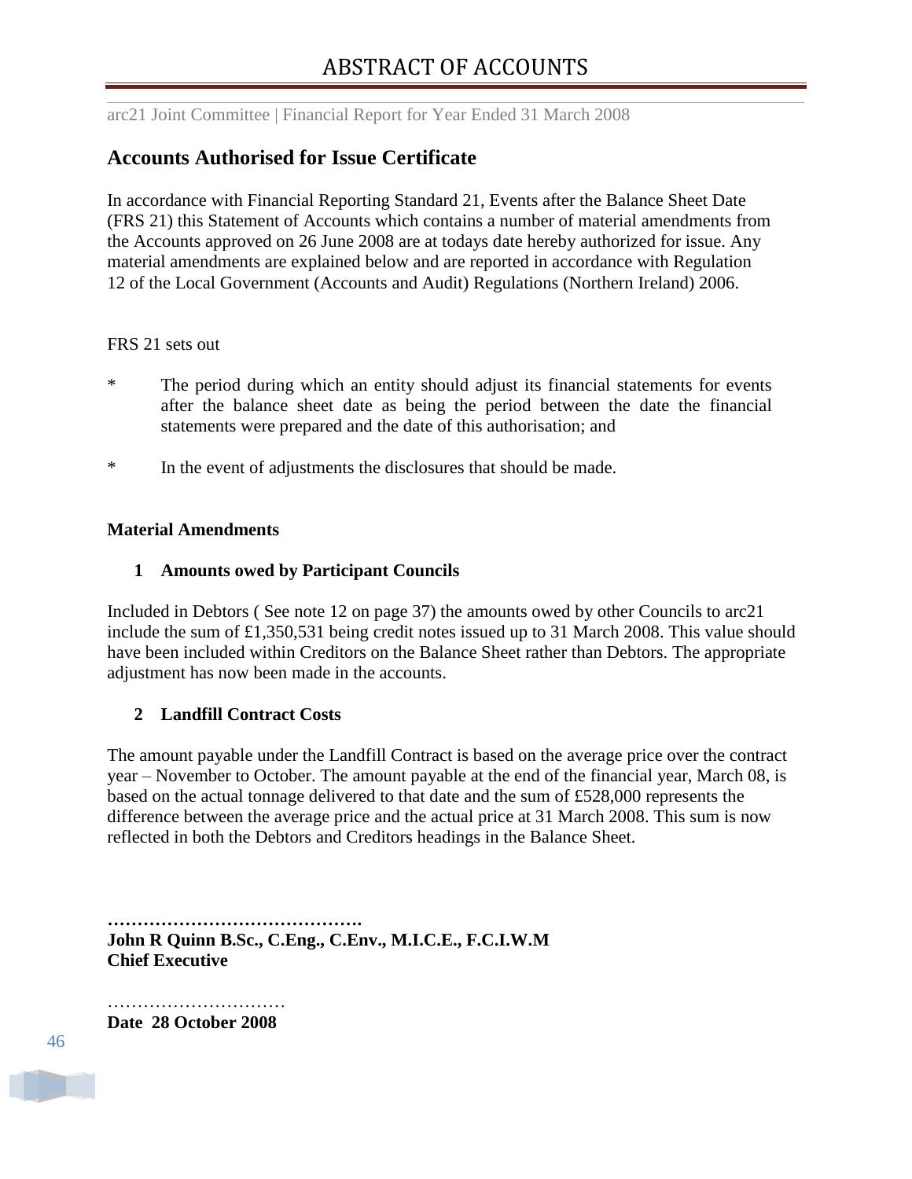## Accounts Authorised for Issue Certificate

In accordance with Financial Reporting Standard 21, Events after the Balance Sheet Date (FRS 21) this Statement of Accounts which contains a number of material amendments from the Accounts approved on 26 June 2008 are at todays date hereby authorized for issue. Any material amendments are explained below and are reported in accordance with Regulation 12 of the Local Government (Accounts and Audit) Regulations (Northern Ireland) 2006.

FRS 21 sets out

* The period during which an entity should adjust its financial statements for events after the balance sheet date as being the period between the date the financial statements were prepared and the date of this authorisation; and

* In the event of adjustments the disclosures that should be made.

**Material Amendments**

**1 Amounts owed by Participant Councils**

Included in Debtors ( See note 12 on page 37) the amounts owed by other Councils to arc21 include the sum of £1,350,531 being credit notes issued up to 31 March 2008. This value should have been included within Creditors on the Balance Sheet rather than Debtors. The appropriate adjustment has now been made in the accounts.

**2 Landfill Contract Costs**

The amount payable under the Landfill Contract is based on the average price over the contract year – November to October. The amount payable at the end of the financial year, March 08, is based on the actual tonnage delivered to that date and the sum of £528,000 represents the difference between the average price and the actual price at 31 March 2008. This sum is now reflected in both the Debtors and Creditors headings in the Balance Sheet.

**…………………………………….**
**John R Quinn B.Sc., C.Eng., C.Env., M.I.C.E., F.C.I.W.M**
**Chief Executive**

…………………………
**Date 28 October 2008**